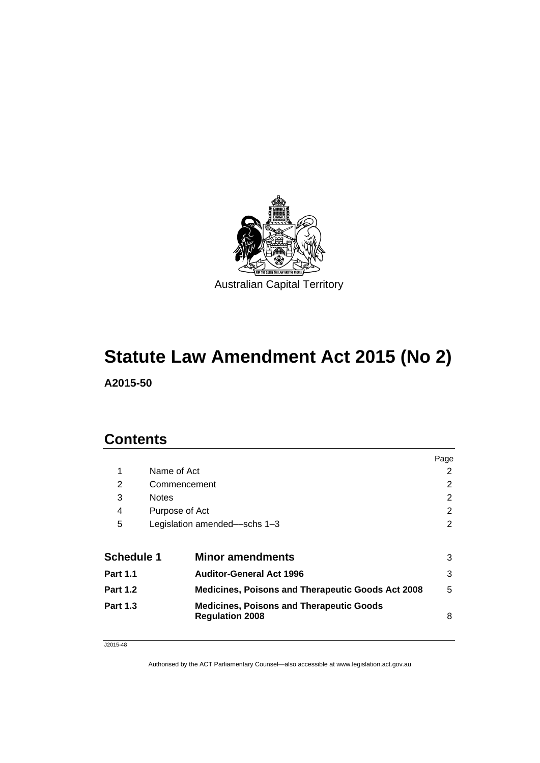Australian Capital Territory

# Statute Law Amendment Act 2015 (No 2)

**A2015-50**

## Contents

| | | Page |
|---|---|---|
| 1 | Name of Act | 2 |
| 2 | Commencement | 2 |
| 3 | Notes | 2 |
| 4 | Purpose of Act | 2 |
| 5 | Legislation amended—schs 1–3 | 2 |
| **Schedule 1** | **Minor amendments** | 3 |
| **Part 1.1** | **Auditor-General Act 1996** | 3 |
| **Part 1.2** | **Medicines, Poisons and Therapeutic Goods Act 2008** | 5 |
| **Part 1.3** | **Medicines, Poisons and Therapeutic Goods Regulation 2008** | 8 |

J2015-48

Authorised by the ACT Parliamentary Counsel—also accessible at www.legislation.act.gov.au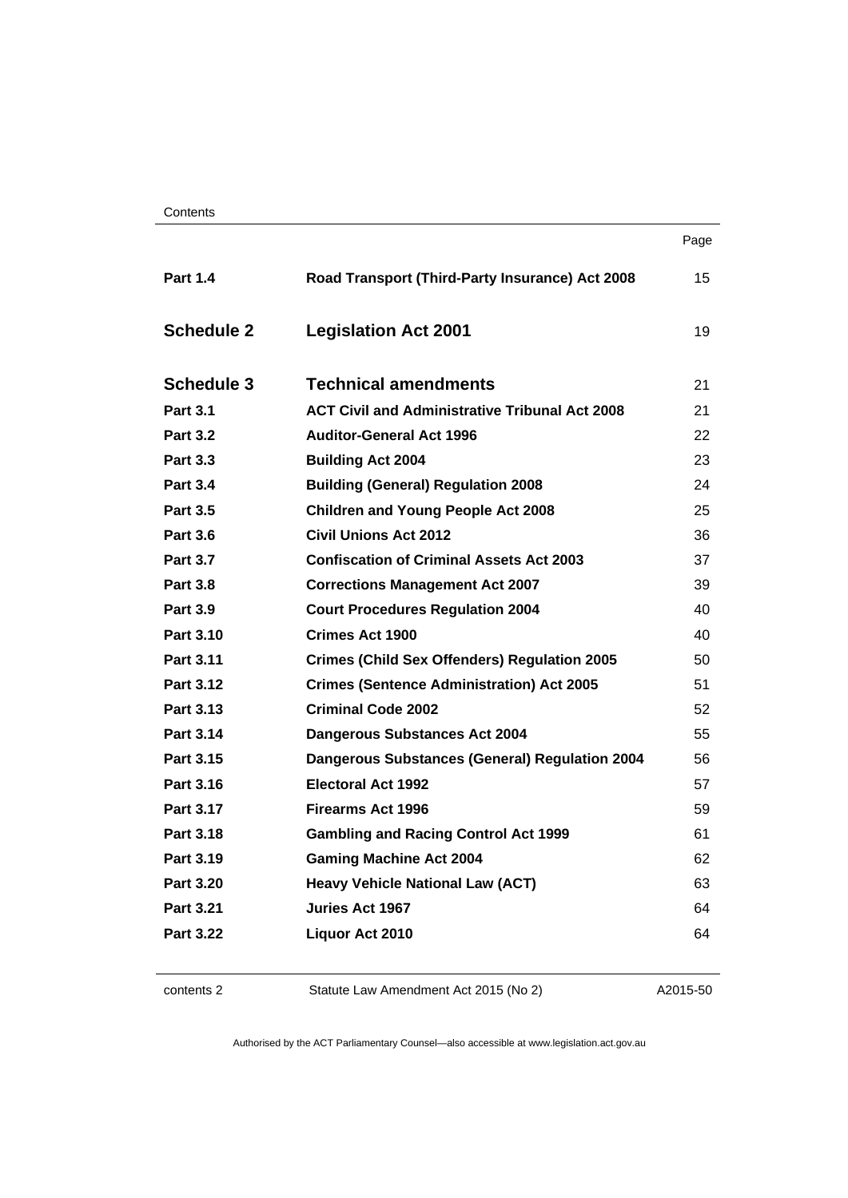| | | Page |
|---|---|---|
| **Part 1.4** | **Road Transport (Third-Party Insurance) Act 2008** | 15 |
| **Schedule 2** | **Legislation Act 2001** | 19 |
| **Schedule 3** | **Technical amendments** | 21 |
| **Part 3.1** | **ACT Civil and Administrative Tribunal Act 2008** | 21 |
| **Part 3.2** | **Auditor-General Act 1996** | 22 |
| **Part 3.3** | **Building Act 2004** | 23 |
| **Part 3.4** | **Building (General) Regulation 2008** | 24 |
| **Part 3.5** | **Children and Young People Act 2008** | 25 |
| **Part 3.6** | **Civil Unions Act 2012** | 36 |
| **Part 3.7** | **Confiscation of Criminal Assets Act 2003** | 37 |
| **Part 3.8** | **Corrections Management Act 2007** | 39 |
| **Part 3.9** | **Court Procedures Regulation 2004** | 40 |
| **Part 3.10** | **Crimes Act 1900** | 40 |
| **Part 3.11** | **Crimes (Child Sex Offenders) Regulation 2005** | 50 |
| **Part 3.12** | **Crimes (Sentence Administration) Act 2005** | 51 |
| **Part 3.13** | **Criminal Code 2002** | 52 |
| **Part 3.14** | **Dangerous Substances Act 2004** | 55 |
| **Part 3.15** | **Dangerous Substances (General) Regulation 2004** | 56 |
| **Part 3.16** | **Electoral Act 1992** | 57 |
| **Part 3.17** | **Firearms Act 1996** | 59 |
| **Part 3.18** | **Gambling and Racing Control Act 1999** | 61 |
| **Part 3.19** | **Gaming Machine Act 2004** | 62 |
| **Part 3.20** | **Heavy Vehicle National Law (ACT)** | 63 |
| **Part 3.21** | **Juries Act 1967** | 64 |
| **Part 3.22** | **Liquor Act 2010** | 64 |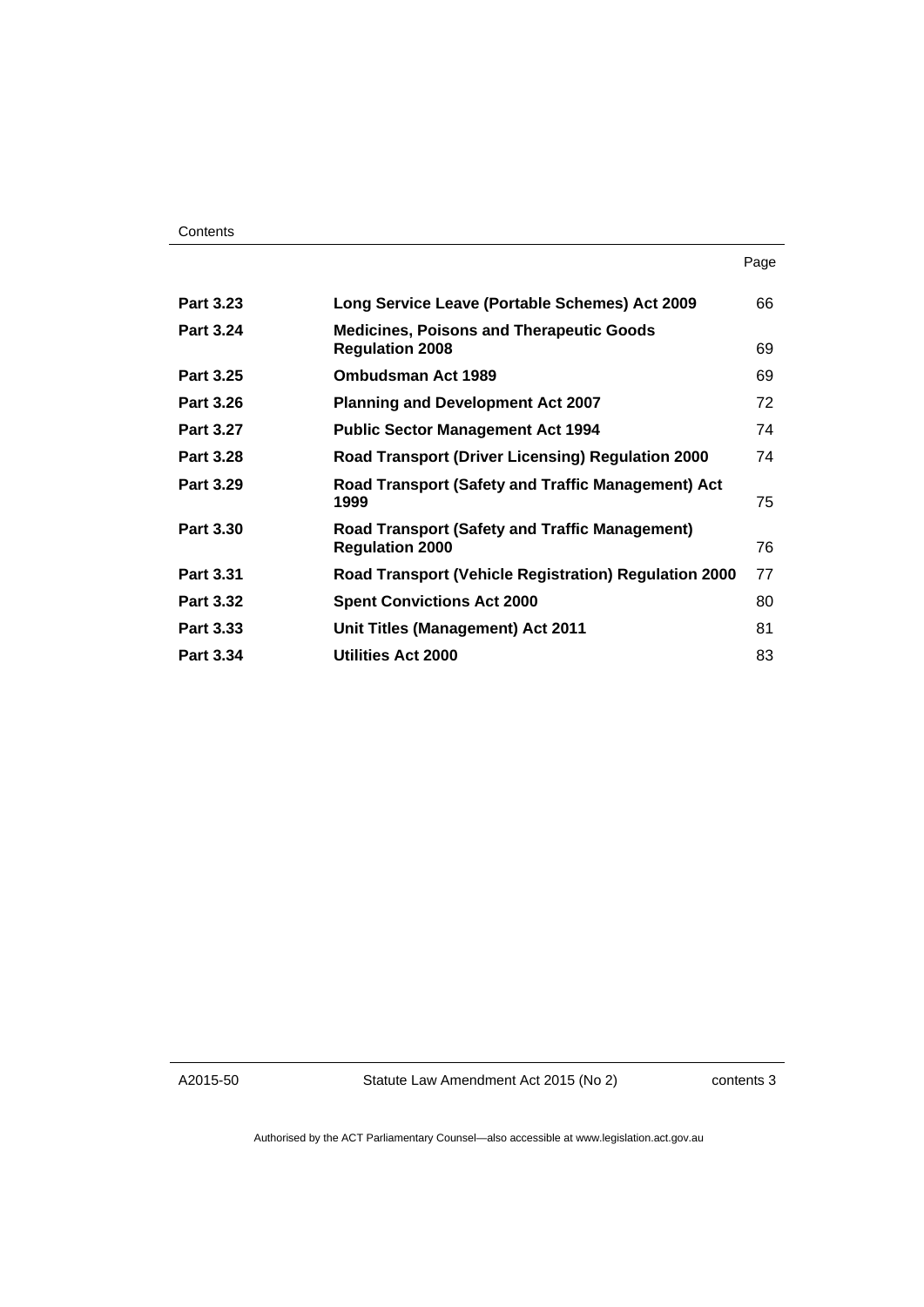| | | Page |
|---|---|---|
| **Part 3.23** | **Long Service Leave (Portable Schemes) Act 2009** | 66 |
| **Part 3.24** | **Medicines, Poisons and Therapeutic Goods Regulation 2008** | 69 |
| **Part 3.25** | **Ombudsman Act 1989** | 69 |
| **Part 3.26** | **Planning and Development Act 2007** | 72 |
| **Part 3.27** | **Public Sector Management Act 1994** | 74 |
| **Part 3.28** | **Road Transport (Driver Licensing) Regulation 2000** | 74 |
| **Part 3.29** | **Road Transport (Safety and Traffic Management) Act 1999** | 75 |
| **Part 3.30** | **Road Transport (Safety and Traffic Management) Regulation 2000** | 76 |
| **Part 3.31** | **Road Transport (Vehicle Registration) Regulation 2000** | 77 |
| **Part 3.32** | **Spent Convictions Act 2000** | 80 |
| **Part 3.33** | **Unit Titles (Management) Act 2011** | 81 |
| **Part 3.34** | **Utilities Act 2000** | 83 |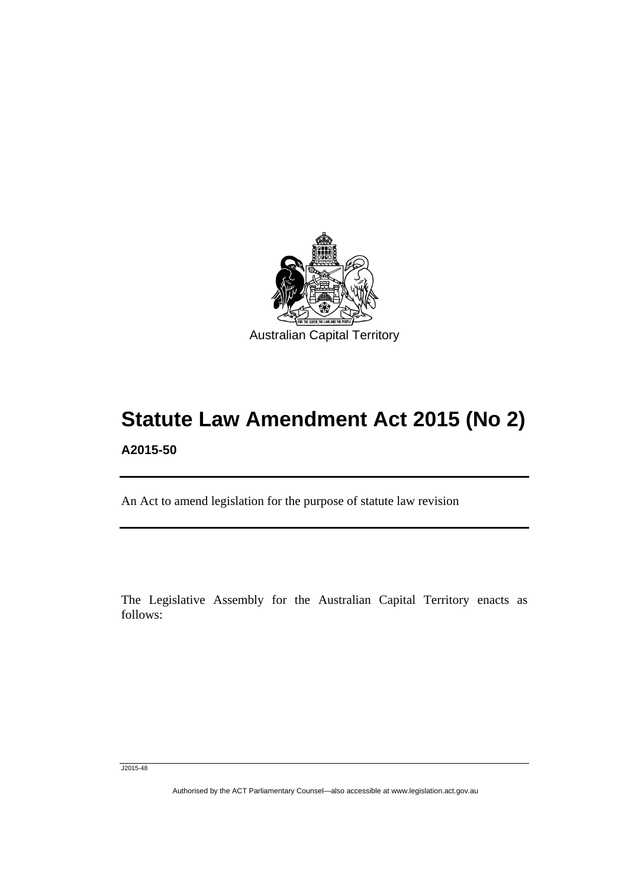Australian Capital Territory

# Statute Law Amendment Act 2015 (No 2)

**A2015-50**

An Act to amend legislation for the purpose of statute law revision

The Legislative Assembly for the Australian Capital Territory enacts as follows:

J2015-48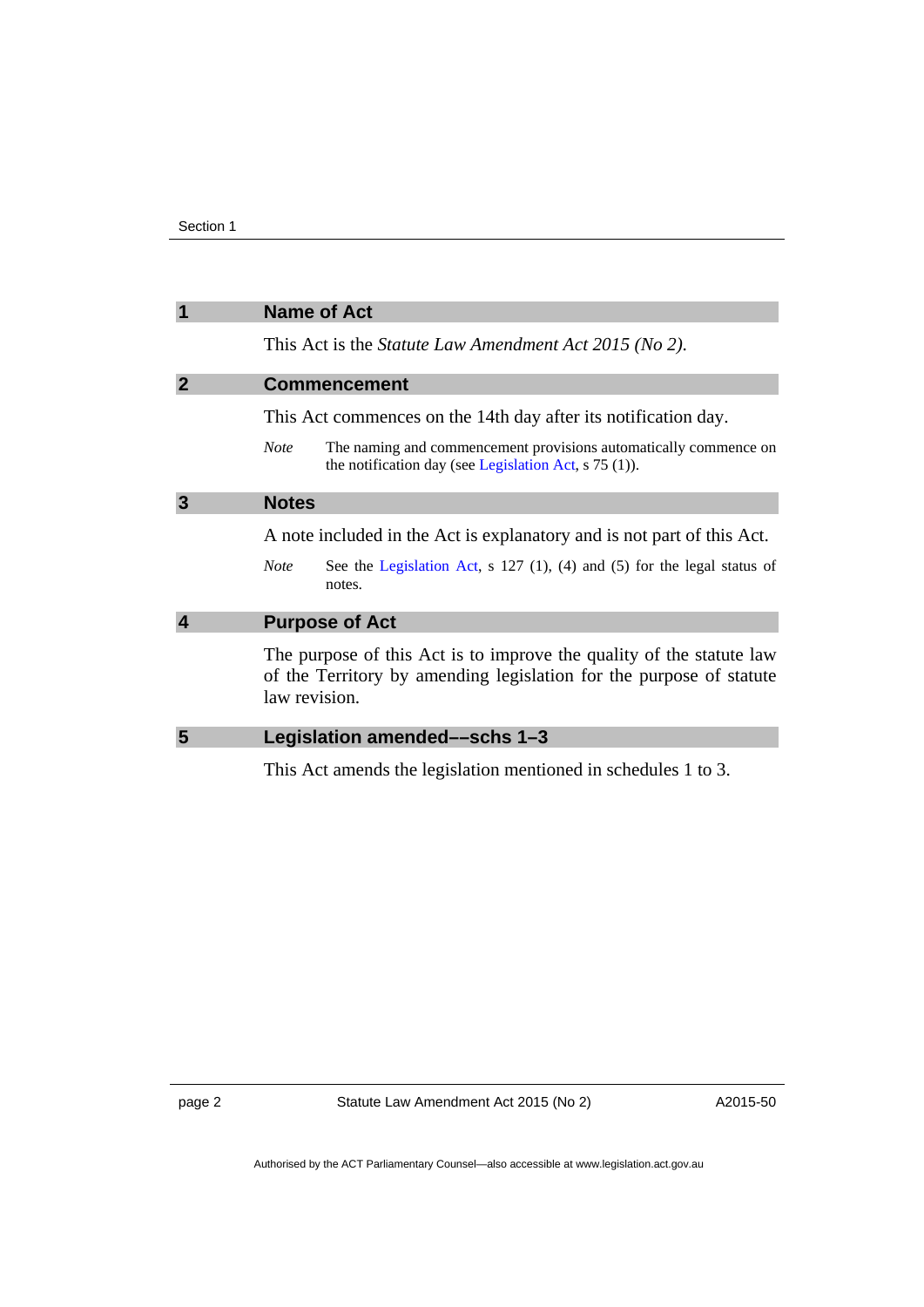## 1 Name of Act

This Act is the *Statute Law Amendment Act 2015 (No 2)*.

## 2 Commencement

This Act commences on the 14th day after its notification day.

*Note* The naming and commencement provisions automatically commence on the notification day (see Legislation Act, s 75 (1)).

## 3 Notes

A note included in the Act is explanatory and is not part of this Act.

*Note* See the Legislation Act, s 127 (1), (4) and (5) for the legal status of notes.

## 4 Purpose of Act

The purpose of this Act is to improve the quality of the statute law of the Territory by amending legislation for the purpose of statute law revision.

## 5 Legislation amended––schs 1–3

This Act amends the legislation mentioned in schedules 1 to 3.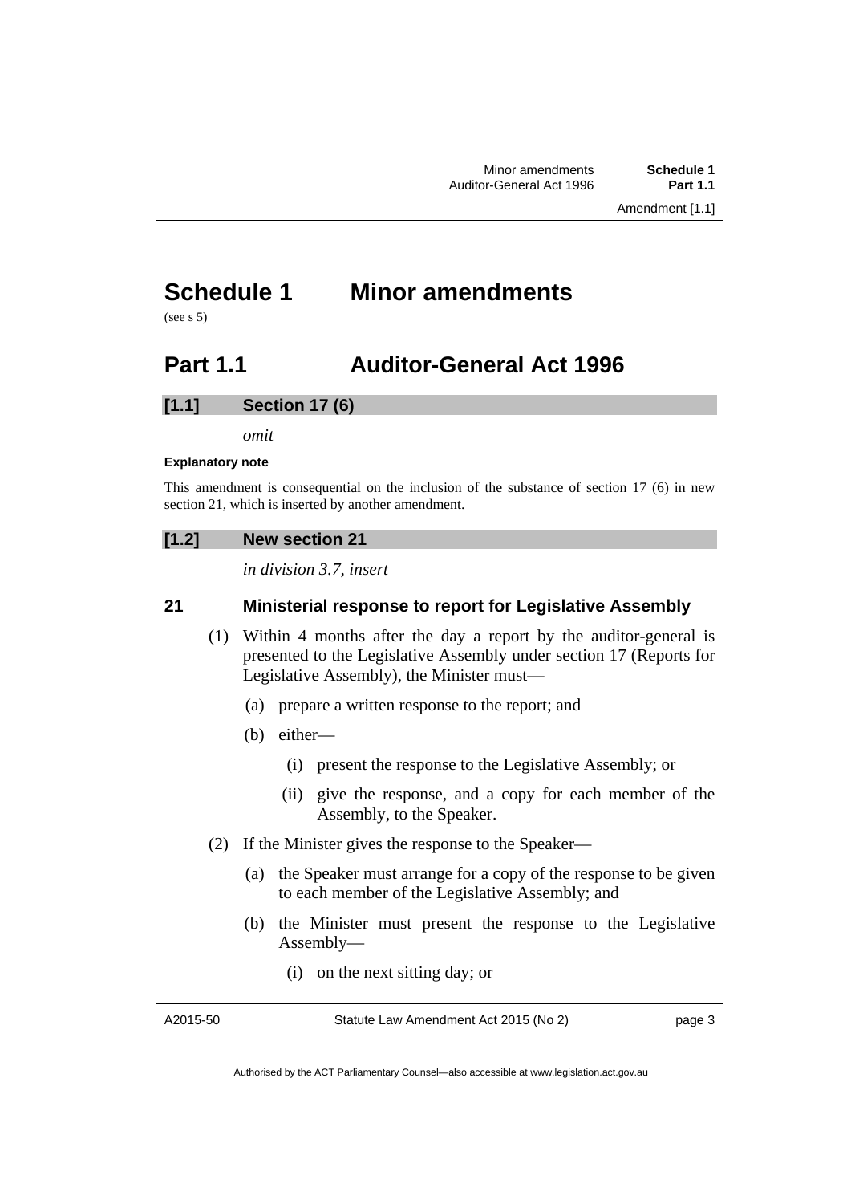# Schedule 1 Minor amendments

(see s 5)

## Part 1.1 Auditor-General Act 1996

### [1.1] Section 17 (6)

*omit*

**Explanatory note**

This amendment is consequential on the inclusion of the substance of section 17 (6) in new section 21, which is inserted by another amendment.

### [1.2] New section 21

*in division 3.7, insert*

**21 Ministerial response to report for Legislative Assembly**

(1) Within 4 months after the day a report by the auditor-general is presented to the Legislative Assembly under section 17 (Reports for Legislative Assembly), the Minister must—

(a) prepare a written response to the report; and

(b) either—

(i) present the response to the Legislative Assembly; or

(ii) give the response, and a copy for each member of the Assembly, to the Speaker.

(2) If the Minister gives the response to the Speaker—

(a) the Speaker must arrange for a copy of the response to be given to each member of the Legislative Assembly; and

(b) the Minister must present the response to the Legislative Assembly—

(i) on the next sitting day; or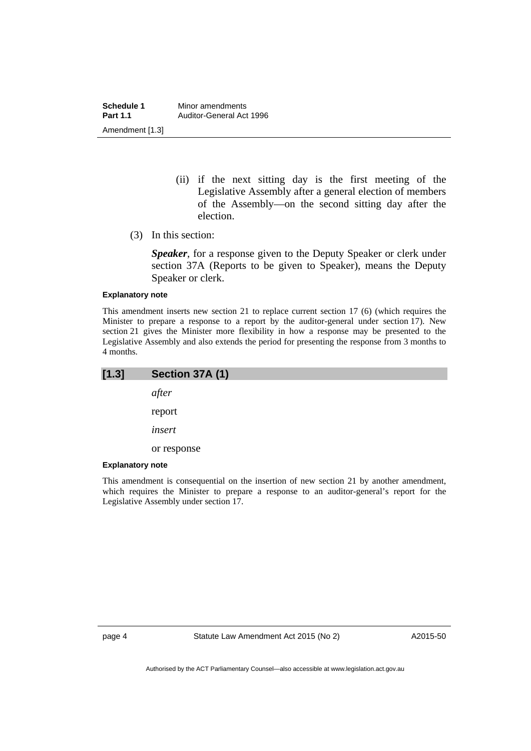(ii) if the next sitting day is the first meeting of the Legislative Assembly after a general election of members of the Assembly—on the second sitting day after the election.

(3) In this section:

***Speaker***, for a response given to the Deputy Speaker or clerk under section 37A (Reports to be given to Speaker), means the Deputy Speaker or clerk.

**Explanatory note**

This amendment inserts new section 21 to replace current section 17 (6) (which requires the Minister to prepare a response to a report by the auditor-general under section 17). New section 21 gives the Minister more flexibility in how a response may be presented to the Legislative Assembly and also extends the period for presenting the response from 3 months to 4 months.

### [1.3] Section 37A (1)

*after*

report

*insert*

or response

**Explanatory note**

This amendment is consequential on the insertion of new section 21 by another amendment, which requires the Minister to prepare a response to an auditor-general's report for the Legislative Assembly under section 17.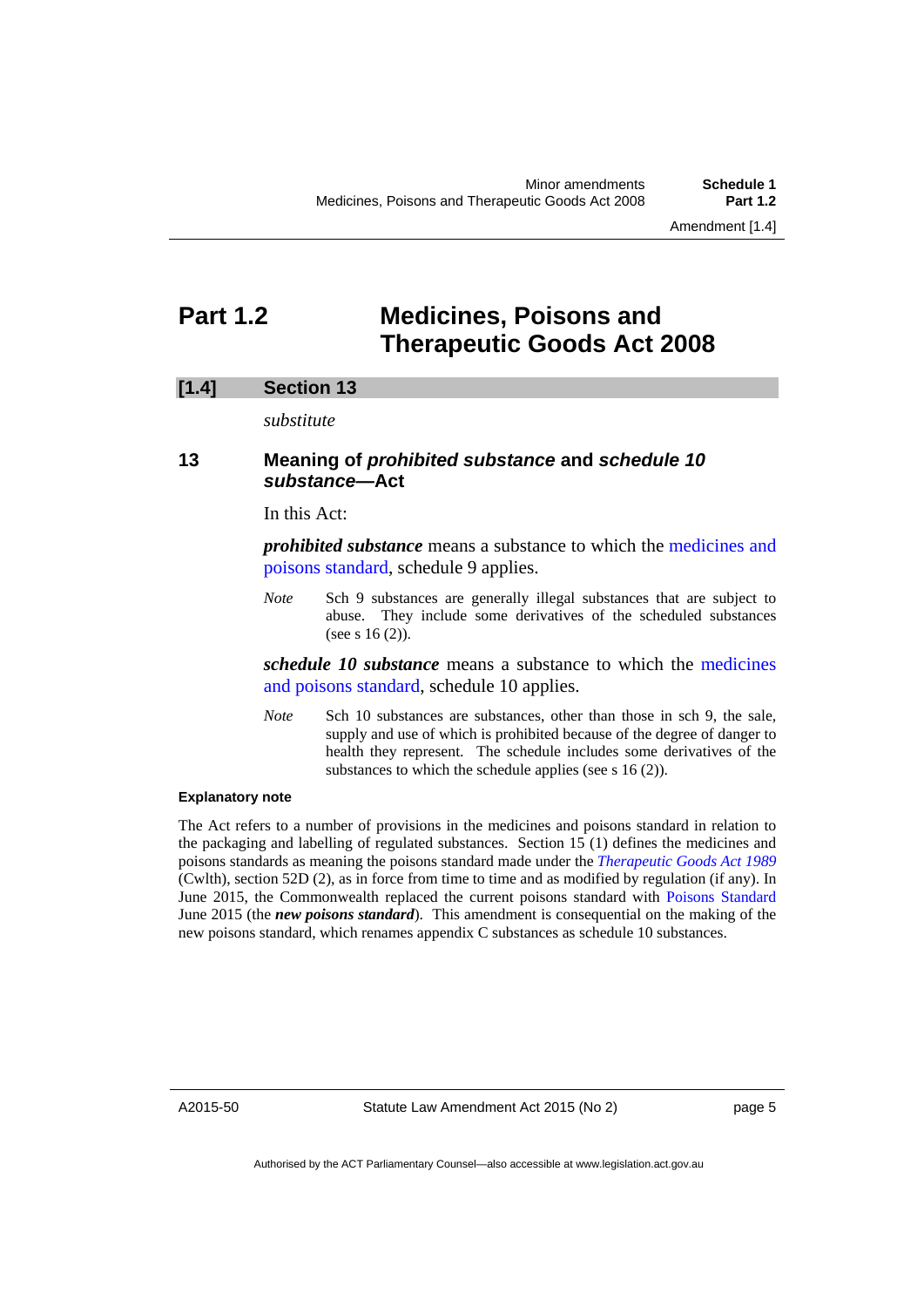# Part 1.2 Medicines, Poisons and Therapeutic Goods Act 2008

## [1.4] Section 13

*substitute*

### 13 Meaning of *prohibited substance* and *schedule 10 substance*—Act

In this Act:

***prohibited substance*** means a substance to which the medicines and poisons standard, schedule 9 applies.

*Note* Sch 9 substances are generally illegal substances that are subject to abuse. They include some derivatives of the scheduled substances (see s 16 (2)).

***schedule 10 substance*** means a substance to which the medicines and poisons standard, schedule 10 applies.

*Note* Sch 10 substances are substances, other than those in sch 9, the sale, supply and use of which is prohibited because of the degree of danger to health they represent. The schedule includes some derivatives of the substances to which the schedule applies (see s 16 (2)).

**Explanatory note**

The Act refers to a number of provisions in the medicines and poisons standard in relation to the packaging and labelling of regulated substances. Section 15 (1) defines the medicines and poisons standards as meaning the poisons standard made under the *Therapeutic Goods Act 1989* (Cwlth), section 52D (2), as in force from time to time and as modified by regulation (if any). In June 2015, the Commonwealth replaced the current poisons standard with Poisons Standard June 2015 (the ***new poisons standard***). This amendment is consequential on the making of the new poisons standard, which renames appendix C substances as schedule 10 substances.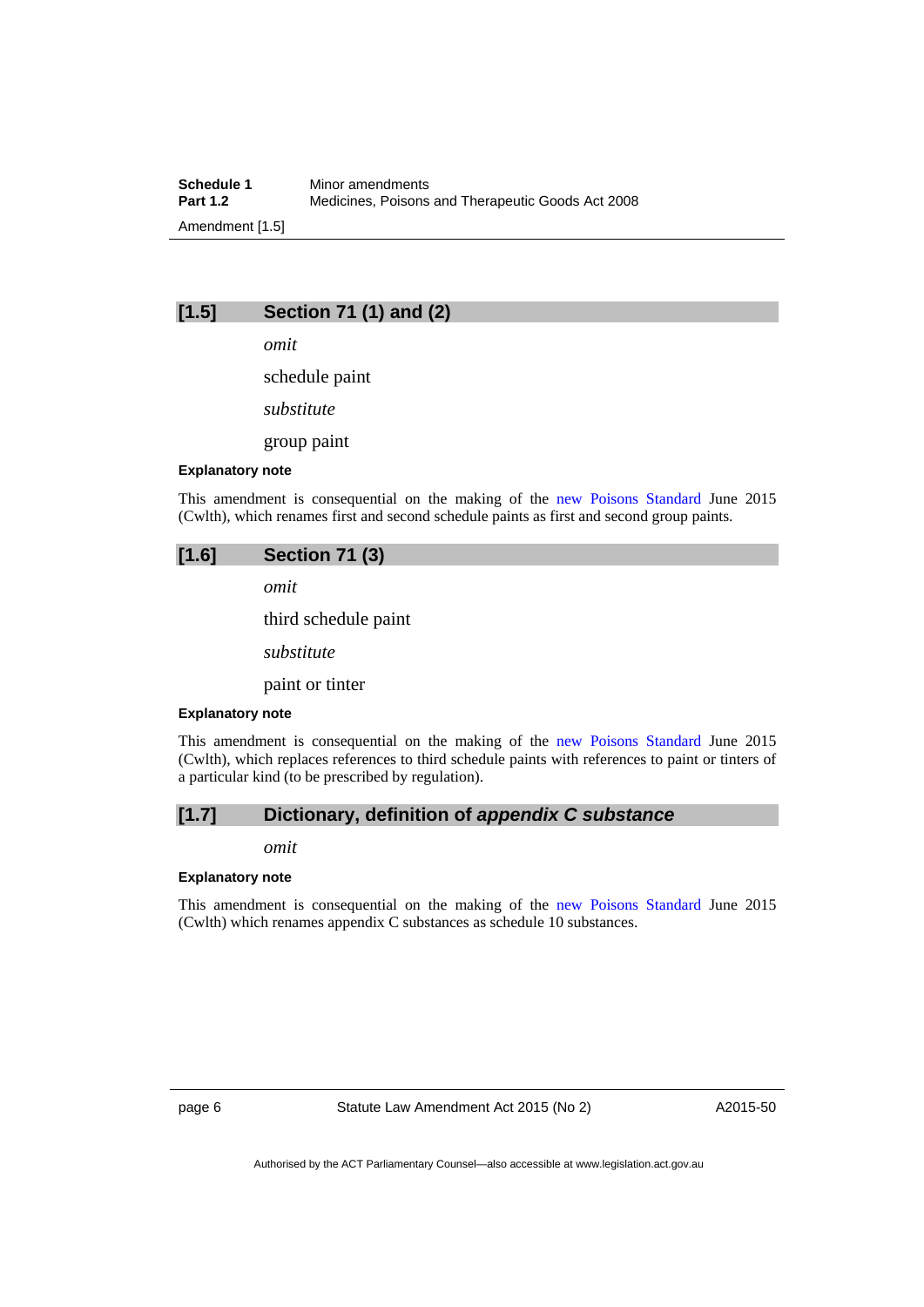## [1.5] Section 71 (1) and (2)

*omit*

schedule paint

*substitute*

group paint

**Explanatory note**

This amendment is consequential on the making of the new Poisons Standard June 2015 (Cwlth), which renames first and second schedule paints as first and second group paints.

## [1.6] Section 71 (3)

*omit*

third schedule paint

*substitute*

paint or tinter

**Explanatory note**

This amendment is consequential on the making of the new Poisons Standard June 2015 (Cwlth), which replaces references to third schedule paints with references to paint or tinters of a particular kind (to be prescribed by regulation).

## [1.7] Dictionary, definition of *appendix C substance*

*omit*

**Explanatory note**

This amendment is consequential on the making of the new Poisons Standard June 2015 (Cwlth) which renames appendix C substances as schedule 10 substances.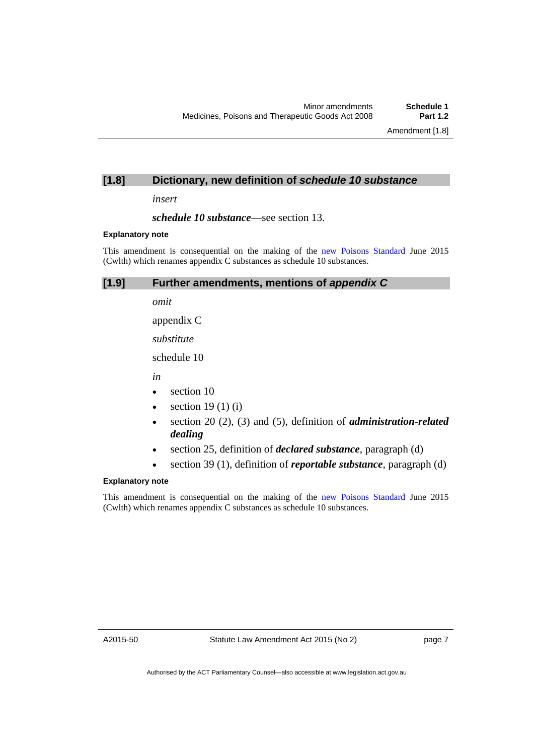### [1.8] Dictionary, new definition of *schedule 10 substance*

*insert*

***schedule 10 substance***—see section 13.

**Explanatory note**

This amendment is consequential on the making of the new Poisons Standard June 2015 (Cwlth) which renames appendix C substances as schedule 10 substances.

### [1.9] Further amendments, mentions of *appendix C*

*omit*

appendix C

*substitute*

schedule 10

*in*

- section 10
- section 19 (1) (i)
- section 20 (2), (3) and (5), definition of ***administration-related dealing***
- section 25, definition of ***declared substance***, paragraph (d)
- section 39 (1), definition of ***reportable substance***, paragraph (d)

**Explanatory note**

This amendment is consequential on the making of the new Poisons Standard June 2015 (Cwlth) which renames appendix C substances as schedule 10 substances.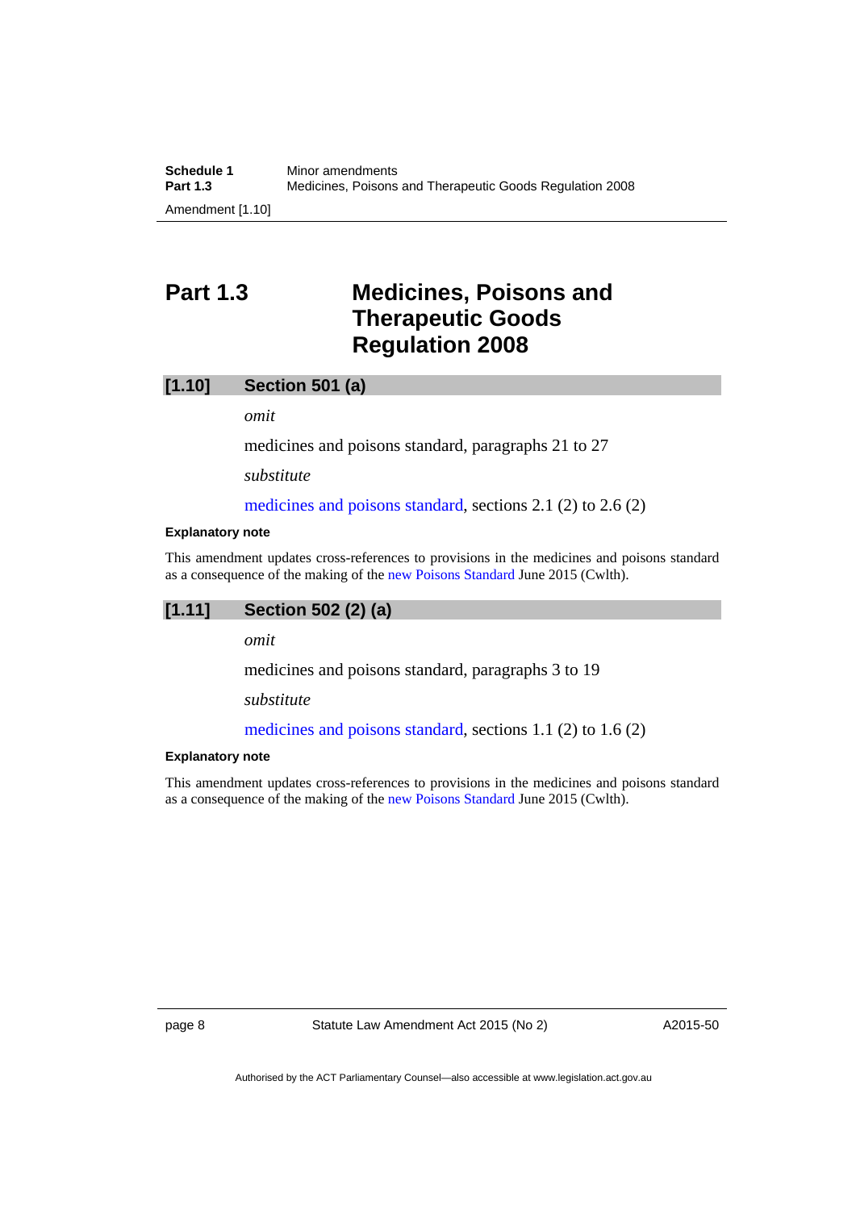## Part 1.3 Medicines, Poisons and Therapeutic Goods Regulation 2008

### [1.10] Section 501 (a)

*omit*

medicines and poisons standard, paragraphs 21 to 27

*substitute*

medicines and poisons standard, sections 2.1 (2) to 2.6 (2)

**Explanatory note**

This amendment updates cross-references to provisions in the medicines and poisons standard as a consequence of the making of the new Poisons Standard June 2015 (Cwlth).

### [1.11] Section 502 (2) (a)

*omit*

medicines and poisons standard, paragraphs 3 to 19

*substitute*

medicines and poisons standard, sections 1.1 (2) to 1.6 (2)

**Explanatory note**

This amendment updates cross-references to provisions in the medicines and poisons standard as a consequence of the making of the new Poisons Standard June 2015 (Cwlth).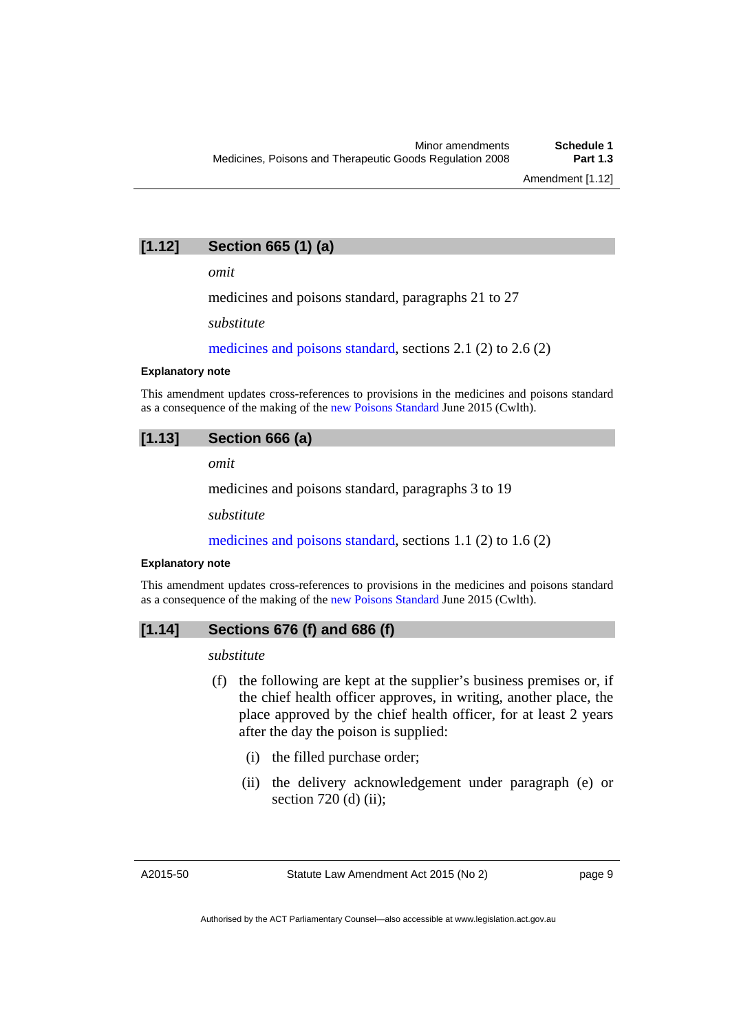## [1.12] Section 665 (1) (a)

*omit*

medicines and poisons standard, paragraphs 21 to 27

*substitute*

medicines and poisons standard, sections 2.1 (2) to 2.6 (2)

**Explanatory note**

This amendment updates cross-references to provisions in the medicines and poisons standard as a consequence of the making of the new Poisons Standard June 2015 (Cwlth).

## [1.13] Section 666 (a)

*omit*

medicines and poisons standard, paragraphs 3 to 19

*substitute*

medicines and poisons standard, sections 1.1 (2) to 1.6 (2)

**Explanatory note**

This amendment updates cross-references to provisions in the medicines and poisons standard as a consequence of the making of the new Poisons Standard June 2015 (Cwlth).

## [1.14] Sections 676 (f) and 686 (f)

*substitute*

(f) the following are kept at the supplier's business premises or, if the chief health officer approves, in writing, another place, the place approved by the chief health officer, for at least 2 years after the day the poison is supplied:

  (i) the filled purchase order;

  (ii) the delivery acknowledgement under paragraph (e) or section 720 (d) (ii);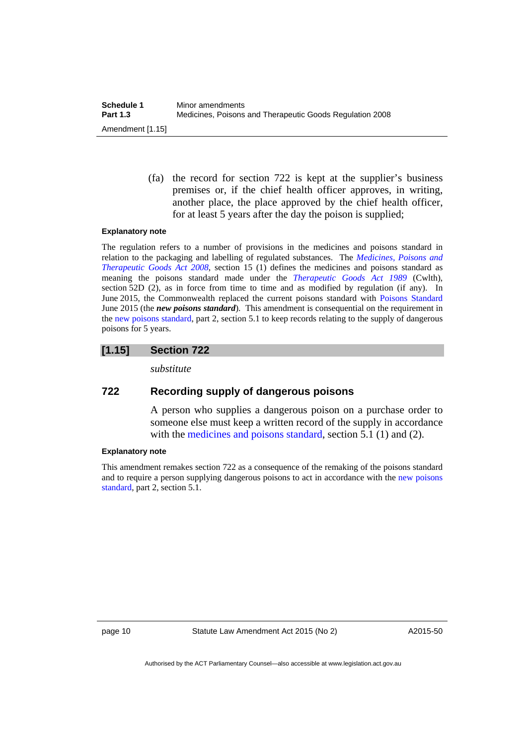(fa) the record for section 722 is kept at the supplier's business premises or, if the chief health officer approves, in writing, another place, the place approved by the chief health officer, for at least 5 years after the day the poison is supplied;

**Explanatory note**

The regulation refers to a number of provisions in the medicines and poisons standard in relation to the packaging and labelling of regulated substances. The *Medicines, Poisons and Therapeutic Goods Act 2008*, section 15 (1) defines the medicines and poisons standard as meaning the poisons standard made under the *Therapeutic Goods Act 1989* (Cwlth), section 52D (2), as in force from time to time and as modified by regulation (if any). In June 2015, the Commonwealth replaced the current poisons standard with Poisons Standard June 2015 (the ***new poisons standard***). This amendment is consequential on the requirement in the new poisons standard, part 2, section 5.1 to keep records relating to the supply of dangerous poisons for 5 years.

## [1.15] Section 722

*substitute*

### 722 Recording supply of dangerous poisons

A person who supplies a dangerous poison on a purchase order to someone else must keep a written record of the supply in accordance with the medicines and poisons standard, section 5.1 (1) and (2).

**Explanatory note**

This amendment remakes section 722 as a consequence of the remaking of the poisons standard and to require a person supplying dangerous poisons to act in accordance with the new poisons standard, part 2, section 5.1.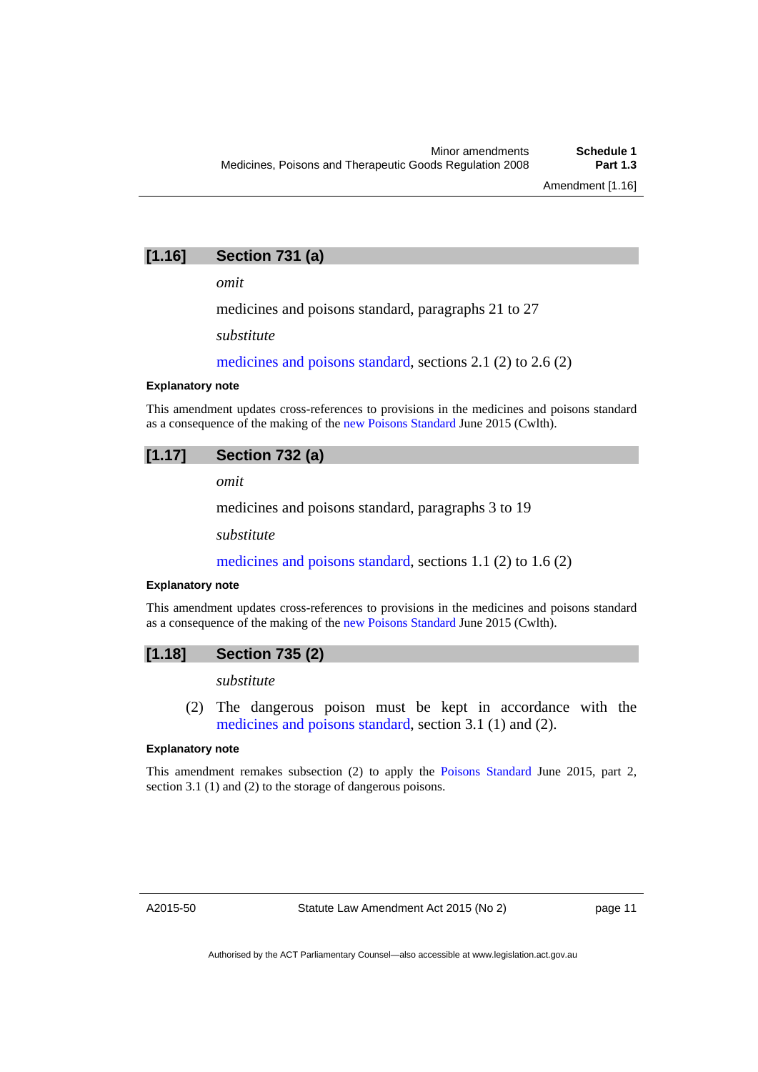## [1.16] Section 731 (a)

*omit*

medicines and poisons standard, paragraphs 21 to 27

*substitute*

medicines and poisons standard, sections 2.1 (2) to 2.6 (2)

**Explanatory note**

This amendment updates cross-references to provisions in the medicines and poisons standard as a consequence of the making of the new Poisons Standard June 2015 (Cwlth).

## [1.17] Section 732 (a)

*omit*

medicines and poisons standard, paragraphs 3 to 19

*substitute*

medicines and poisons standard, sections 1.1 (2) to 1.6 (2)

**Explanatory note**

This amendment updates cross-references to provisions in the medicines and poisons standard as a consequence of the making of the new Poisons Standard June 2015 (Cwlth).

## [1.18] Section 735 (2)

*substitute*

(2) The dangerous poison must be kept in accordance with the medicines and poisons standard, section 3.1 (1) and (2).

**Explanatory note**

This amendment remakes subsection (2) to apply the Poisons Standard June 2015, part 2, section 3.1 (1) and (2) to the storage of dangerous poisons.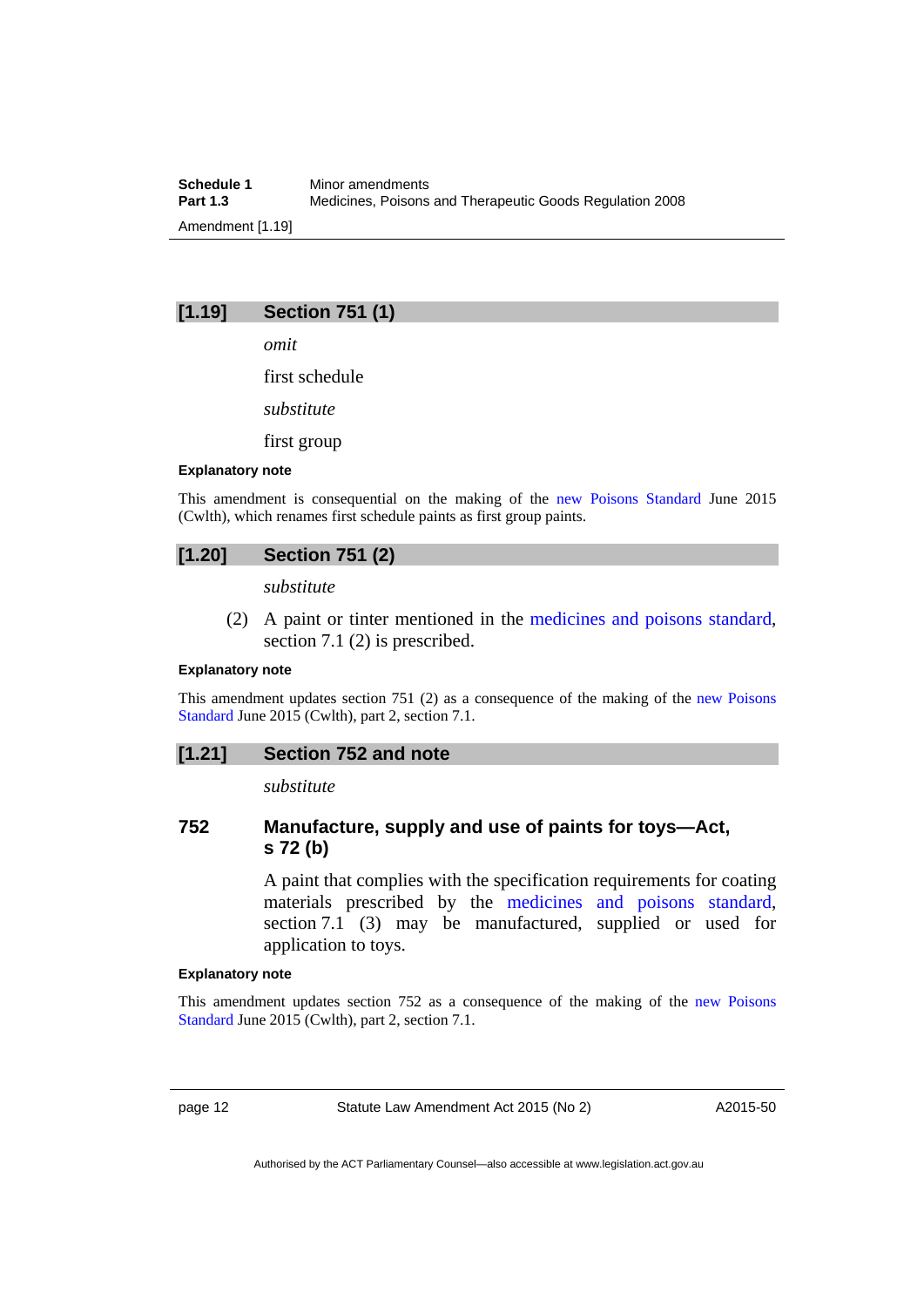### [1.19] Section 751 (1)

*omit*

first schedule

*substitute*

first group

**Explanatory note**

This amendment is consequential on the making of the new Poisons Standard June 2015 (Cwlth), which renames first schedule paints as first group paints.

### [1.20] Section 751 (2)

*substitute*

(2) A paint or tinter mentioned in the medicines and poisons standard, section 7.1 (2) is prescribed.

**Explanatory note**

This amendment updates section 751 (2) as a consequence of the making of the new Poisons Standard June 2015 (Cwlth), part 2, section 7.1.

### [1.21] Section 752 and note

*substitute*

#### 752 Manufacture, supply and use of paints for toys—Act, s 72 (b)

A paint that complies with the specification requirements for coating materials prescribed by the medicines and poisons standard, section 7.1 (3) may be manufactured, supplied or used for application to toys.

**Explanatory note**

This amendment updates section 752 as a consequence of the making of the new Poisons Standard June 2015 (Cwlth), part 2, section 7.1.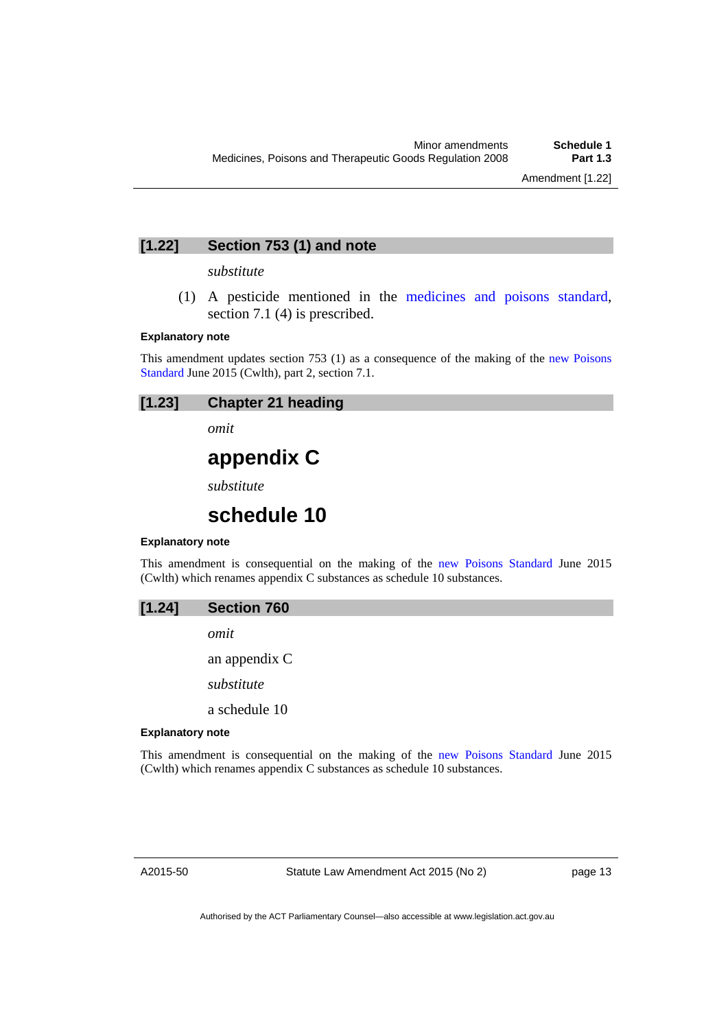## [1.22] Section 753 (1) and note

*substitute*

(1) A pesticide mentioned in the medicines and poisons standard, section 7.1 (4) is prescribed.

**Explanatory note**

This amendment updates section 753 (1) as a consequence of the making of the new Poisons Standard June 2015 (Cwlth), part 2, section 7.1.

## [1.23] Chapter 21 heading

*omit*

# appendix C

*substitute*

# schedule 10

**Explanatory note**

This amendment is consequential on the making of the new Poisons Standard June 2015 (Cwlth) which renames appendix C substances as schedule 10 substances.

## [1.24] Section 760

*omit*

an appendix C

*substitute*

a schedule 10

**Explanatory note**

This amendment is consequential on the making of the new Poisons Standard June 2015 (Cwlth) which renames appendix C substances as schedule 10 substances.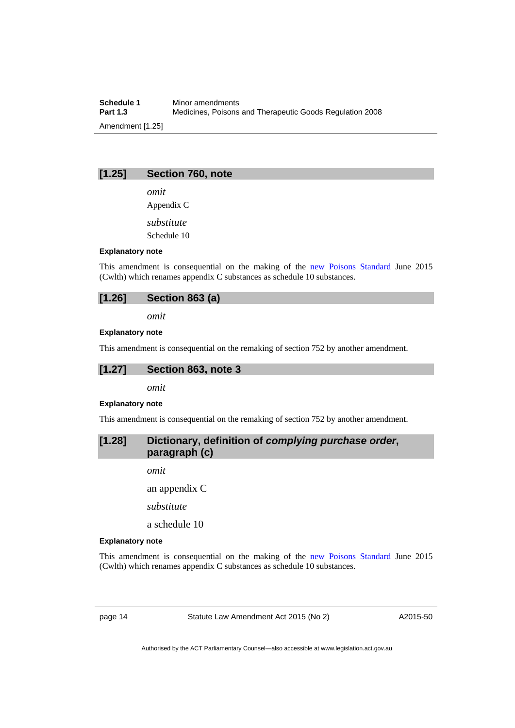## [1.25] Section 760, note

*omit*

Appendix C

*substitute*

Schedule 10

**Explanatory note**

This amendment is consequential on the making of the new Poisons Standard June 2015 (Cwlth) which renames appendix C substances as schedule 10 substances.

## [1.26] Section 863 (a)

*omit*

**Explanatory note**

This amendment is consequential on the remaking of section 752 by another amendment.

## [1.27] Section 863, note 3

*omit*

**Explanatory note**

This amendment is consequential on the remaking of section 752 by another amendment.

## [1.28] Dictionary, definition of *complying purchase order*, paragraph (c)

*omit*

an appendix C

*substitute*

a schedule 10

**Explanatory note**

This amendment is consequential on the making of the new Poisons Standard June 2015 (Cwlth) which renames appendix C substances as schedule 10 substances.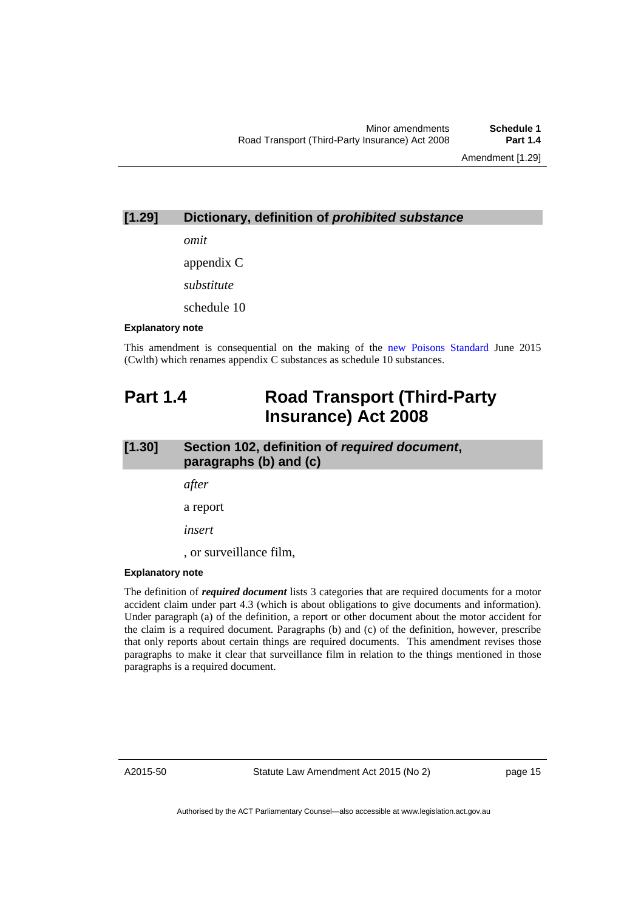### [1.29] Dictionary, definition of *prohibited substance*

*omit*

appendix C

*substitute*

schedule 10

**Explanatory note**

This amendment is consequential on the making of the new Poisons Standard June 2015 (Cwlth) which renames appendix C substances as schedule 10 substances.

## Part 1.4 Road Transport (Third-Party Insurance) Act 2008

### [1.30] Section 102, definition of *required document*, paragraphs (b) and (c)

*after*

a report

*insert*

, or surveillance film,

**Explanatory note**

The definition of ***required document*** lists 3 categories that are required documents for a motor accident claim under part 4.3 (which is about obligations to give documents and information). Under paragraph (a) of the definition, a report or other document about the motor accident for the claim is a required document. Paragraphs (b) and (c) of the definition, however, prescribe that only reports about certain things are required documents. This amendment revises those paragraphs to make it clear that surveillance film in relation to the things mentioned in those paragraphs is a required document.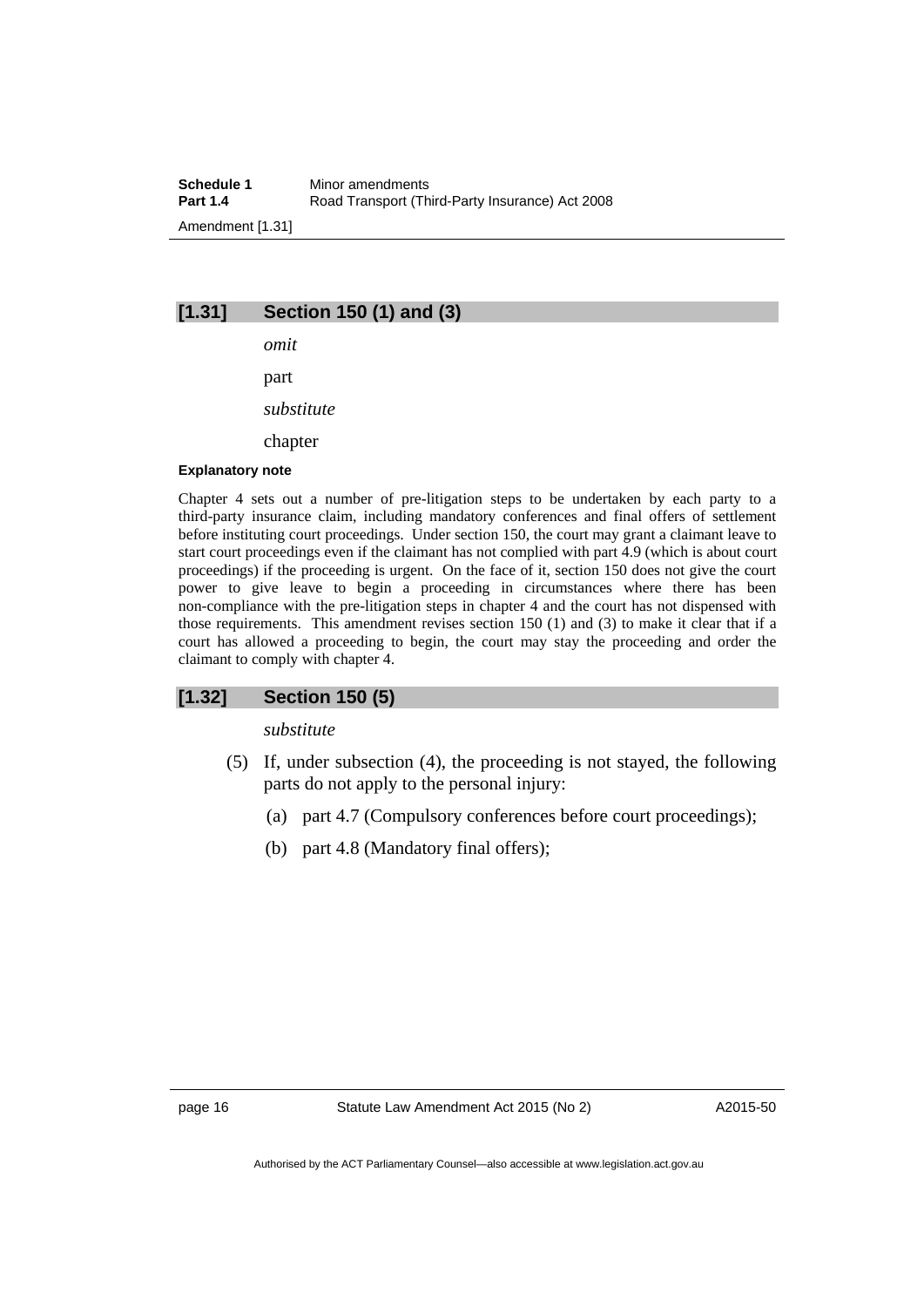## [1.31] Section 150 (1) and (3)

*omit*

part

*substitute*

chapter

#### Explanatory note

Chapter 4 sets out a number of pre-litigation steps to be undertaken by each party to a third-party insurance claim, including mandatory conferences and final offers of settlement before instituting court proceedings. Under section 150, the court may grant a claimant leave to start court proceedings even if the claimant has not complied with part 4.9 (which is about court proceedings) if the proceeding is urgent. On the face of it, section 150 does not give the court power to give leave to begin a proceeding in circumstances where there has been non-compliance with the pre-litigation steps in chapter 4 and the court has not dispensed with those requirements. This amendment revises section 150 (1) and (3) to make it clear that if a court has allowed a proceeding to begin, the court may stay the proceeding and order the claimant to comply with chapter 4.

## [1.32] Section 150 (5)

*substitute*

(5) If, under subsection (4), the proceeding is not stayed, the following parts do not apply to the personal injury:

(a) part 4.7 (Compulsory conferences before court proceedings);

(b) part 4.8 (Mandatory final offers);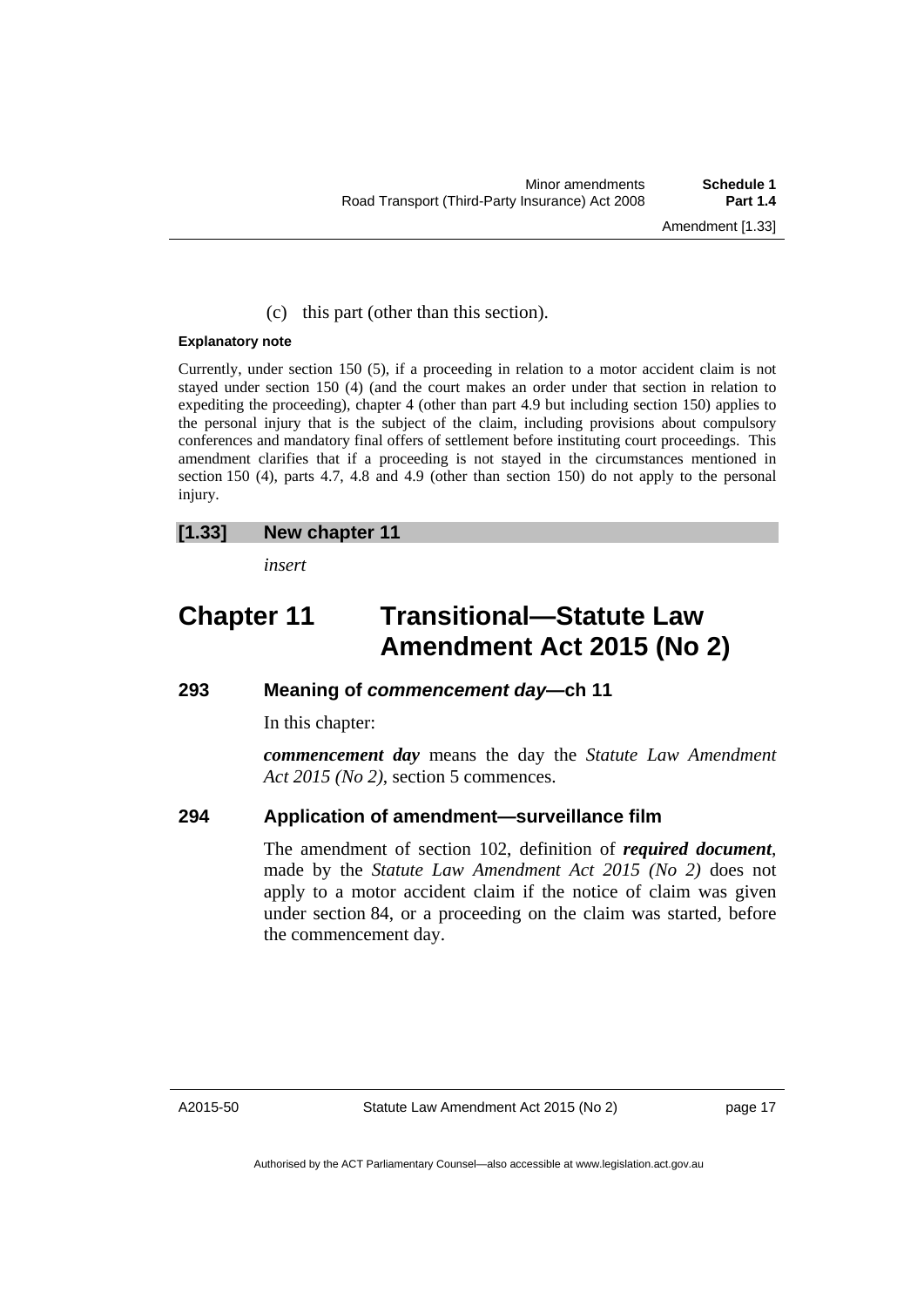(c) this part (other than this section).

**Explanatory note**

Currently, under section 150 (5), if a proceeding in relation to a motor accident claim is not stayed under section 150 (4) (and the court makes an order under that section in relation to expediting the proceeding), chapter 4 (other than part 4.9 but including section 150) applies to the personal injury that is the subject of the claim, including provisions about compulsory conferences and mandatory final offers of settlement before instituting court proceedings. This amendment clarifies that if a proceeding is not stayed in the circumstances mentioned in section 150 (4), parts 4.7, 4.8 and 4.9 (other than section 150) do not apply to the personal injury.

### [1.33] New chapter 11

*insert*

# Chapter 11 Transitional—Statute Law Amendment Act 2015 (No 2)

### 293 Meaning of *commencement day*—ch 11

In this chapter:

***commencement day*** means the day the *Statute Law Amendment Act 2015 (No 2)*, section 5 commences.

### 294 Application of amendment—surveillance film

The amendment of section 102, definition of ***required document***, made by the *Statute Law Amendment Act 2015 (No 2)* does not apply to a motor accident claim if the notice of claim was given under section 84, or a proceeding on the claim was started, before the commencement day.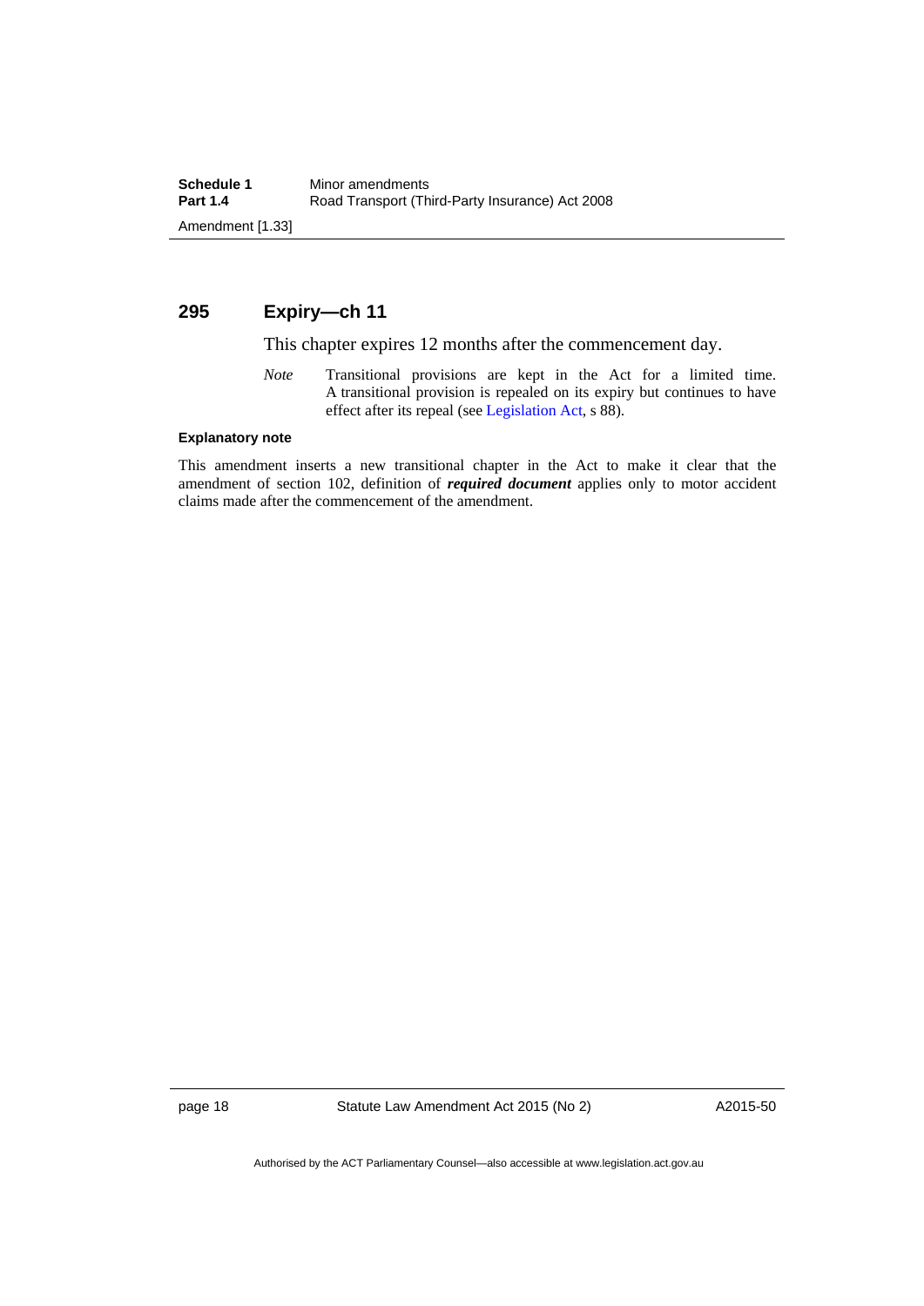## 295 Expiry—ch 11

This chapter expires 12 months after the commencement day.

*Note* Transitional provisions are kept in the Act for a limited time. A transitional provision is repealed on its expiry but continues to have effect after its repeal (see Legislation Act, s 88).

**Explanatory note**

This amendment inserts a new transitional chapter in the Act to make it clear that the amendment of section 102, definition of ***required document*** applies only to motor accident claims made after the commencement of the amendment.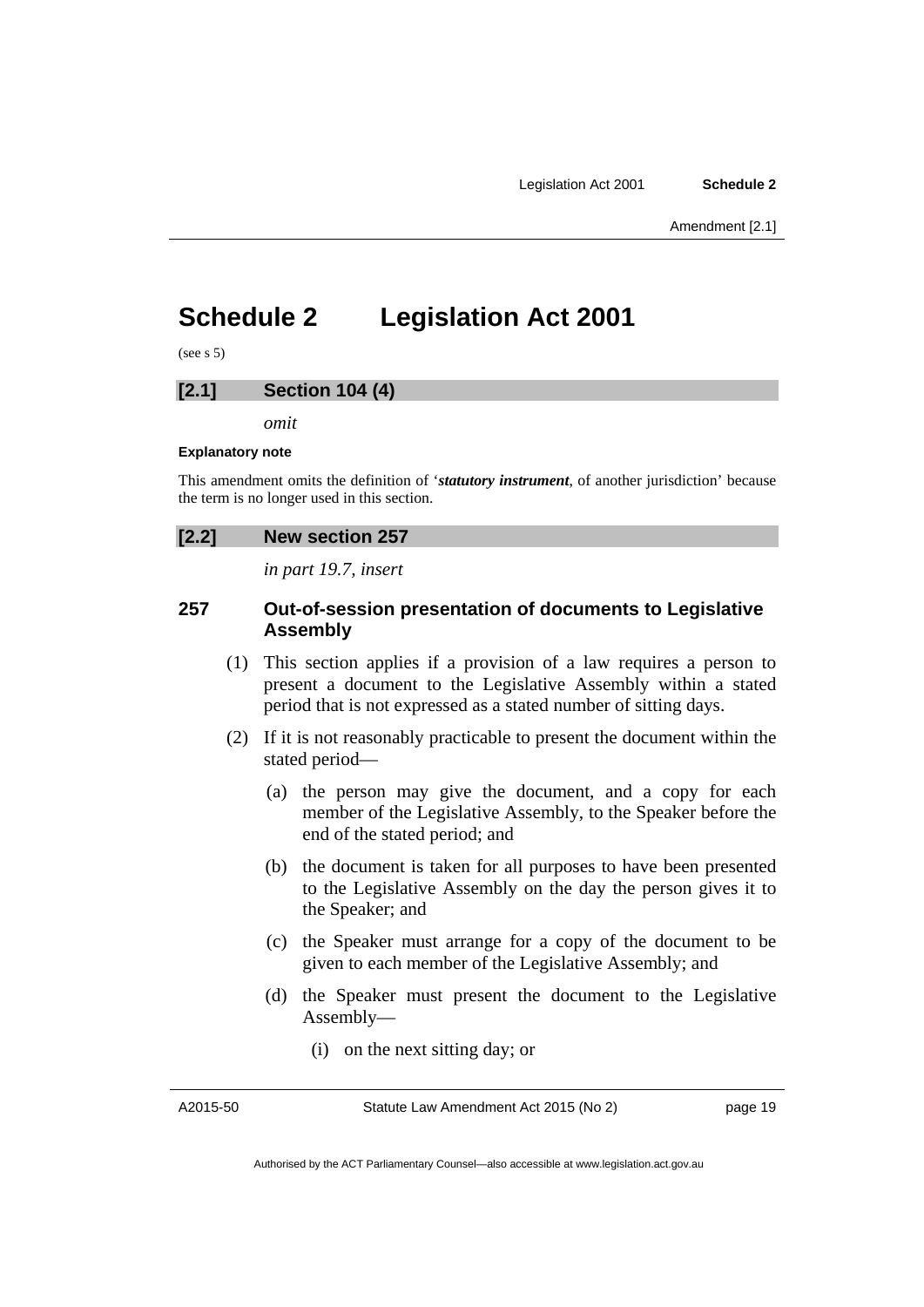# Schedule 2 Legislation Act 2001

(see s 5)

## [2.1] Section 104 (4)

*omit*

**Explanatory note**

This amendment omits the definition of '***statutory instrument***, of another jurisdiction' because the term is no longer used in this section.

## [2.2] New section 257

*in part 19.7, insert*

### 257 Out-of-session presentation of documents to Legislative Assembly

(1) This section applies if a provision of a law requires a person to present a document to the Legislative Assembly within a stated period that is not expressed as a stated number of sitting days.

(2) If it is not reasonably practicable to present the document within the stated period—

(a) the person may give the document, and a copy for each member of the Legislative Assembly, to the Speaker before the end of the stated period; and

(b) the document is taken for all purposes to have been presented to the Legislative Assembly on the day the person gives it to the Speaker; and

(c) the Speaker must arrange for a copy of the document to be given to each member of the Legislative Assembly; and

(d) the Speaker must present the document to the Legislative Assembly—

(i) on the next sitting day; or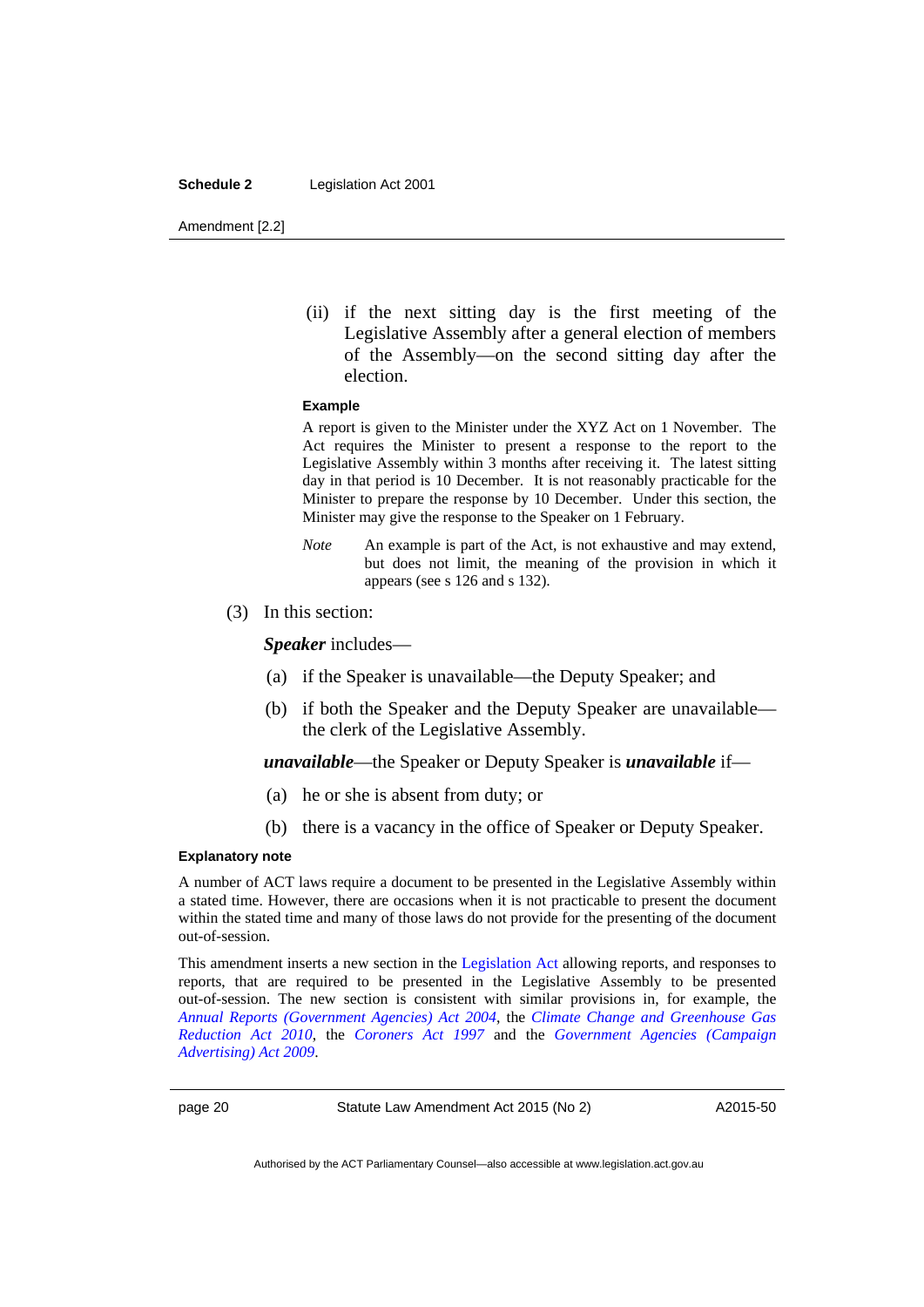(ii) if the next sitting day is the first meeting of the Legislative Assembly after a general election of members of the Assembly—on the second sitting day after the election.

**Example**

A report is given to the Minister under the XYZ Act on 1 November. The Act requires the Minister to present a response to the report to the Legislative Assembly within 3 months after receiving it. The latest sitting day in that period is 10 December. It is not reasonably practicable for the Minister to prepare the response by 10 December. Under this section, the Minister may give the response to the Speaker on 1 February.

*Note* An example is part of the Act, is not exhaustive and may extend, but does not limit, the meaning of the provision in which it appears (see s 126 and s 132).

(3) In this section:

***Speaker*** includes—

(a) if the Speaker is unavailable—the Deputy Speaker; and

(b) if both the Speaker and the Deputy Speaker are unavailable—the clerk of the Legislative Assembly.

***unavailable***—the Speaker or Deputy Speaker is ***unavailable*** if—

(a) he or she is absent from duty; or

(b) there is a vacancy in the office of Speaker or Deputy Speaker.

**Explanatory note**

A number of ACT laws require a document to be presented in the Legislative Assembly within a stated time. However, there are occasions when it is not practicable to present the document within the stated time and many of those laws do not provide for the presenting of the document out-of-session.

This amendment inserts a new section in the Legislation Act allowing reports, and responses to reports, that are required to be presented in the Legislative Assembly to be presented out-of-session. The new section is consistent with similar provisions in, for example, the *Annual Reports (Government Agencies) Act 2004*, the *Climate Change and Greenhouse Gas Reduction Act 2010*, the *Coroners Act 1997* and the *Government Agencies (Campaign Advertising) Act 2009*.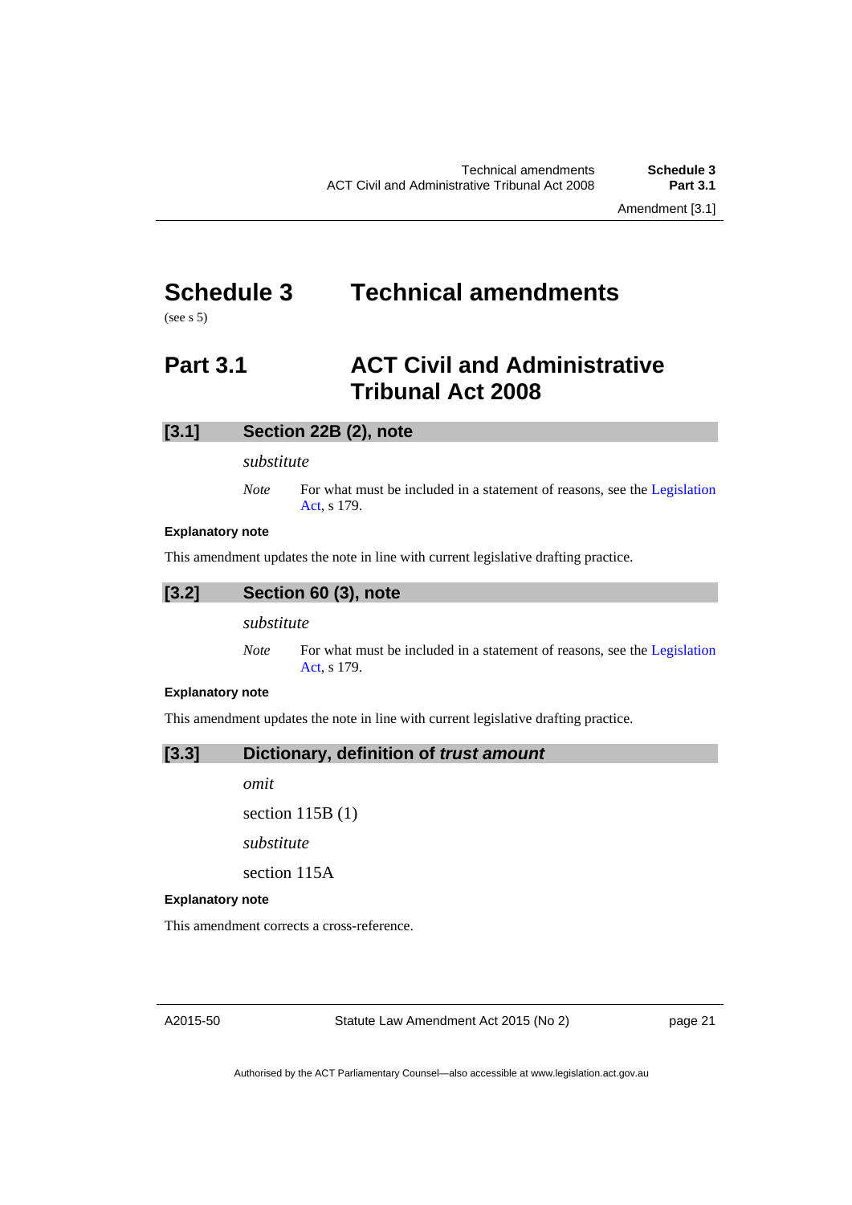# Schedule 3 Technical amendments

(see s 5)

## Part 3.1 ACT Civil and Administrative Tribunal Act 2008

### [3.1] Section 22B (2), note

*substitute*

*Note* For what must be included in a statement of reasons, see the Legislation Act, s 179.

**Explanatory note**

This amendment updates the note in line with current legislative drafting practice.

### [3.2] Section 60 (3), note

*substitute*

*Note* For what must be included in a statement of reasons, see the Legislation Act, s 179.

**Explanatory note**

This amendment updates the note in line with current legislative drafting practice.

### [3.3] Dictionary, definition of *trust amount*

*omit*

section 115B (1)

*substitute*

section 115A

**Explanatory note**

This amendment corrects a cross-reference.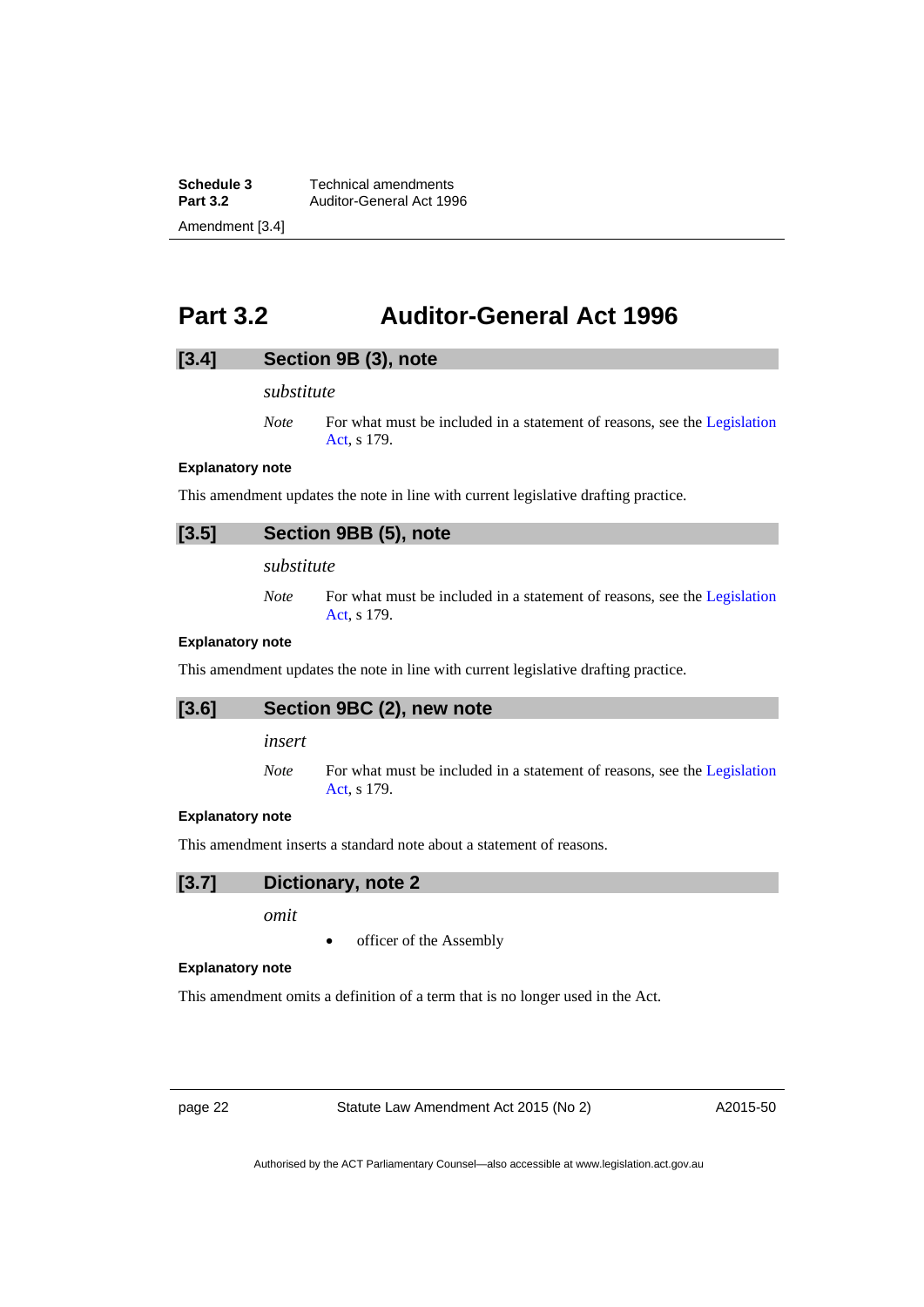## Part 3.2 Auditor-General Act 1996

### [3.4] Section 9B (3), note

*substitute*

*Note* For what must be included in a statement of reasons, see the Legislation Act, s 179.

**Explanatory note**

This amendment updates the note in line with current legislative drafting practice.

### [3.5] Section 9BB (5), note

*substitute*

*Note* For what must be included in a statement of reasons, see the Legislation Act, s 179.

**Explanatory note**

This amendment updates the note in line with current legislative drafting practice.

### [3.6] Section 9BC (2), new note

*insert*

*Note* For what must be included in a statement of reasons, see the Legislation Act, s 179.

**Explanatory note**

This amendment inserts a standard note about a statement of reasons.

### [3.7] Dictionary, note 2

*omit*

- officer of the Assembly

**Explanatory note**

This amendment omits a definition of a term that is no longer used in the Act.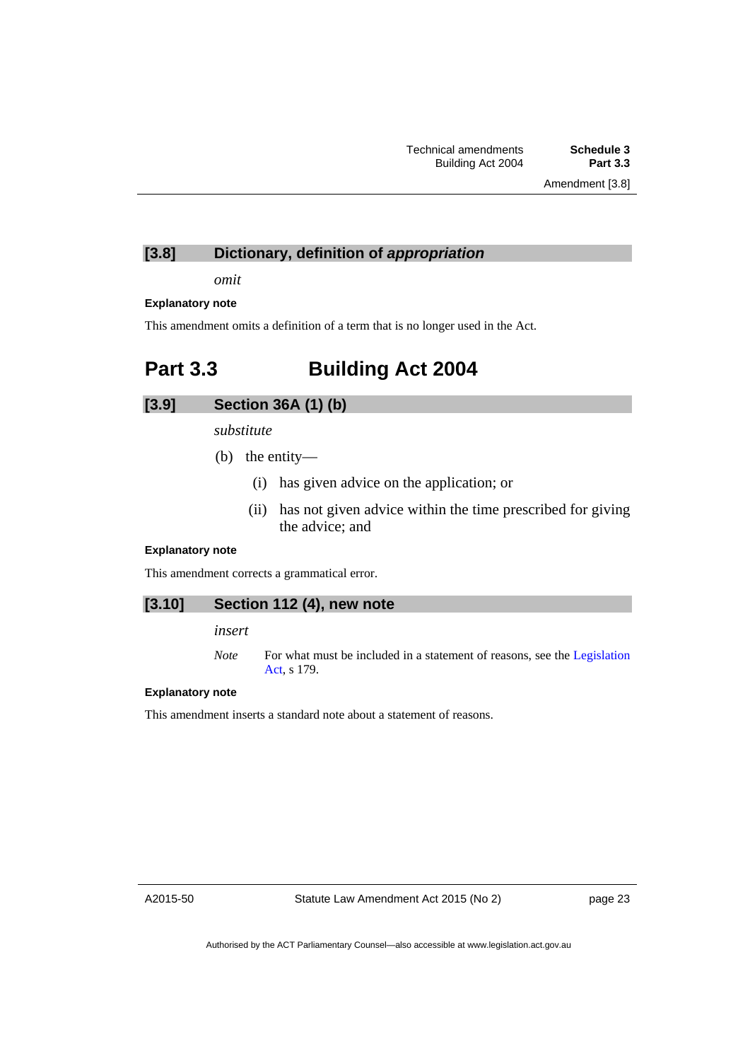### [3.8] Dictionary, definition of ***appropriation***

*omit*

**Explanatory note**

This amendment omits a definition of a term that is no longer used in the Act.

## Part 3.3 Building Act 2004

### [3.9] Section 36A (1) (b)

*substitute*

(b) the entity—

(i) has given advice on the application; or

(ii) has not given advice within the time prescribed for giving the advice; and

**Explanatory note**

This amendment corrects a grammatical error.

### [3.10] Section 112 (4), new note

*insert*

*Note* For what must be included in a statement of reasons, see the Legislation Act, s 179.

**Explanatory note**

This amendment inserts a standard note about a statement of reasons.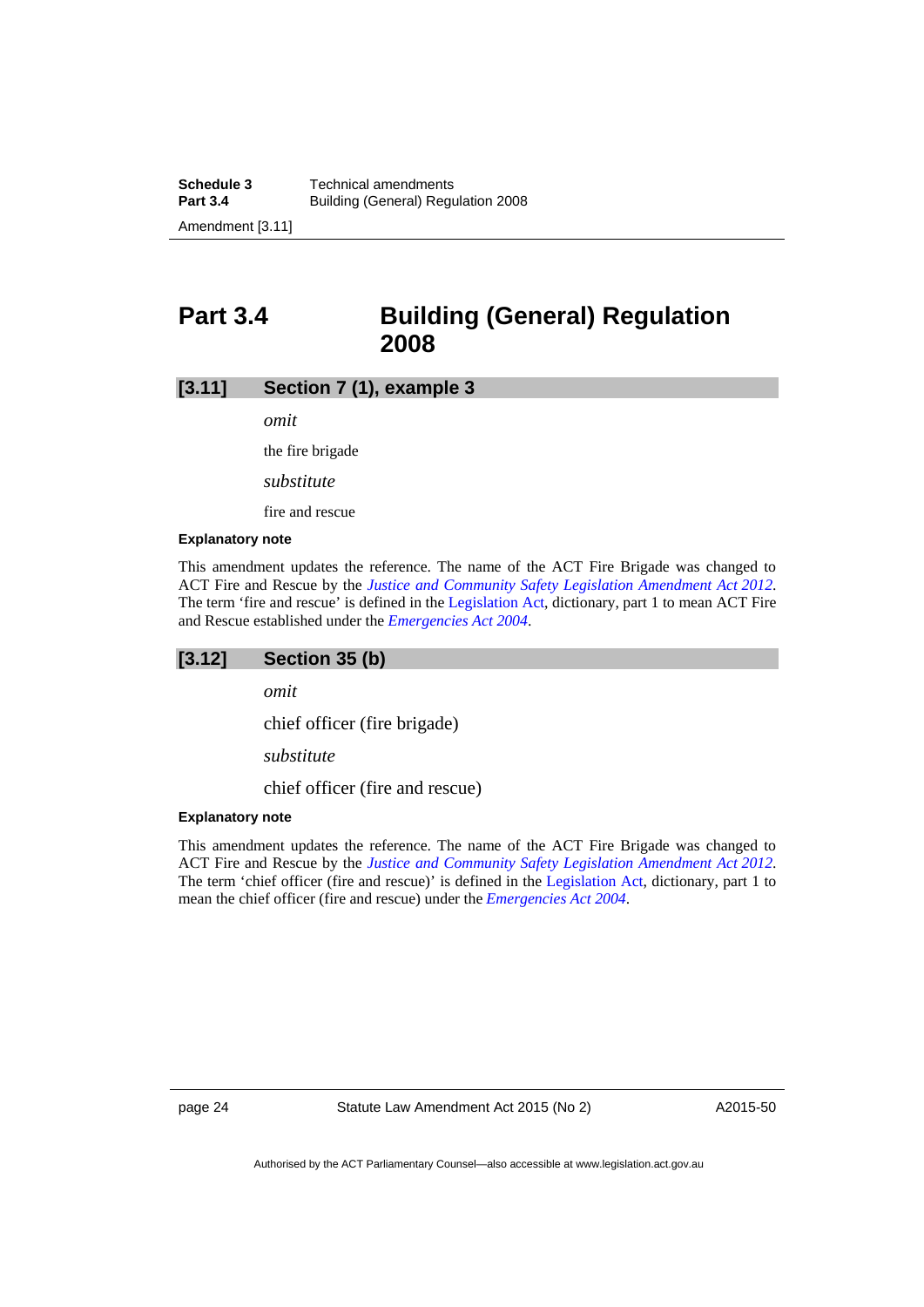## Part 3.4 Building (General) Regulation 2008

### [3.11] Section 7 (1), example 3

*omit*

the fire brigade

*substitute*

fire and rescue

**Explanatory note**

This amendment updates the reference. The name of the ACT Fire Brigade was changed to ACT Fire and Rescue by the *Justice and Community Safety Legislation Amendment Act 2012*. The term 'fire and rescue' is defined in the Legislation Act, dictionary, part 1 to mean ACT Fire and Rescue established under the *Emergencies Act 2004*.

### [3.12] Section 35 (b)

*omit*

chief officer (fire brigade)

*substitute*

chief officer (fire and rescue)

**Explanatory note**

This amendment updates the reference. The name of the ACT Fire Brigade was changed to ACT Fire and Rescue by the *Justice and Community Safety Legislation Amendment Act 2012*. The term 'chief officer (fire and rescue)' is defined in the Legislation Act, dictionary, part 1 to mean the chief officer (fire and rescue) under the *Emergencies Act 2004*.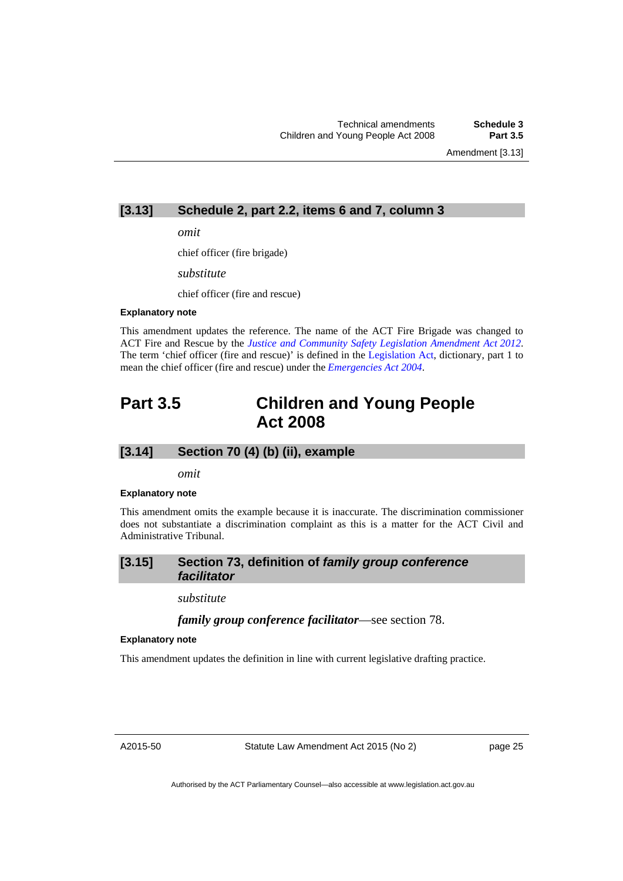### [3.13] Schedule 2, part 2.2, items 6 and 7, column 3

*omit*

chief officer (fire brigade)

*substitute*

chief officer (fire and rescue)

**Explanatory note**

This amendment updates the reference. The name of the ACT Fire Brigade was changed to ACT Fire and Rescue by the *Justice and Community Safety Legislation Amendment Act 2012*. The term 'chief officer (fire and rescue)' is defined in the Legislation Act, dictionary, part 1 to mean the chief officer (fire and rescue) under the *Emergencies Act 2004*.

## Part 3.5 Children and Young People Act 2008

### [3.14] Section 70 (4) (b) (ii), example

*omit*

**Explanatory note**

This amendment omits the example because it is inaccurate. The discrimination commissioner does not substantiate a discrimination complaint as this is a matter for the ACT Civil and Administrative Tribunal.

### [3.15] Section 73, definition of *family group conference facilitator*

*substitute*

***family group conference facilitator***—see section 78.

**Explanatory note**

This amendment updates the definition in line with current legislative drafting practice.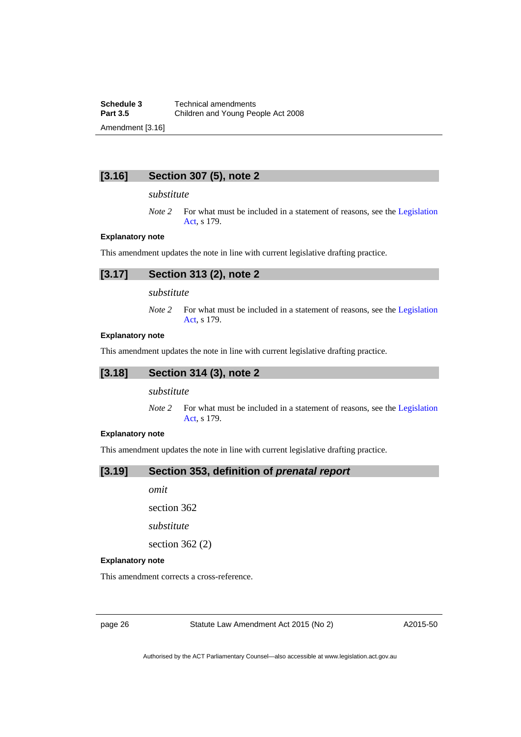## [3.16] Section 307 (5), note 2

*substitute*

*Note 2* For what must be included in a statement of reasons, see the Legislation Act, s 179.

**Explanatory note**

This amendment updates the note in line with current legislative drafting practice.

## [3.17] Section 313 (2), note 2

*substitute*

*Note 2* For what must be included in a statement of reasons, see the Legislation Act, s 179.

**Explanatory note**

This amendment updates the note in line with current legislative drafting practice.

## [3.18] Section 314 (3), note 2

*substitute*

*Note 2* For what must be included in a statement of reasons, see the Legislation Act, s 179.

**Explanatory note**

This amendment updates the note in line with current legislative drafting practice.

## [3.19] Section 353, definition of *prenatal report*

*omit*

section 362

*substitute*

section 362 (2)

**Explanatory note**

This amendment corrects a cross-reference.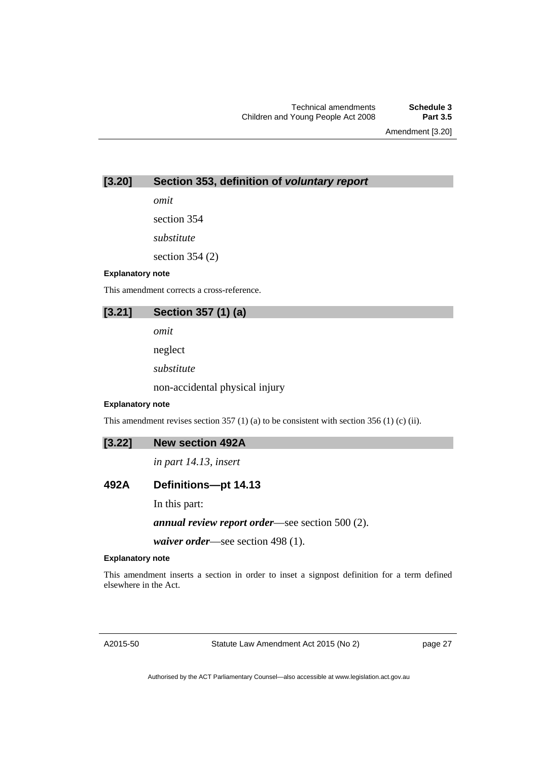## [3.20] Section 353, definition of *voluntary report*

*omit*

section 354

*substitute*

section 354 (2)

**Explanatory note**

This amendment corrects a cross-reference.

## [3.21] Section 357 (1) (a)

*omit*

neglect

*substitute*

non-accidental physical injury

**Explanatory note**

This amendment revises section 357 (1) (a) to be consistent with section 356 (1) (c) (ii).

## [3.22] New section 492A

*in part 14.13, insert*

### 492A Definitions—pt 14.13

In this part:

***annual review report order***—see section 500 (2).

***waiver order***—see section 498 (1).

**Explanatory note**

This amendment inserts a section in order to inset a signpost definition for a term defined elsewhere in the Act.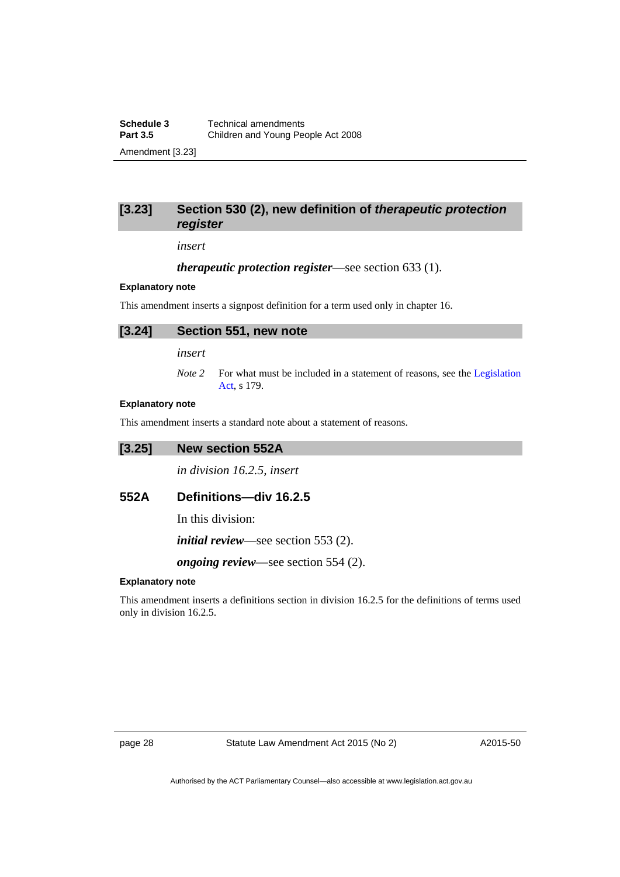### [3.23] Section 530 (2), new definition of *therapeutic protection register*

*insert*

***therapeutic protection register***—see section 633 (1).

**Explanatory note**

This amendment inserts a signpost definition for a term used only in chapter 16.

### [3.24] Section 551, new note

*insert*

*Note 2* For what must be included in a statement of reasons, see the Legislation Act, s 179.

**Explanatory note**

This amendment inserts a standard note about a statement of reasons.

### [3.25] New section 552A

*in division 16.2.5, insert*

### 552A Definitions—div 16.2.5

In this division:

***initial review***—see section 553 (2).

***ongoing review***—see section 554 (2).

**Explanatory note**

This amendment inserts a definitions section in division 16.2.5 for the definitions of terms used only in division 16.2.5.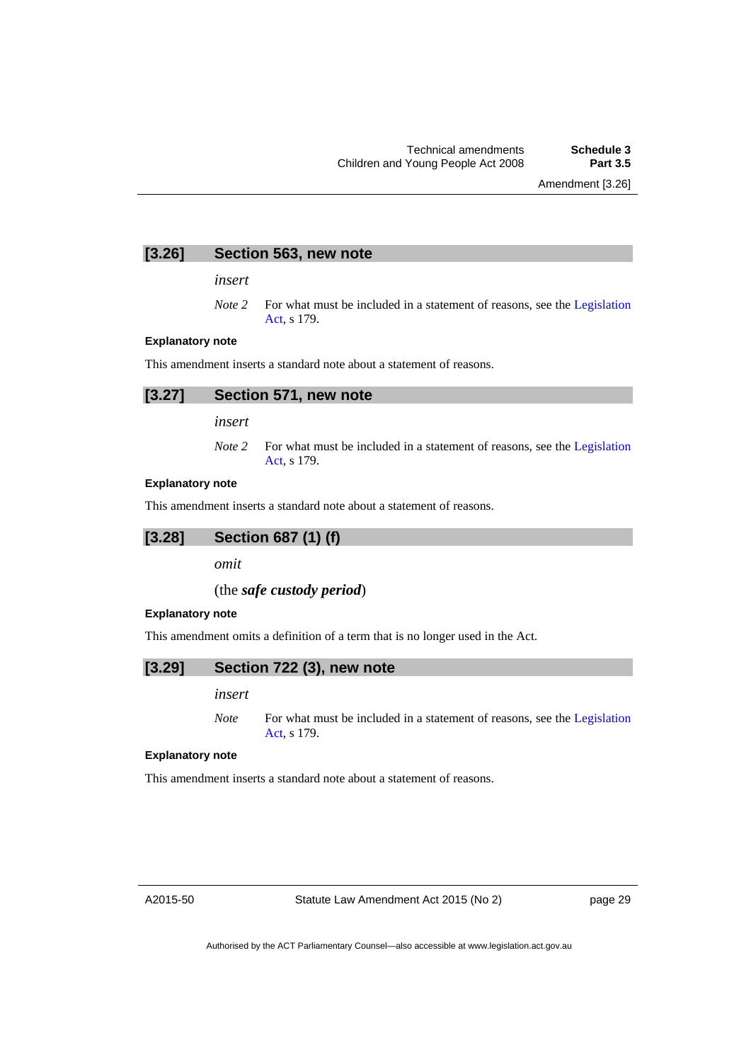### [3.26] Section 563, new note

*insert*

*Note 2* For what must be included in a statement of reasons, see the Legislation Act, s 179.

**Explanatory note**

This amendment inserts a standard note about a statement of reasons.

### [3.27] Section 571, new note

*insert*

*Note 2* For what must be included in a statement of reasons, see the Legislation Act, s 179.

**Explanatory note**

This amendment inserts a standard note about a statement of reasons.

### [3.28] Section 687 (1) (f)

*omit*

(the ***safe custody period***)

**Explanatory note**

This amendment omits a definition of a term that is no longer used in the Act.

### [3.29] Section 722 (3), new note

*insert*

*Note* For what must be included in a statement of reasons, see the Legislation Act, s 179.

**Explanatory note**

This amendment inserts a standard note about a statement of reasons.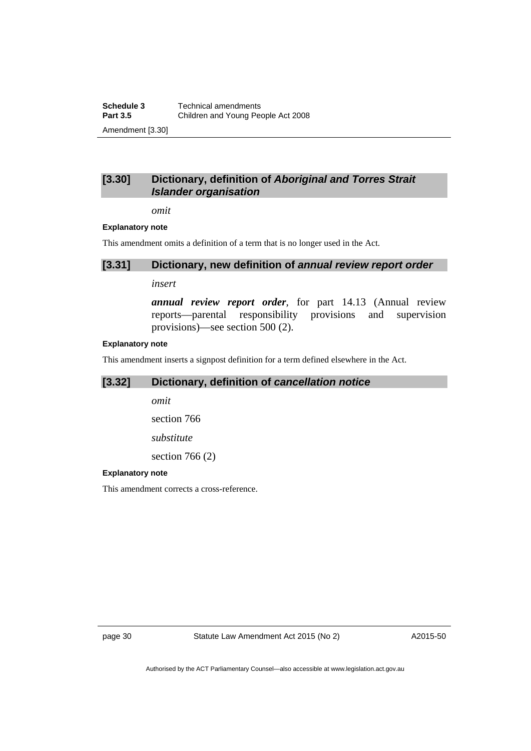### [3.30] Dictionary, definition of *Aboriginal and Torres Strait Islander organisation*

*omit*

**Explanatory note**

This amendment omits a definition of a term that is no longer used in the Act.

### [3.31] Dictionary, new definition of *annual review report order*

*insert*

***annual review report order***, for part 14.13 (Annual review reports—parental responsibility provisions and supervision provisions)—see section 500 (2).

**Explanatory note**

This amendment inserts a signpost definition for a term defined elsewhere in the Act.

### [3.32] Dictionary, definition of *cancellation notice*

*omit*

section 766

*substitute*

section 766 (2)

**Explanatory note**

This amendment corrects a cross-reference.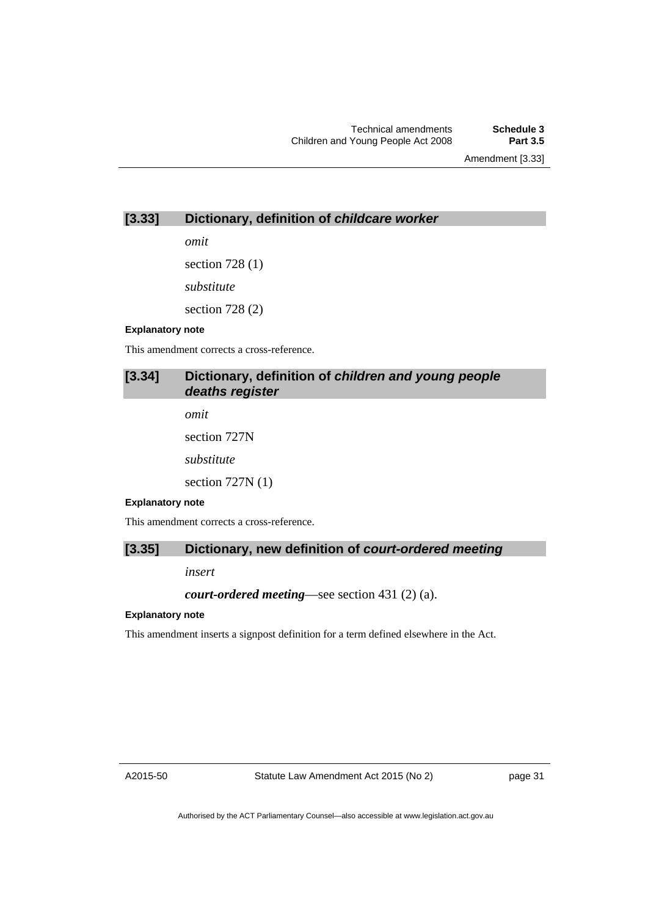### [3.33] Dictionary, definition of *childcare worker*

*omit*

section 728 (1)

*substitute*

section 728 (2)

**Explanatory note**

This amendment corrects a cross-reference.

### [3.34] Dictionary, definition of *children and young people deaths register*

*omit*

section 727N

*substitute*

section 727N (1)

**Explanatory note**

This amendment corrects a cross-reference.

### [3.35] Dictionary, new definition of *court-ordered meeting*

*insert*

***court-ordered meeting***—see section 431 (2) (a).

**Explanatory note**

This amendment inserts a signpost definition for a term defined elsewhere in the Act.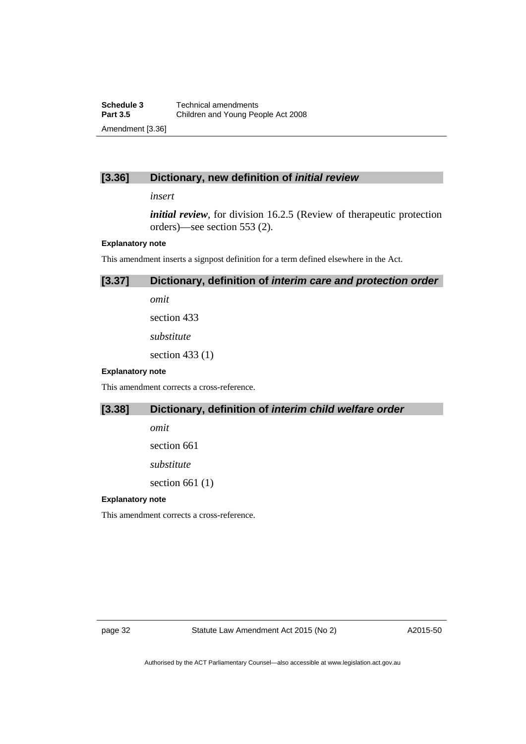## [3.36] Dictionary, new definition of *initial review*

*insert*

***initial review***, for division 16.2.5 (Review of therapeutic protection orders)—see section 553 (2).

**Explanatory note**

This amendment inserts a signpost definition for a term defined elsewhere in the Act.

## [3.37] Dictionary, definition of *interim care and protection order*

*omit*

section 433

*substitute*

section 433 (1)

**Explanatory note**

This amendment corrects a cross-reference.

## [3.38] Dictionary, definition of *interim child welfare order*

*omit*

section 661

*substitute*

section 661 (1)

**Explanatory note**

This amendment corrects a cross-reference.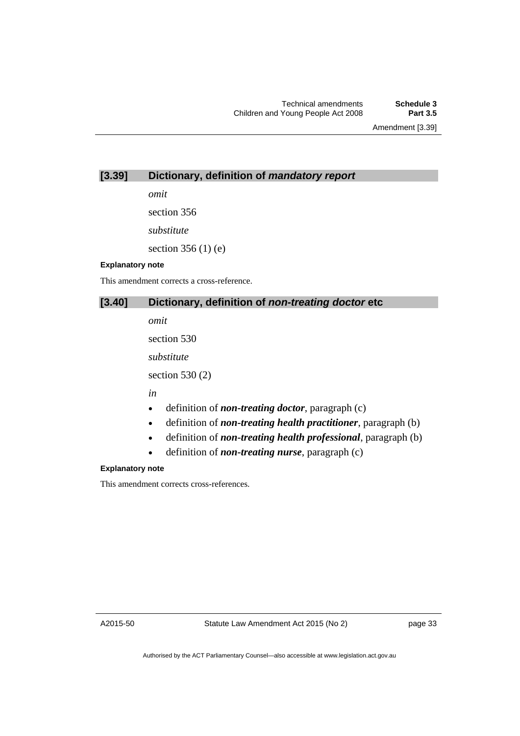## [3.39] Dictionary, definition of *mandatory report*

*omit*

section 356

*substitute*

section 356 (1) (e)

**Explanatory note**

This amendment corrects a cross-reference.

## [3.40] Dictionary, definition of *non-treating doctor* etc

*omit*

section 530

*substitute*

section 530 (2)

*in*

- definition of ***non-treating doctor***, paragraph (c)
- definition of ***non-treating health practitioner***, paragraph (b)
- definition of ***non-treating health professional***, paragraph (b)
- definition of ***non-treating nurse***, paragraph (c)

**Explanatory note**

This amendment corrects cross-references.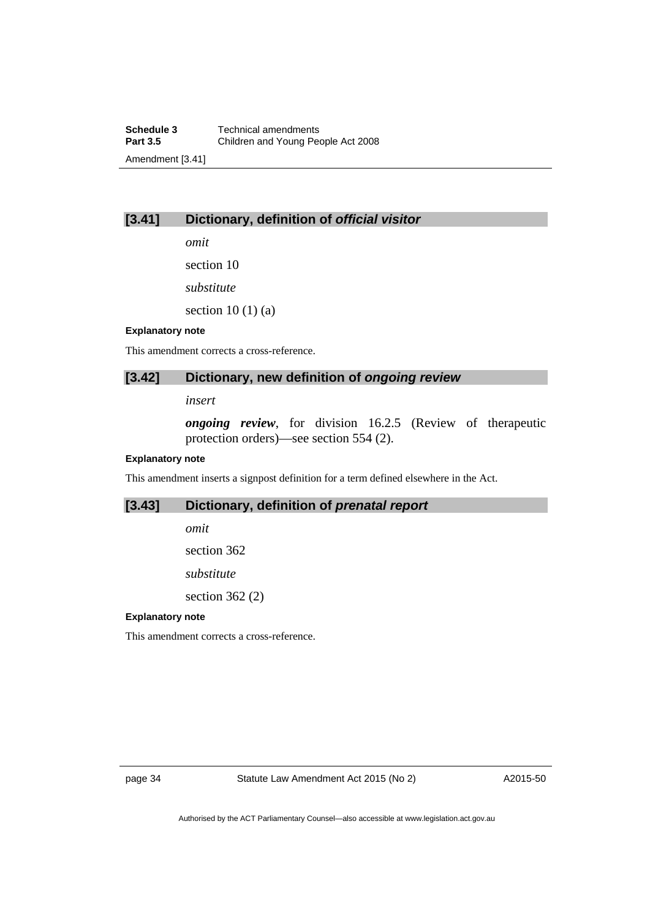## [3.41] Dictionary, definition of *official visitor*

*omit*

section 10

*substitute*

section 10 (1) (a)

**Explanatory note**

This amendment corrects a cross-reference.

## [3.42] Dictionary, new definition of *ongoing review*

*insert*

***ongoing review***, for division 16.2.5 (Review of therapeutic protection orders)—see section 554 (2).

**Explanatory note**

This amendment inserts a signpost definition for a term defined elsewhere in the Act.

## [3.43] Dictionary, definition of *prenatal report*

*omit*

section 362

*substitute*

section 362 (2)

**Explanatory note**

This amendment corrects a cross-reference.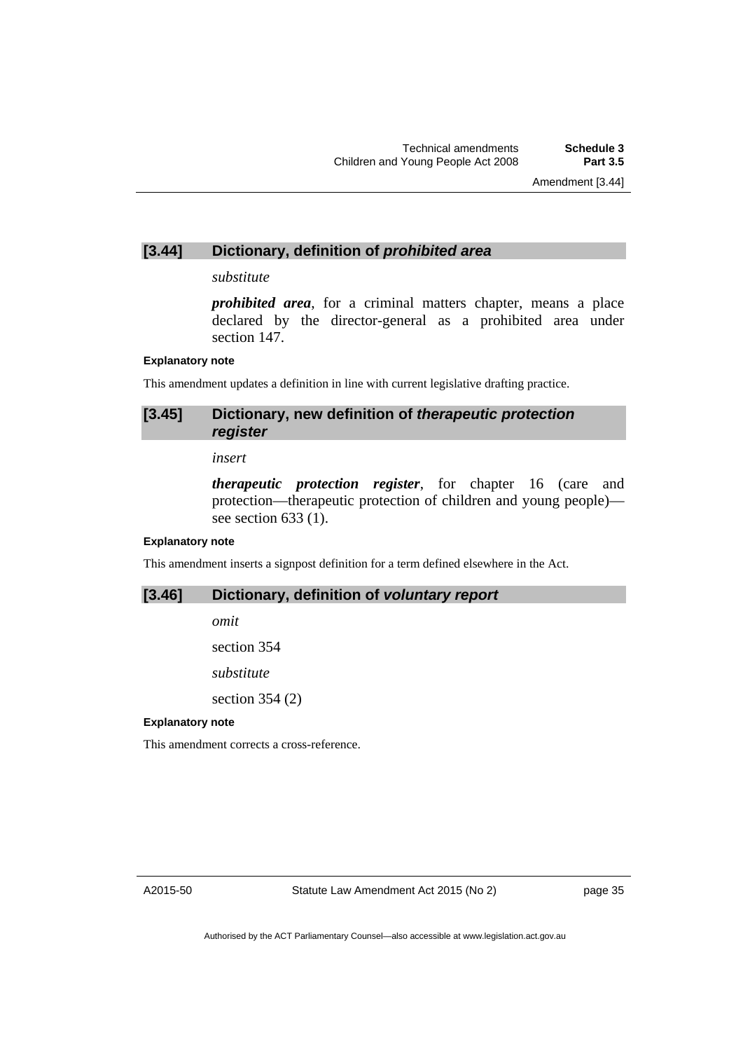## [3.44] Dictionary, definition of *prohibited area*

*substitute*

***prohibited area***, for a criminal matters chapter, means a place declared by the director-general as a prohibited area under section 147.

**Explanatory note**

This amendment updates a definition in line with current legislative drafting practice.

## [3.45] Dictionary, new definition of *therapeutic protection register*

*insert*

***therapeutic protection register***, for chapter 16 (care and protection—therapeutic protection of children and young people)—see section 633 (1).

**Explanatory note**

This amendment inserts a signpost definition for a term defined elsewhere in the Act.

## [3.46] Dictionary, definition of *voluntary report*

*omit*

section 354

*substitute*

section 354 (2)

**Explanatory note**

This amendment corrects a cross-reference.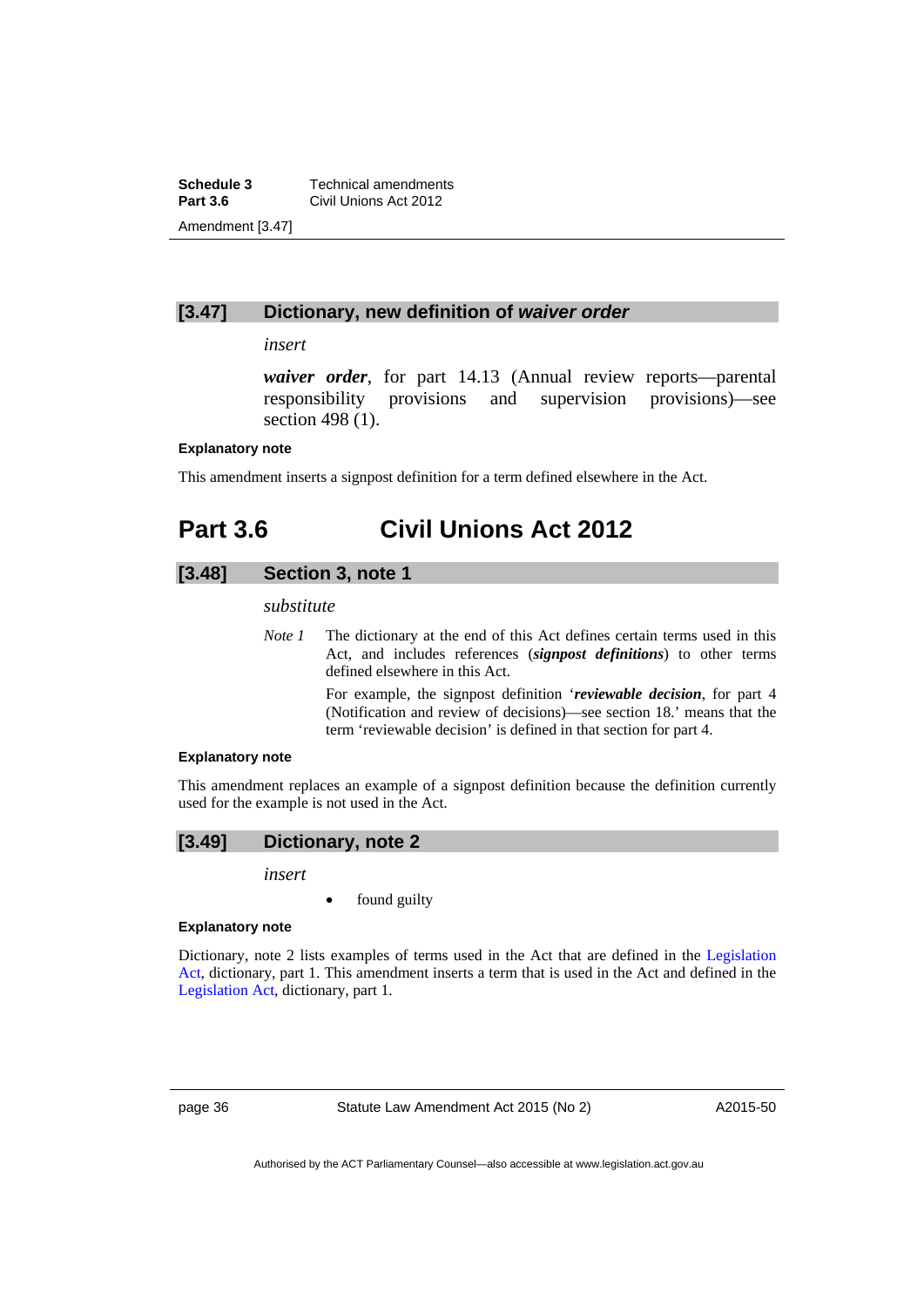### [3.47] Dictionary, new definition of *waiver order*

*insert*

***waiver order***, for part 14.13 (Annual review reports—parental responsibility provisions and supervision provisions)—see section 498 (1).

**Explanatory note**

This amendment inserts a signpost definition for a term defined elsewhere in the Act.

## Part 3.6 Civil Unions Act 2012

### [3.48] Section 3, note 1

*substitute*

*Note 1* The dictionary at the end of this Act defines certain terms used in this Act, and includes references (***signpost definitions***) to other terms defined elsewhere in this Act.

For example, the signpost definition '***reviewable decision***, for part 4 (Notification and review of decisions)—see section 18.' means that the term 'reviewable decision' is defined in that section for part 4.

**Explanatory note**

This amendment replaces an example of a signpost definition because the definition currently used for the example is not used in the Act.

### [3.49] Dictionary, note 2

*insert*

- found guilty

**Explanatory note**

Dictionary, note 2 lists examples of terms used in the Act that are defined in the Legislation Act, dictionary, part 1. This amendment inserts a term that is used in the Act and defined in the Legislation Act, dictionary, part 1.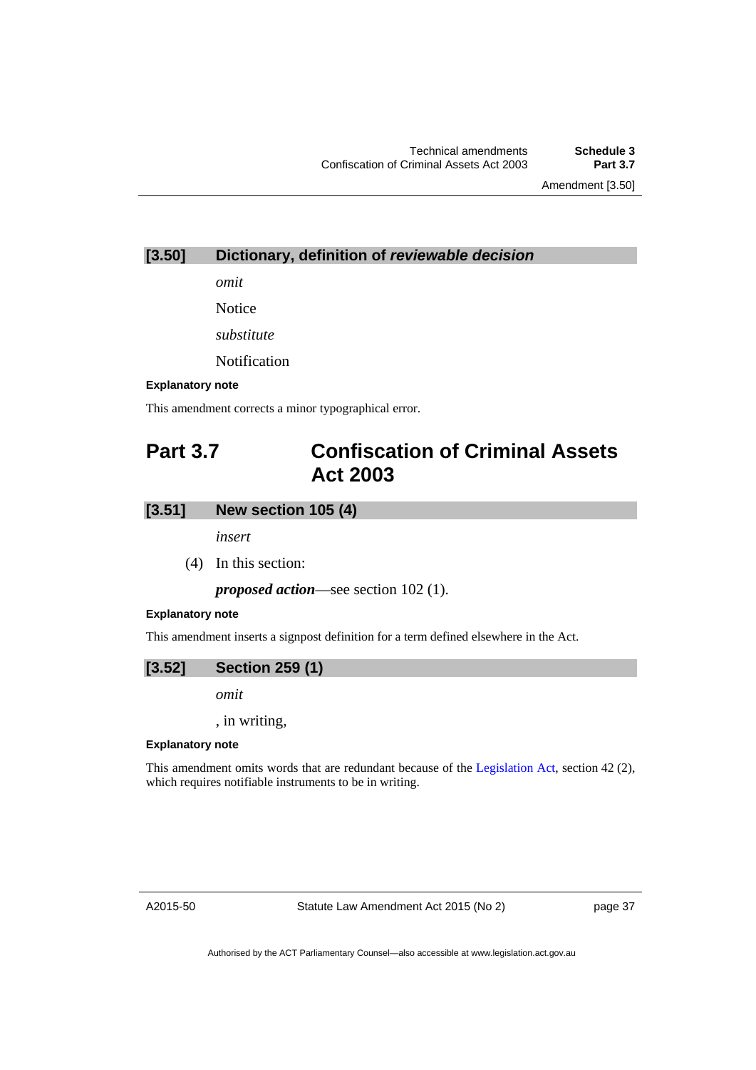### [3.50] Dictionary, definition of *reviewable decision*

*omit*

Notice

*substitute*

Notification

**Explanatory note**

This amendment corrects a minor typographical error.

## Part 3.7 Confiscation of Criminal Assets Act 2003

### [3.51] New section 105 (4)

*insert*

(4) In this section:

***proposed action***—see section 102 (1).

**Explanatory note**

This amendment inserts a signpost definition for a term defined elsewhere in the Act.

### [3.52] Section 259 (1)

*omit*

, in writing,

**Explanatory note**

This amendment omits words that are redundant because of the Legislation Act, section 42 (2), which requires notifiable instruments to be in writing.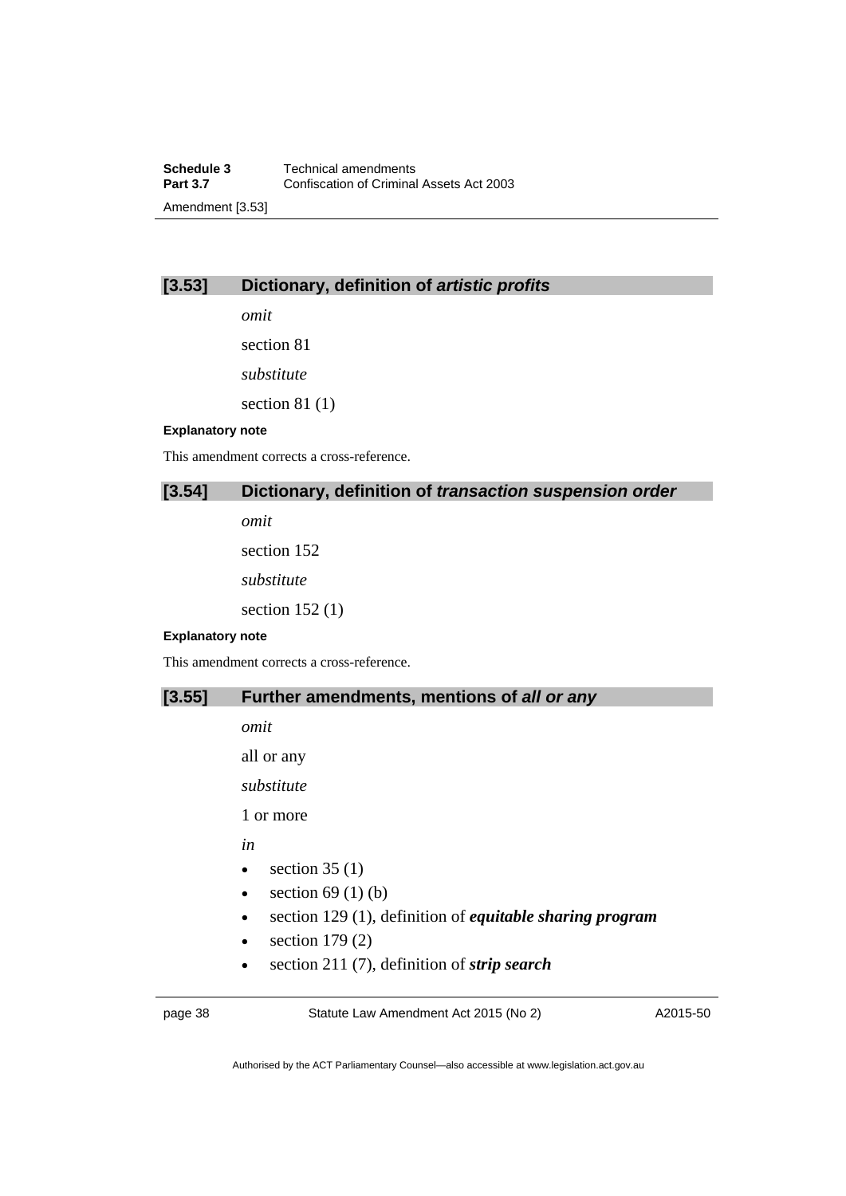### [3.53] Dictionary, definition of *artistic profits*

*omit*

section 81

*substitute*

section 81 (1)

**Explanatory note**

This amendment corrects a cross-reference.

### [3.54] Dictionary, definition of *transaction suspension order*

*omit*

section 152

*substitute*

section 152 (1)

**Explanatory note**

This amendment corrects a cross-reference.

### [3.55] Further amendments, mentions of *all or any*

*omit*

all or any

*substitute*

1 or more

*in*

- section 35 (1)
- section 69 (1) (b)
- section 129 (1), definition of ***equitable sharing program***
- section 179 (2)
- section 211 (7), definition of ***strip search***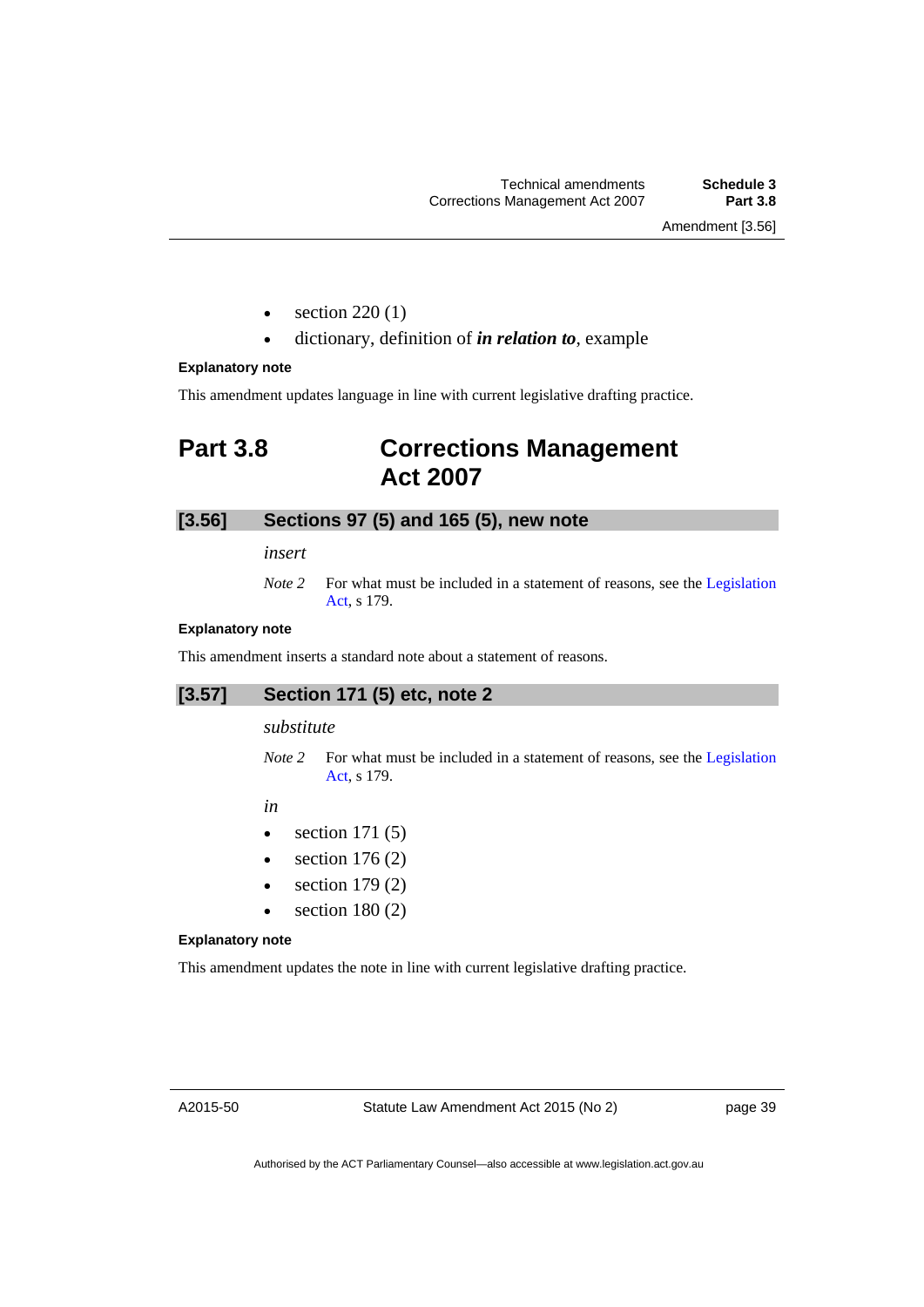- section 220 (1)
- dictionary, definition of ***in relation to***, example

**Explanatory note**

This amendment updates language in line with current legislative drafting practice.

# Part 3.8 Corrections Management Act 2007

## [3.56] Sections 97 (5) and 165 (5), new note

*insert*

*Note 2* For what must be included in a statement of reasons, see the Legislation Act, s 179.

**Explanatory note**

This amendment inserts a standard note about a statement of reasons.

## [3.57] Section 171 (5) etc, note 2

*substitute*

*Note 2* For what must be included in a statement of reasons, see the Legislation Act, s 179.

*in*

- section 171 (5)
- section 176 (2)
- section 179 (2)
- section 180 (2)

**Explanatory note**

This amendment updates the note in line with current legislative drafting practice.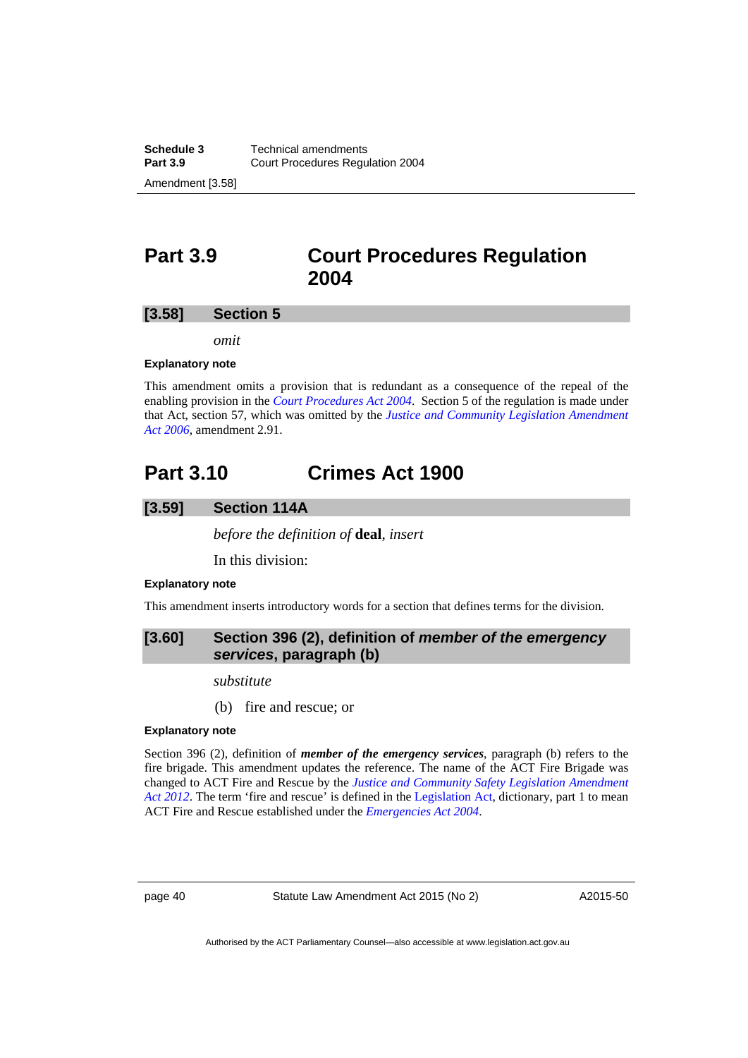## Part 3.9 Court Procedures Regulation 2004

### [3.58] Section 5

*omit*

**Explanatory note**

This amendment omits a provision that is redundant as a consequence of the repeal of the enabling provision in the *Court Procedures Act 2004*. Section 5 of the regulation is made under that Act, section 57, which was omitted by the *Justice and Community Legislation Amendment Act 2006*, amendment 2.91.

## Part 3.10 Crimes Act 1900

### [3.59] Section 114A

*before the definition of* **deal**, *insert*

In this division:

**Explanatory note**

This amendment inserts introductory words for a section that defines terms for the division.

### [3.60] Section 396 (2), definition of *member of the emergency services*, paragraph (b)

*substitute*

(b) fire and rescue; or

**Explanatory note**

Section 396 (2), definition of ***member of the emergency services***, paragraph (b) refers to the fire brigade. This amendment updates the reference. The name of the ACT Fire Brigade was changed to ACT Fire and Rescue by the *Justice and Community Safety Legislation Amendment Act 2012*. The term 'fire and rescue' is defined in the Legislation Act, dictionary, part 1 to mean ACT Fire and Rescue established under the *Emergencies Act 2004*.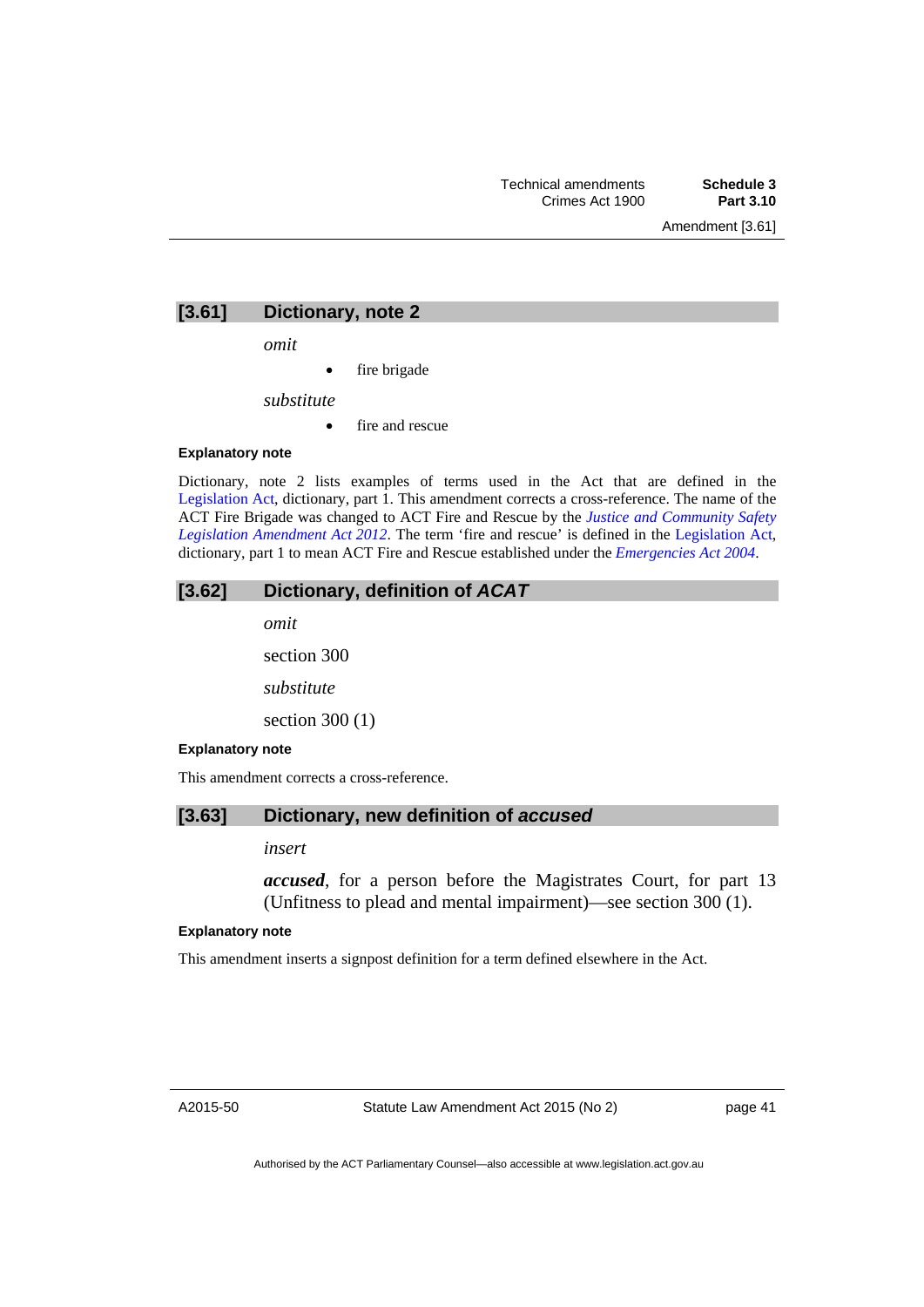## [3.61] Dictionary, note 2

*omit*

- fire brigade

*substitute*

- fire and rescue

#### Explanatory note

Dictionary, note 2 lists examples of terms used in the Act that are defined in the Legislation Act, dictionary, part 1. This amendment corrects a cross-reference. The name of the ACT Fire Brigade was changed to ACT Fire and Rescue by the *Justice and Community Safety Legislation Amendment Act 2012*. The term 'fire and rescue' is defined in the Legislation Act, dictionary, part 1 to mean ACT Fire and Rescue established under the *Emergencies Act 2004*.

## [3.62] Dictionary, definition of *ACAT*

*omit*

section 300

*substitute*

section 300 (1)

#### Explanatory note

This amendment corrects a cross-reference.

## [3.63] Dictionary, new definition of *accused*

*insert*

***accused***, for a person before the Magistrates Court, for part 13 (Unfitness to plead and mental impairment)—see section 300 (1).

#### Explanatory note

This amendment inserts a signpost definition for a term defined elsewhere in the Act.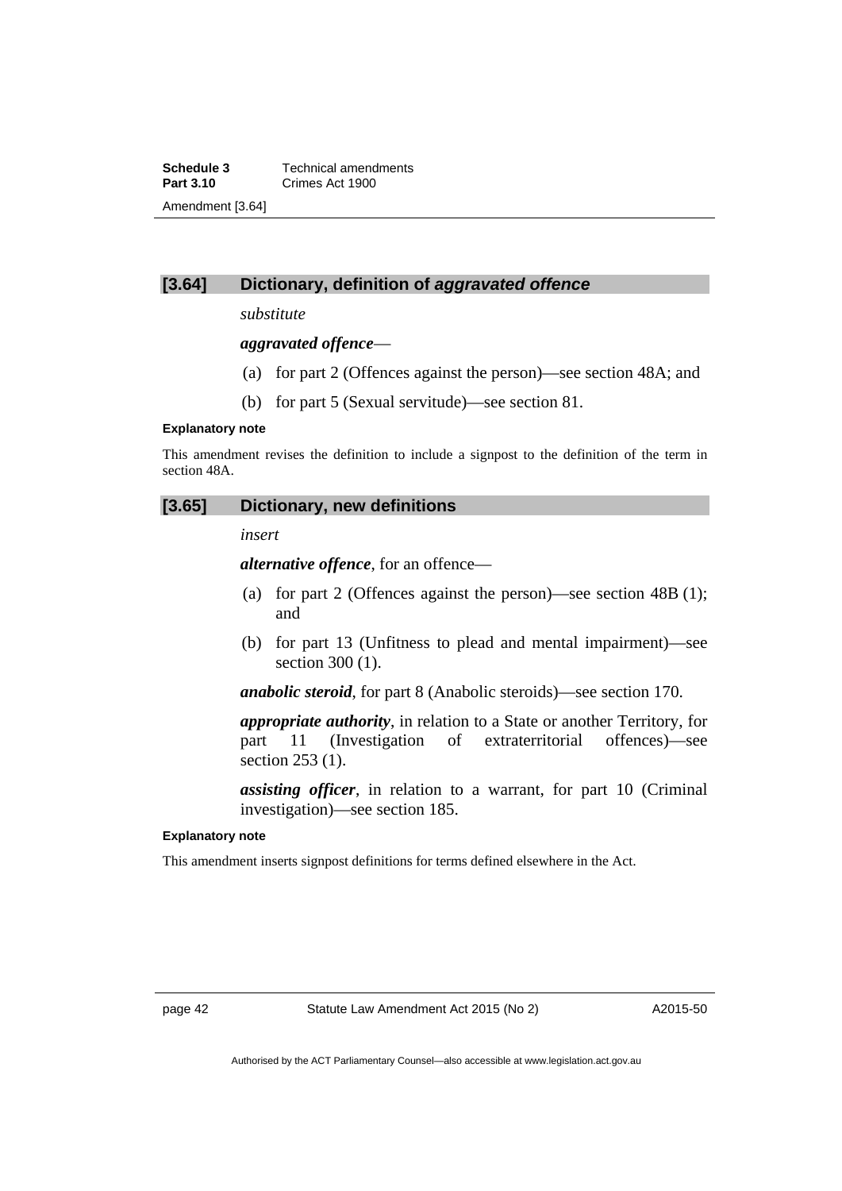### [3.64] Dictionary, definition of *aggravated offence*

*substitute*

***aggravated offence***—

(a) for part 2 (Offences against the person)—see section 48A; and

(b) for part 5 (Sexual servitude)—see section 81.

**Explanatory note**

This amendment revises the definition to include a signpost to the definition of the term in section 48A.

### [3.65] Dictionary, new definitions

*insert*

***alternative offence***, for an offence—

(a) for part 2 (Offences against the person)—see section 48B (1); and

(b) for part 13 (Unfitness to plead and mental impairment)—see section 300 (1).

***anabolic steroid***, for part 8 (Anabolic steroids)—see section 170.

***appropriate authority***, in relation to a State or another Territory, for part 11 (Investigation of extraterritorial offences)—see section 253 (1).

***assisting officer***, in relation to a warrant, for part 10 (Criminal investigation)—see section 185.

**Explanatory note**

This amendment inserts signpost definitions for terms defined elsewhere in the Act.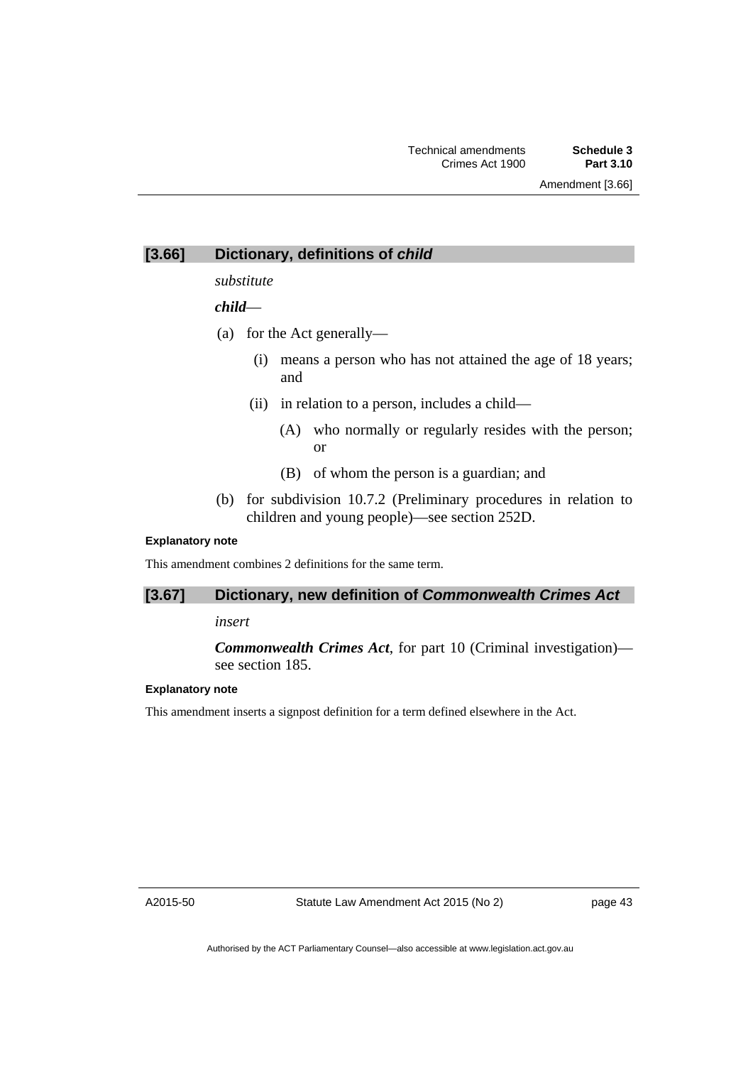### [3.66] Dictionary, definitions of *child*

*substitute*

***child***—

(a) for the Act generally—

  (i) means a person who has not attained the age of 18 years; and

  (ii) in relation to a person, includes a child—

    (A) who normally or regularly resides with the person; or

    (B) of whom the person is a guardian; and

(b) for subdivision 10.7.2 (Preliminary procedures in relation to children and young people)—see section 252D.

**Explanatory note**

This amendment combines 2 definitions for the same term.

### [3.67] Dictionary, new definition of *Commonwealth Crimes Act*

*insert*

***Commonwealth Crimes Act***, for part 10 (Criminal investigation)—see section 185.

**Explanatory note**

This amendment inserts a signpost definition for a term defined elsewhere in the Act.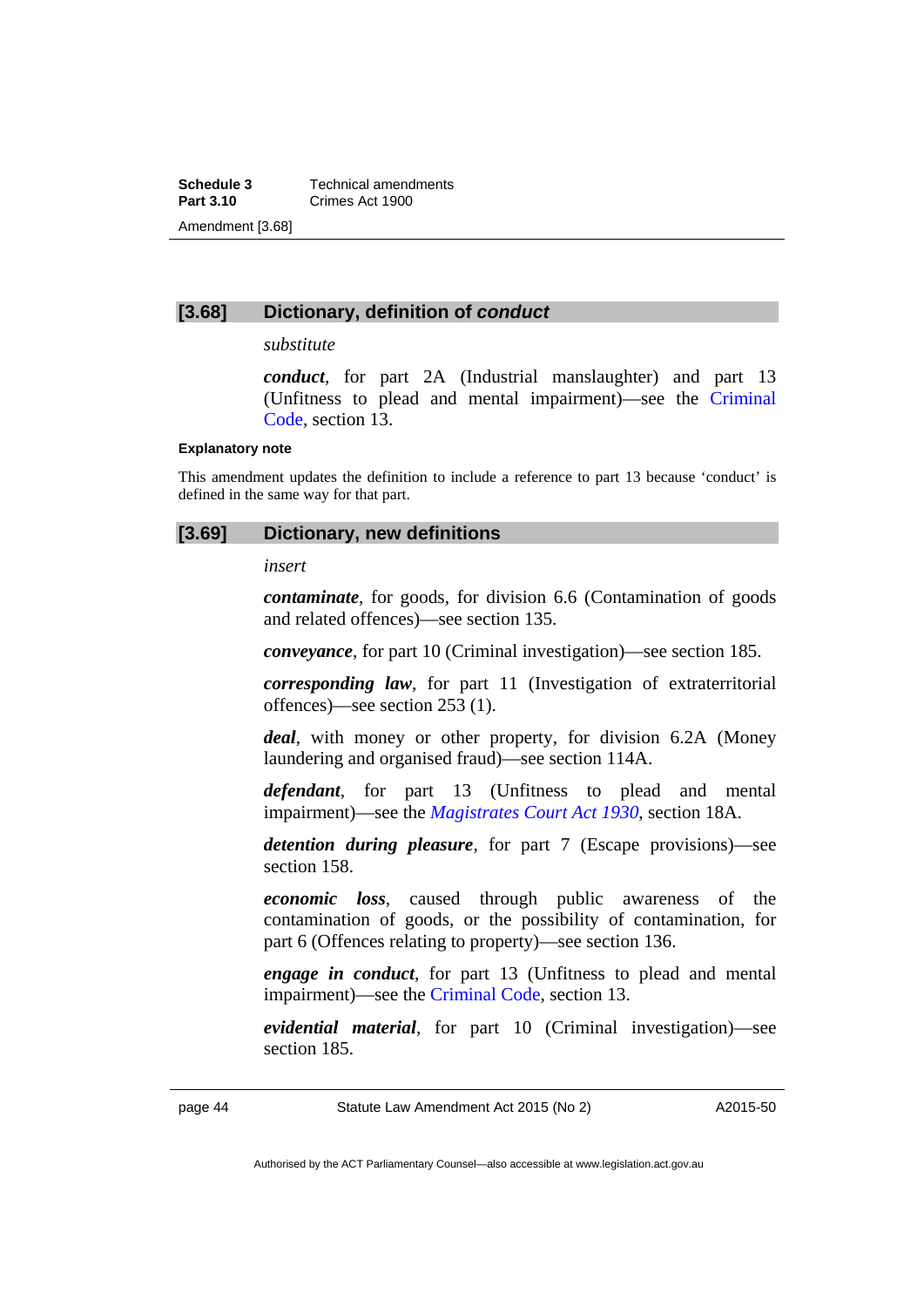## [3.68] Dictionary, definition of *conduct*

*substitute*

***conduct***, for part 2A (Industrial manslaughter) and part 13 (Unfitness to plead and mental impairment)—see the Criminal Code, section 13.

**Explanatory note**

This amendment updates the definition to include a reference to part 13 because 'conduct' is defined in the same way for that part.

## [3.69] Dictionary, new definitions

*insert*

***contaminate***, for goods, for division 6.6 (Contamination of goods and related offences)—see section 135.

***conveyance***, for part 10 (Criminal investigation)—see section 185.

***corresponding law***, for part 11 (Investigation of extraterritorial offences)—see section 253 (1).

***deal***, with money or other property, for division 6.2A (Money laundering and organised fraud)—see section 114A.

***defendant***, for part 13 (Unfitness to plead and mental impairment)—see the *Magistrates Court Act 1930*, section 18A.

***detention during pleasure***, for part 7 (Escape provisions)—see section 158.

***economic loss***, caused through public awareness of the contamination of goods, or the possibility of contamination, for part 6 (Offences relating to property)—see section 136.

***engage in conduct***, for part 13 (Unfitness to plead and mental impairment)—see the Criminal Code, section 13.

***evidential material***, for part 10 (Criminal investigation)—see section 185.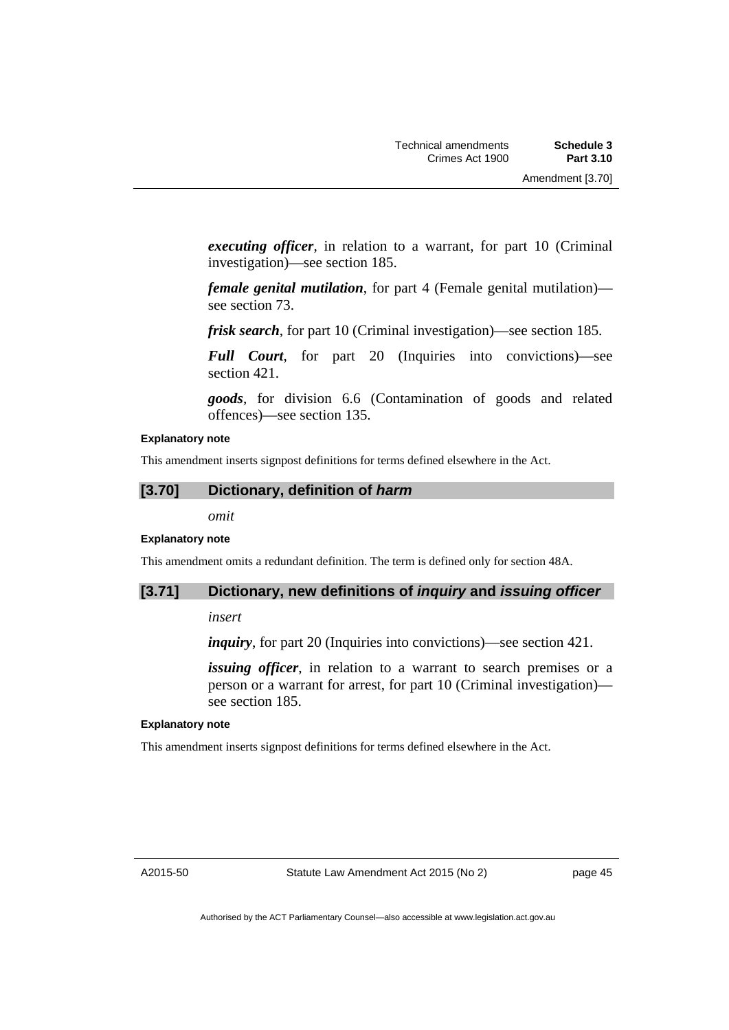***executing officer***, in relation to a warrant, for part 10 (Criminal investigation)—see section 185.

***female genital mutilation***, for part 4 (Female genital mutilation)—see section 73.

***frisk search***, for part 10 (Criminal investigation)—see section 185.

***Full Court***, for part 20 (Inquiries into convictions)—see section 421.

***goods***, for division 6.6 (Contamination of goods and related offences)—see section 135.

**Explanatory note**

This amendment inserts signpost definitions for terms defined elsewhere in the Act.

### [3.70] Dictionary, definition of *harm*

*omit*

**Explanatory note**

This amendment omits a redundant definition. The term is defined only for section 48A.

### [3.71] Dictionary, new definitions of *inquiry* and *issuing officer*

*insert*

***inquiry***, for part 20 (Inquiries into convictions)—see section 421.

***issuing officer***, in relation to a warrant to search premises or a person or a warrant for arrest, for part 10 (Criminal investigation)—see section 185.

**Explanatory note**

This amendment inserts signpost definitions for terms defined elsewhere in the Act.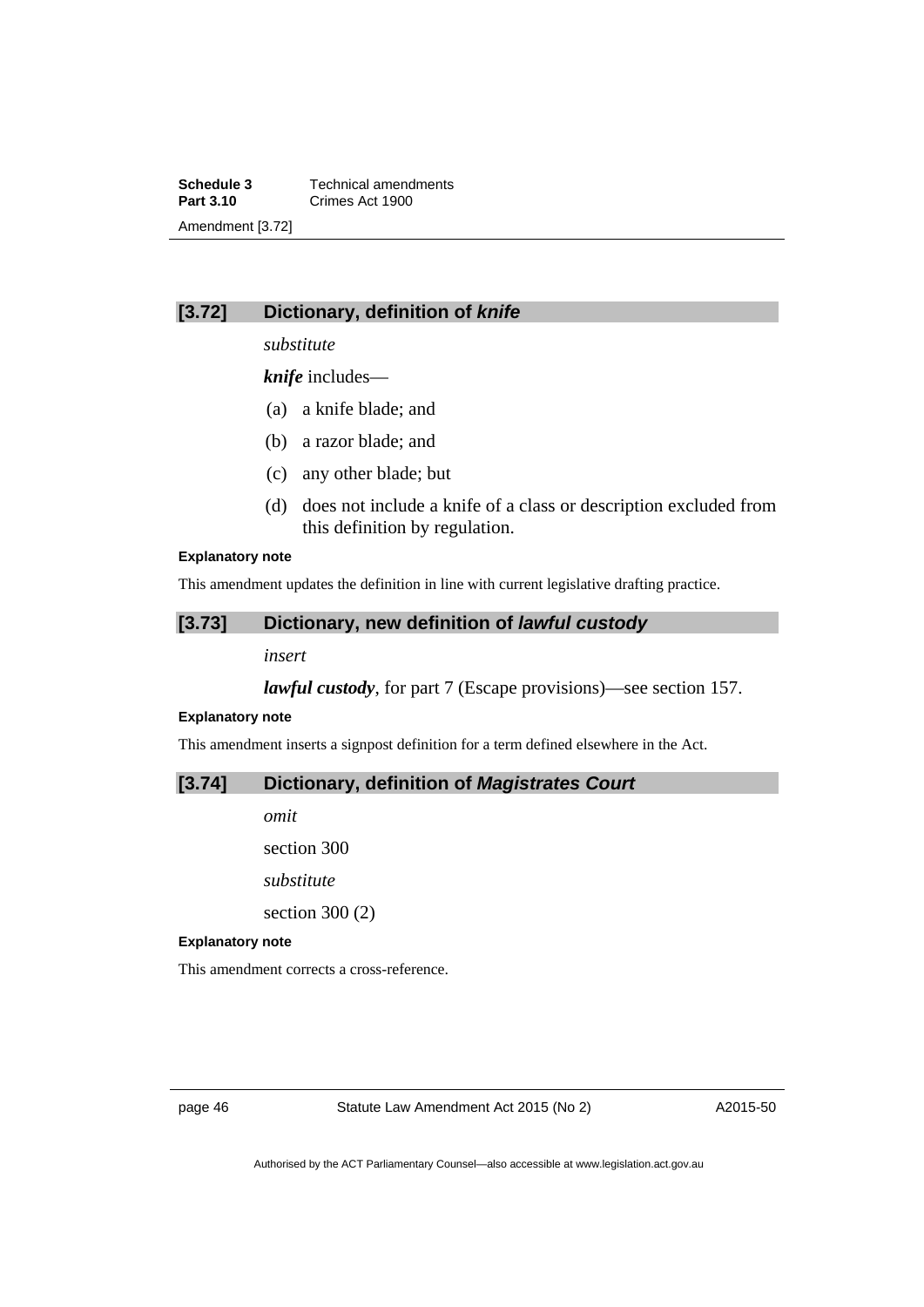## [3.72] Dictionary, definition of *knife*

*substitute*

***knife*** includes—

(a) a knife blade; and

(b) a razor blade; and

(c) any other blade; but

(d) does not include a knife of a class or description excluded from this definition by regulation.

**Explanatory note**

This amendment updates the definition in line with current legislative drafting practice.

## [3.73] Dictionary, new definition of *lawful custody*

*insert*

***lawful custody***, for part 7 (Escape provisions)—see section 157.

**Explanatory note**

This amendment inserts a signpost definition for a term defined elsewhere in the Act.

## [3.74] Dictionary, definition of *Magistrates Court*

*omit*

section 300

*substitute*

section 300 (2)

**Explanatory note**

This amendment corrects a cross-reference.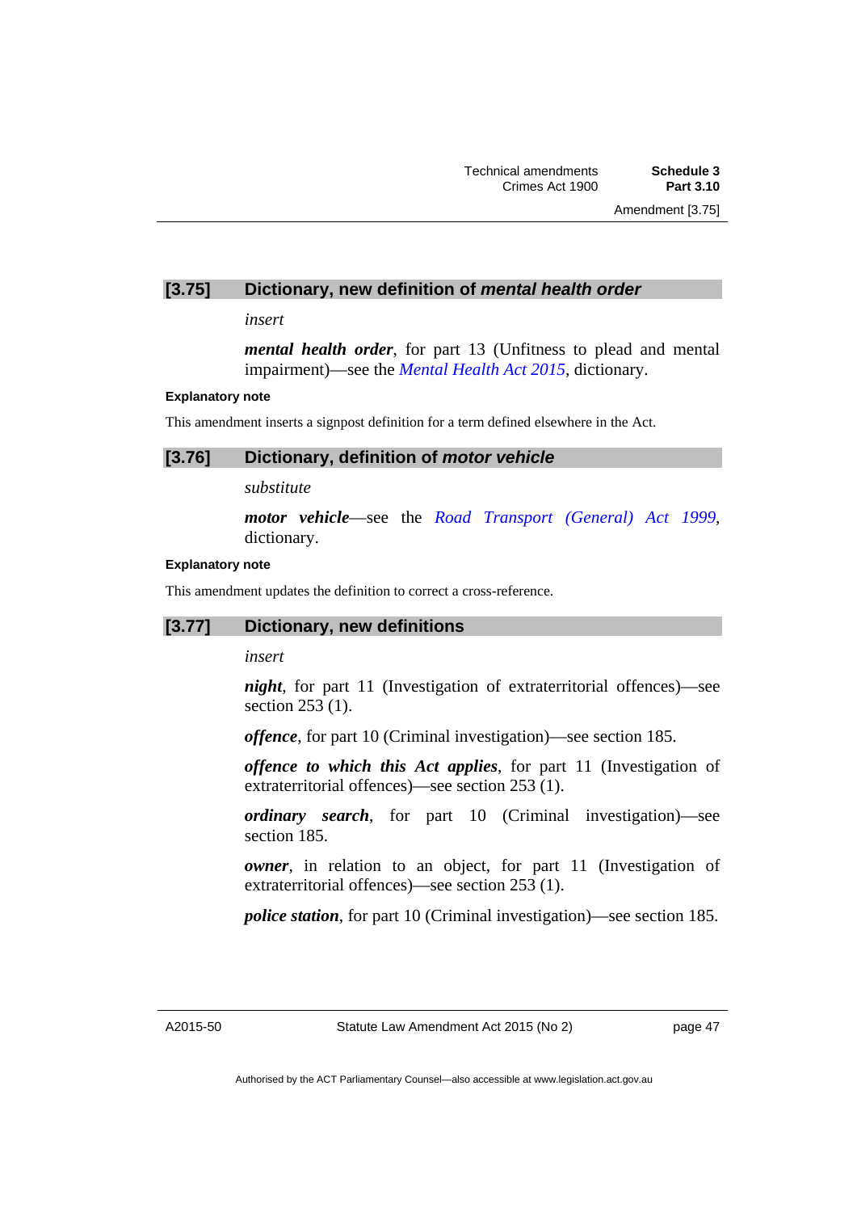## [3.75] Dictionary, new definition of *mental health order*

*insert*

***mental health order***, for part 13 (Unfitness to plead and mental impairment)—see the *Mental Health Act 2015*, dictionary.

#### Explanatory note

This amendment inserts a signpost definition for a term defined elsewhere in the Act.

## [3.76] Dictionary, definition of *motor vehicle*

*substitute*

***motor vehicle***—see the *Road Transport (General) Act 1999*, dictionary.

#### Explanatory note

This amendment updates the definition to correct a cross-reference.

## [3.77] Dictionary, new definitions

*insert*

***night***, for part 11 (Investigation of extraterritorial offences)—see section 253 (1).

***offence***, for part 10 (Criminal investigation)—see section 185.

***offence to which this Act applies***, for part 11 (Investigation of extraterritorial offences)—see section 253 (1).

***ordinary search***, for part 10 (Criminal investigation)—see section 185.

***owner***, in relation to an object, for part 11 (Investigation of extraterritorial offences)—see section 253 (1).

***police station***, for part 10 (Criminal investigation)—see section 185.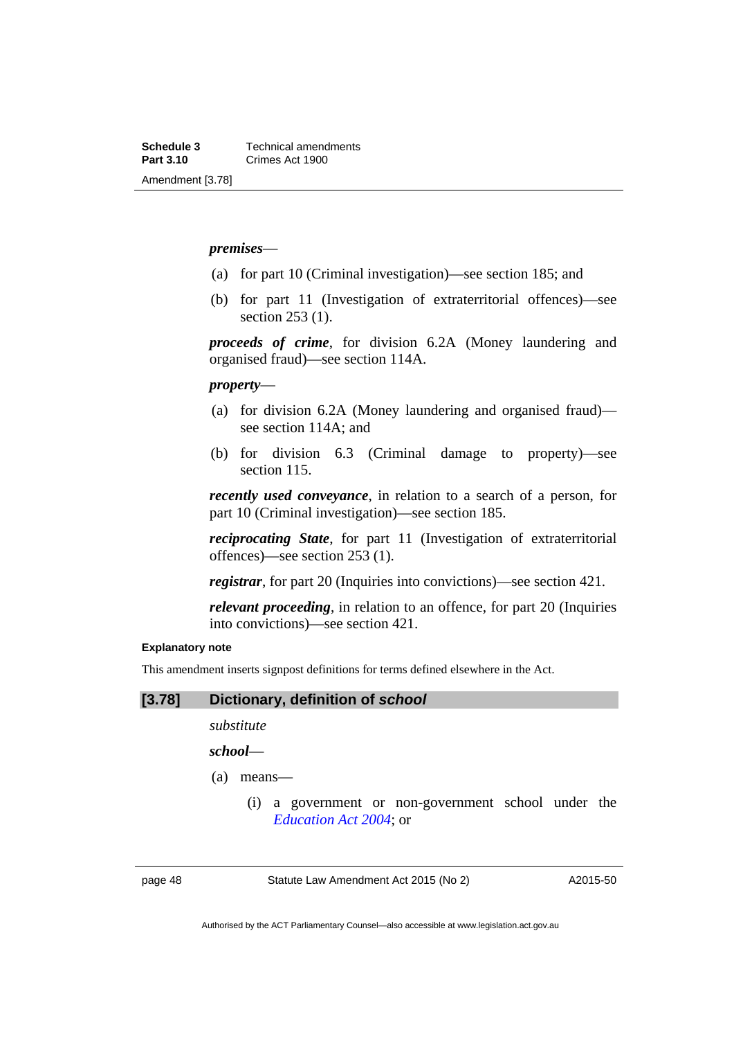***premises***—

(a) for part 10 (Criminal investigation)—see section 185; and

(b) for part 11 (Investigation of extraterritorial offences)—see section 253 (1).

***proceeds of crime***, for division 6.2A (Money laundering and organised fraud)—see section 114A.

***property***—

(a) for division 6.2A (Money laundering and organised fraud)—see section 114A; and

(b) for division 6.3 (Criminal damage to property)—see section 115.

***recently used conveyance***, in relation to a search of a person, for part 10 (Criminal investigation)—see section 185.

***reciprocating State***, for part 11 (Investigation of extraterritorial offences)—see section 253 (1).

***registrar***, for part 20 (Inquiries into convictions)—see section 421.

***relevant proceeding***, in relation to an offence, for part 20 (Inquiries into convictions)—see section 421.

**Explanatory note**

This amendment inserts signpost definitions for terms defined elsewhere in the Act.

### [3.78] Dictionary, definition of *school*

*substitute*

***school***—

(a) means—

(i) a government or non-government school under the *Education Act 2004*; or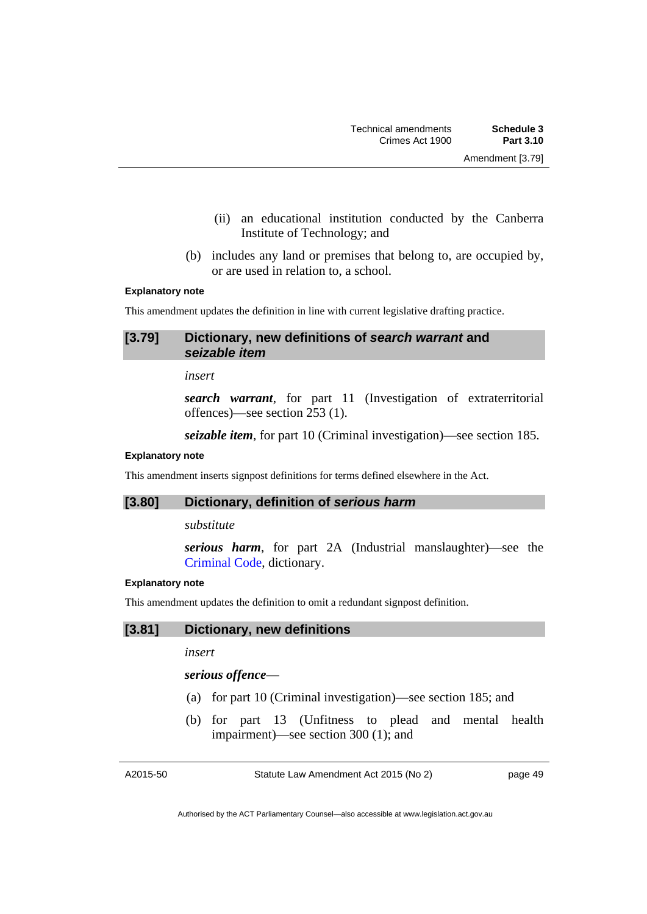(ii) an educational institution conducted by the Canberra Institute of Technology; and

(b) includes any land or premises that belong to, are occupied by, or are used in relation to, a school.

**Explanatory note**

This amendment updates the definition in line with current legislative drafting practice.

### [3.79] Dictionary, new definitions of *search warrant* and *seizable item*

*insert*

***search warrant***, for part 11 (Investigation of extraterritorial offences)—see section 253 (1).

***seizable item***, for part 10 (Criminal investigation)—see section 185.

**Explanatory note**

This amendment inserts signpost definitions for terms defined elsewhere in the Act.

### [3.80] Dictionary, definition of *serious harm*

*substitute*

***serious harm***, for part 2A (Industrial manslaughter)—see the Criminal Code, dictionary.

**Explanatory note**

This amendment updates the definition to omit a redundant signpost definition.

### [3.81] Dictionary, new definitions

*insert*

***serious offence***—

(a) for part 10 (Criminal investigation)—see section 185; and

(b) for part 13 (Unfitness to plead and mental health impairment)—see section 300 (1); and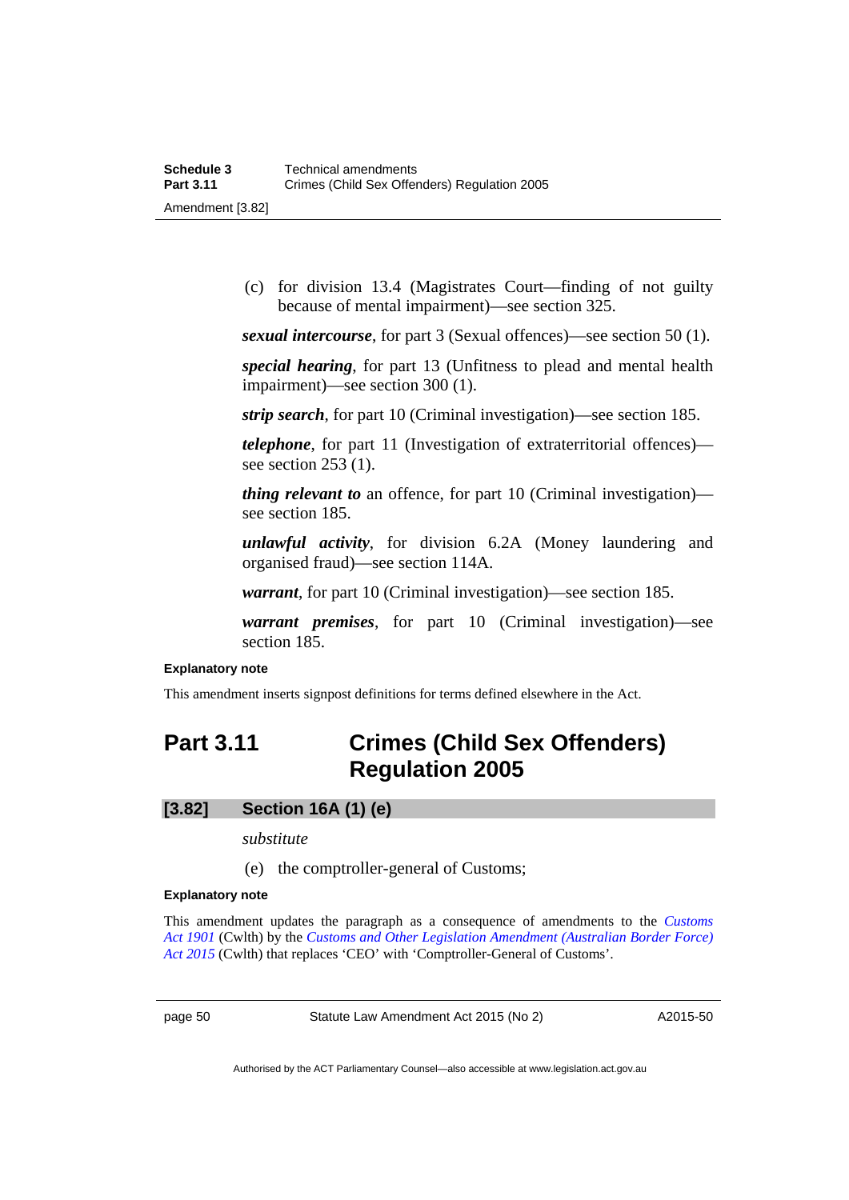(c) for division 13.4 (Magistrates Court—finding of not guilty because of mental impairment)—see section 325.

***sexual intercourse***, for part 3 (Sexual offences)—see section 50 (1).

***special hearing***, for part 13 (Unfitness to plead and mental health impairment)—see section 300 (1).

***strip search***, for part 10 (Criminal investigation)—see section 185.

***telephone***, for part 11 (Investigation of extraterritorial offences)—see section 253 (1).

***thing relevant to*** an offence, for part 10 (Criminal investigation)—see section 185.

***unlawful activity***, for division 6.2A (Money laundering and organised fraud)—see section 114A.

***warrant***, for part 10 (Criminal investigation)—see section 185.

***warrant premises***, for part 10 (Criminal investigation)—see section 185.

**Explanatory note**

This amendment inserts signpost definitions for terms defined elsewhere in the Act.

# Part 3.11 Crimes (Child Sex Offenders) Regulation 2005

## [3.82] Section 16A (1) (e)

*substitute*

(e) the comptroller-general of Customs;

**Explanatory note**

This amendment updates the paragraph as a consequence of amendments to the *Customs Act 1901* (Cwlth) by the *Customs and Other Legislation Amendment (Australian Border Force) Act 2015* (Cwlth) that replaces 'CEO' with 'Comptroller-General of Customs'.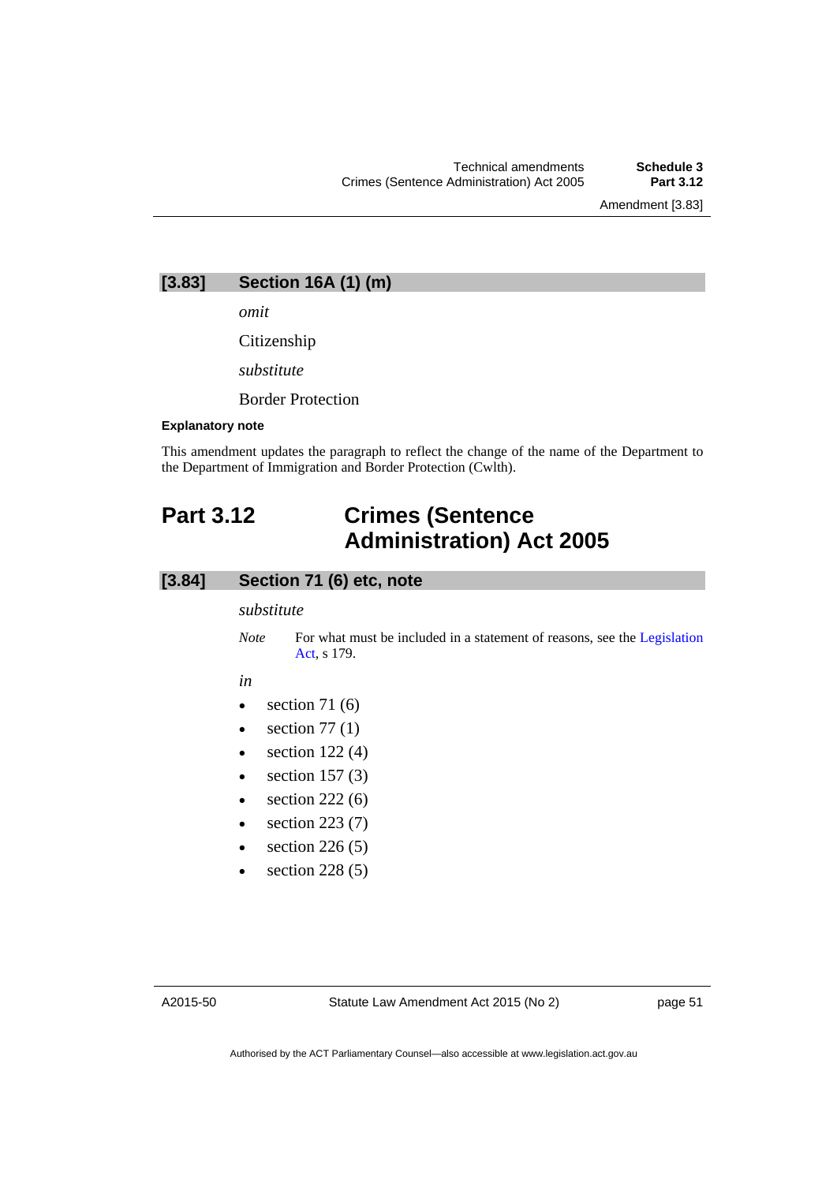### [3.83] Section 16A (1) (m)

*omit*

Citizenship

*substitute*

Border Protection

**Explanatory note**

This amendment updates the paragraph to reflect the change of the name of the Department to the Department of Immigration and Border Protection (Cwlth).

## Part 3.12 Crimes (Sentence Administration) Act 2005

### [3.84] Section 71 (6) etc, note

*substitute*

*Note* For what must be included in a statement of reasons, see the Legislation Act, s 179.

*in*

- section 71 (6)
- section 77 (1)
- section 122 (4)
- section 157 (3)
- section 222 (6)
- section 223 (7)
- section 226 (5)
- section 228 (5)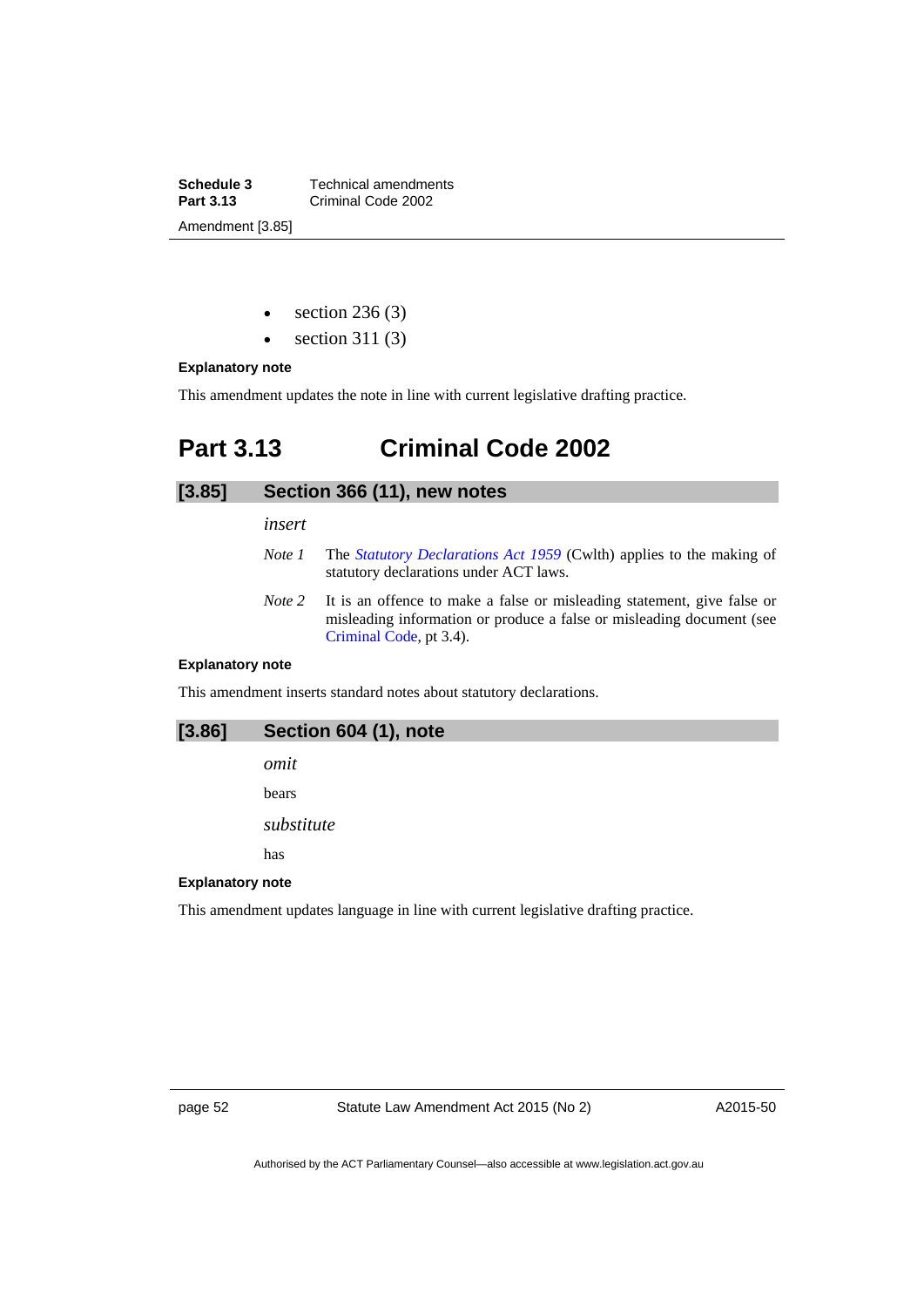- section 236 (3)
- section 311 (3)

**Explanatory note**

This amendment updates the note in line with current legislative drafting practice.

# Part 3.13 Criminal Code 2002

## [3.85] Section 366 (11), new notes

*insert*

*Note 1* The *Statutory Declarations Act 1959* (Cwlth) applies to the making of statutory declarations under ACT laws.

*Note 2* It is an offence to make a false or misleading statement, give false or misleading information or produce a false or misleading document (see Criminal Code, pt 3.4).

**Explanatory note**

This amendment inserts standard notes about statutory declarations.

## [3.86] Section 604 (1), note

*omit*

bears

*substitute*

has

**Explanatory note**

This amendment updates language in line with current legislative drafting practice.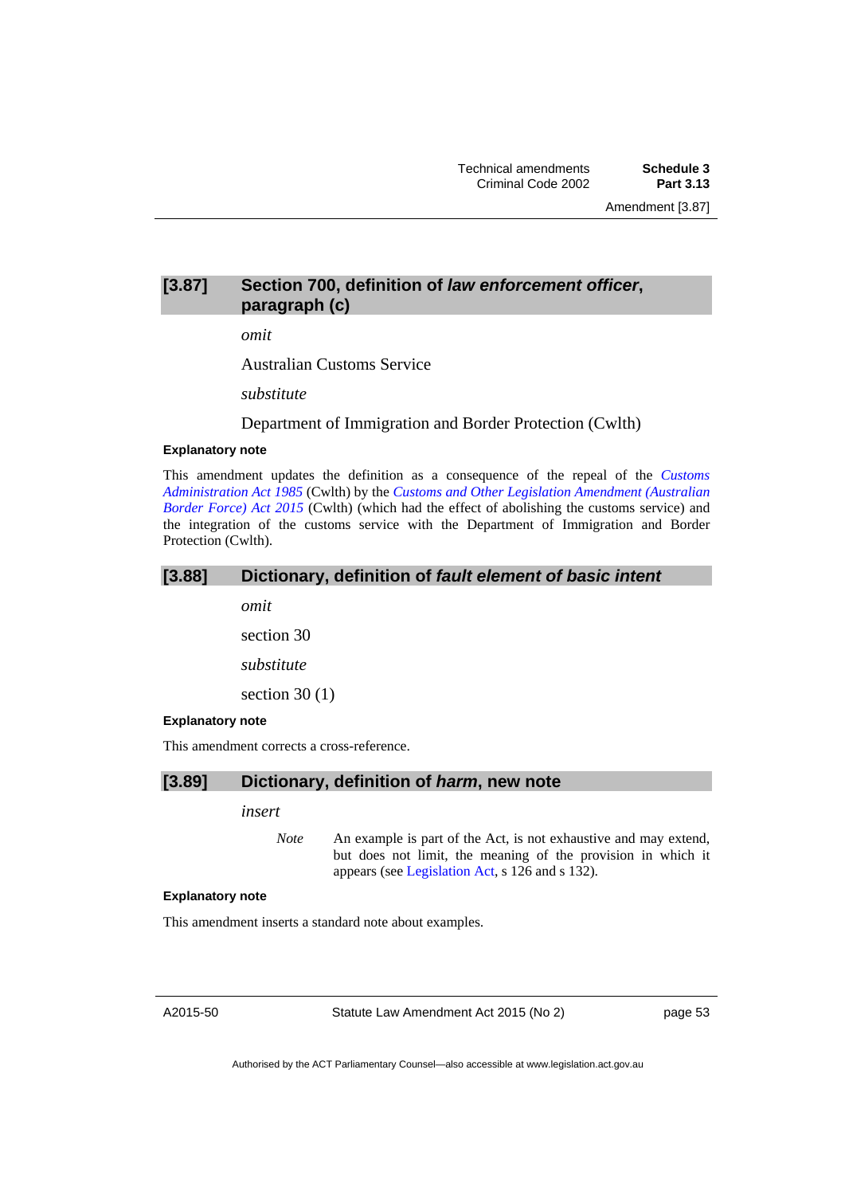## [3.87] Section 700, definition of *law enforcement officer*, paragraph (c)

*omit*

Australian Customs Service

*substitute*

Department of Immigration and Border Protection (Cwlth)

#### Explanatory note

This amendment updates the definition as a consequence of the repeal of the *Customs Administration Act 1985* (Cwlth) by the *Customs and Other Legislation Amendment (Australian Border Force) Act 2015* (Cwlth) (which had the effect of abolishing the customs service) and the integration of the customs service with the Department of Immigration and Border Protection (Cwlth).

## [3.88] Dictionary, definition of *fault element of basic intent*

*omit*

section 30

*substitute*

section 30 (1)

#### Explanatory note

This amendment corrects a cross-reference.

## [3.89] Dictionary, definition of *harm*, new note

*insert*

*Note* An example is part of the Act, is not exhaustive and may extend, but does not limit, the meaning of the provision in which it appears (see Legislation Act, s 126 and s 132).

#### Explanatory note

This amendment inserts a standard note about examples.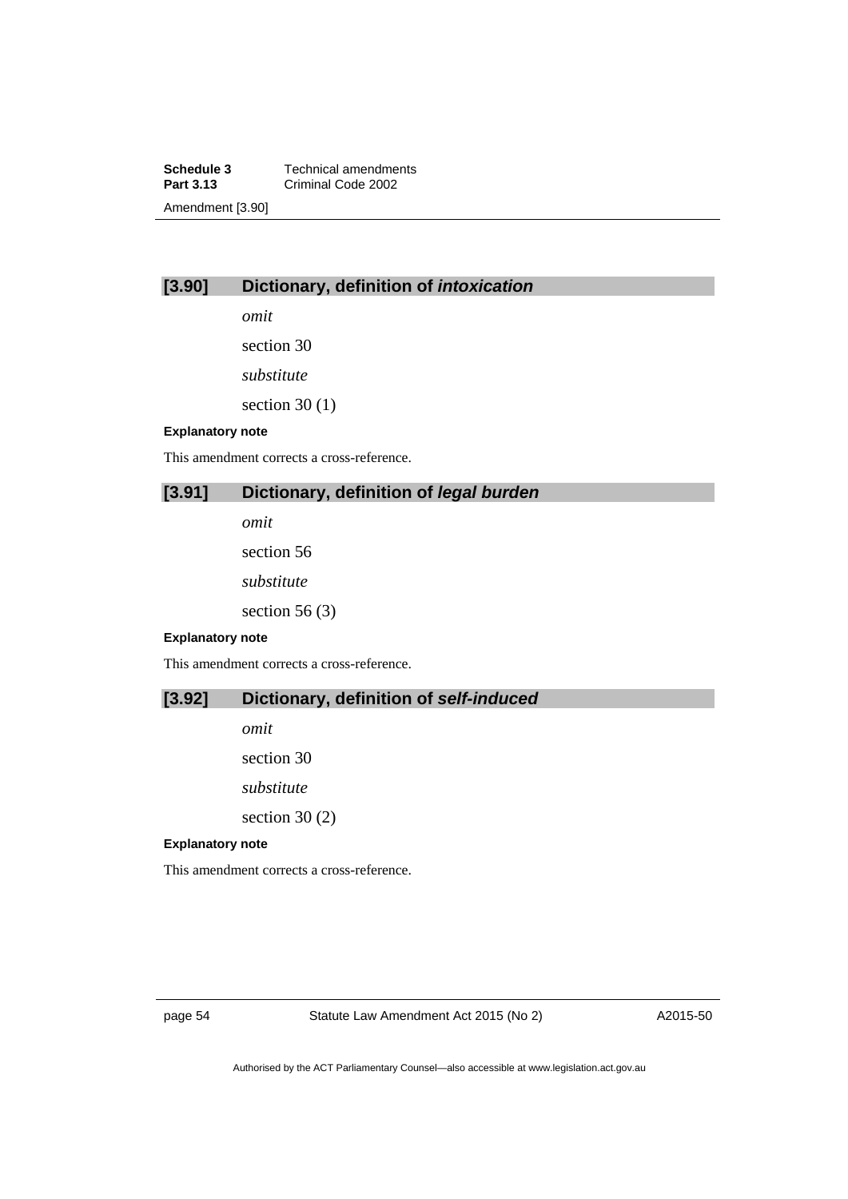### [3.90] Dictionary, definition of *intoxication*

*omit*

section 30

*substitute*

section 30 (1)

**Explanatory note**

This amendment corrects a cross-reference.

### [3.91] Dictionary, definition of *legal burden*

*omit*

section 56

*substitute*

section 56 (3)

**Explanatory note**

This amendment corrects a cross-reference.

### [3.92] Dictionary, definition of *self-induced*

*omit*

section 30

*substitute*

section 30 (2)

**Explanatory note**

This amendment corrects a cross-reference.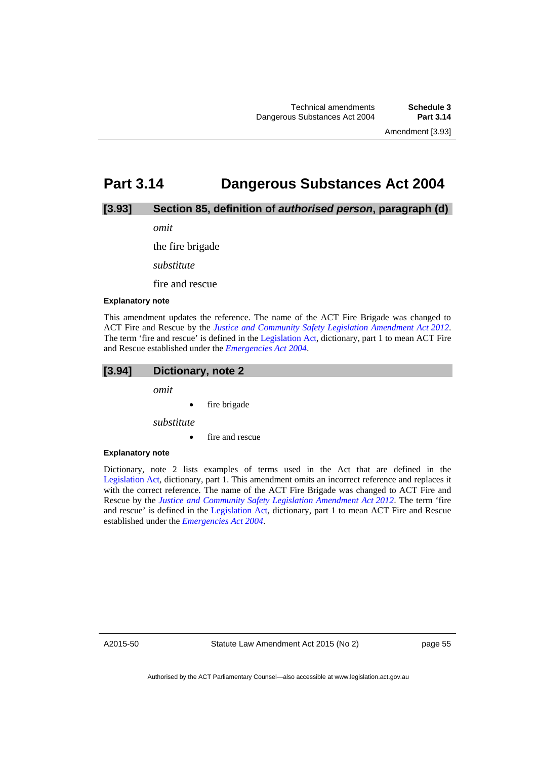# Part 3.14 Dangerous Substances Act 2004

## [3.93] Section 85, definition of *authorised person*, paragraph (d)

*omit*

the fire brigade

*substitute*

fire and rescue

#### Explanatory note

This amendment updates the reference. The name of the ACT Fire Brigade was changed to ACT Fire and Rescue by the *Justice and Community Safety Legislation Amendment Act 2012*. The term 'fire and rescue' is defined in the Legislation Act, dictionary, part 1 to mean ACT Fire and Rescue established under the *Emergencies Act 2004*.

## [3.94] Dictionary, note 2

*omit*

- fire brigade

*substitute*

- fire and rescue

#### Explanatory note

Dictionary, note 2 lists examples of terms used in the Act that are defined in the Legislation Act, dictionary, part 1. This amendment omits an incorrect reference and replaces it with the correct reference. The name of the ACT Fire Brigade was changed to ACT Fire and Rescue by the *Justice and Community Safety Legislation Amendment Act 2012*. The term 'fire and rescue' is defined in the Legislation Act, dictionary, part 1 to mean ACT Fire and Rescue established under the *Emergencies Act 2004*.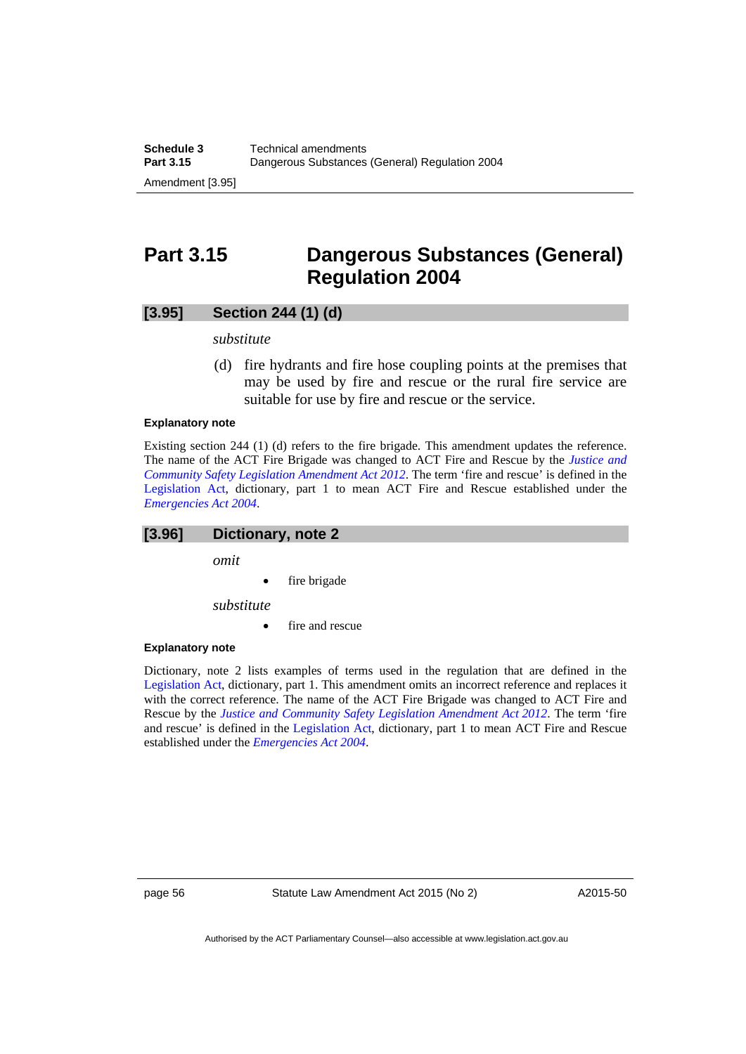# Part 3.15 Dangerous Substances (General) Regulation 2004

## [3.95] Section 244 (1) (d)

*substitute*

(d) fire hydrants and fire hose coupling points at the premises that may be used by fire and rescue or the rural fire service are suitable for use by fire and rescue or the service.

#### Explanatory note

Existing section 244 (1) (d) refers to the fire brigade. This amendment updates the reference. The name of the ACT Fire Brigade was changed to ACT Fire and Rescue by the *Justice and Community Safety Legislation Amendment Act 2012*. The term 'fire and rescue' is defined in the Legislation Act, dictionary, part 1 to mean ACT Fire and Rescue established under the *Emergencies Act 2004*.

## [3.96] Dictionary, note 2

*omit*

- fire brigade

*substitute*

- fire and rescue

#### Explanatory note

Dictionary, note 2 lists examples of terms used in the regulation that are defined in the Legislation Act, dictionary, part 1. This amendment omits an incorrect reference and replaces it with the correct reference. The name of the ACT Fire Brigade was changed to ACT Fire and Rescue by the *Justice and Community Safety Legislation Amendment Act 2012*. The term 'fire and rescue' is defined in the Legislation Act, dictionary, part 1 to mean ACT Fire and Rescue established under the *Emergencies Act 2004*.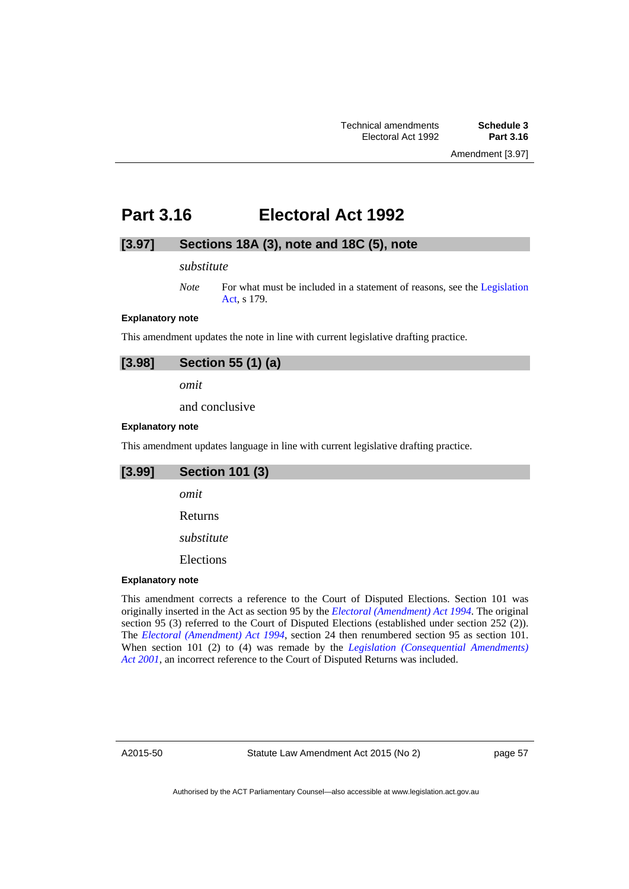# Part 3.16 Electoral Act 1992

## [3.97] Sections 18A (3), note and 18C (5), note

*substitute*

*Note* For what must be included in a statement of reasons, see the Legislation Act, s 179.

#### Explanatory note

This amendment updates the note in line with current legislative drafting practice.

## [3.98] Section 55 (1) (a)

*omit*

and conclusive

#### Explanatory note

This amendment updates language in line with current legislative drafting practice.

## [3.99] Section 101 (3)

*omit*

Returns

*substitute*

Elections

#### Explanatory note

This amendment corrects a reference to the Court of Disputed Elections. Section 101 was originally inserted in the Act as section 95 by the *Electoral (Amendment) Act 1994*. The original section 95 (3) referred to the Court of Disputed Elections (established under section 252 (2)). The *Electoral (Amendment) Act 1994*, section 24 then renumbered section 95 as section 101. When section 101 (2) to (4) was remade by the *Legislation (Consequential Amendments) Act 2001*, an incorrect reference to the Court of Disputed Returns was included.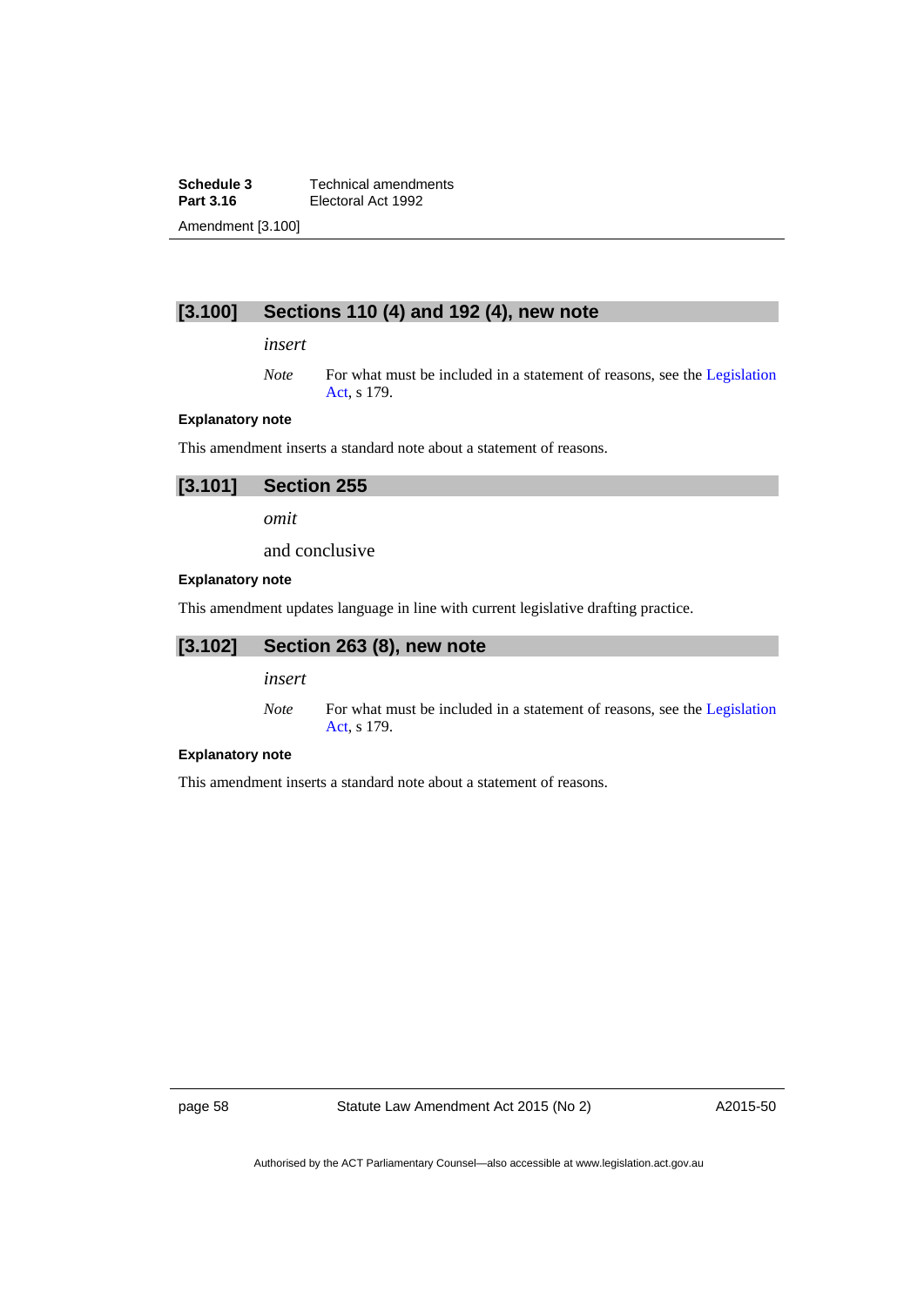## [3.100] Sections 110 (4) and 192 (4), new note

*insert*

*Note* For what must be included in a statement of reasons, see the Legislation Act, s 179.

**Explanatory note**

This amendment inserts a standard note about a statement of reasons.

## [3.101] Section 255

*omit*

and conclusive

**Explanatory note**

This amendment updates language in line with current legislative drafting practice.

## [3.102] Section 263 (8), new note

*insert*

*Note* For what must be included in a statement of reasons, see the Legislation Act, s 179.

**Explanatory note**

This amendment inserts a standard note about a statement of reasons.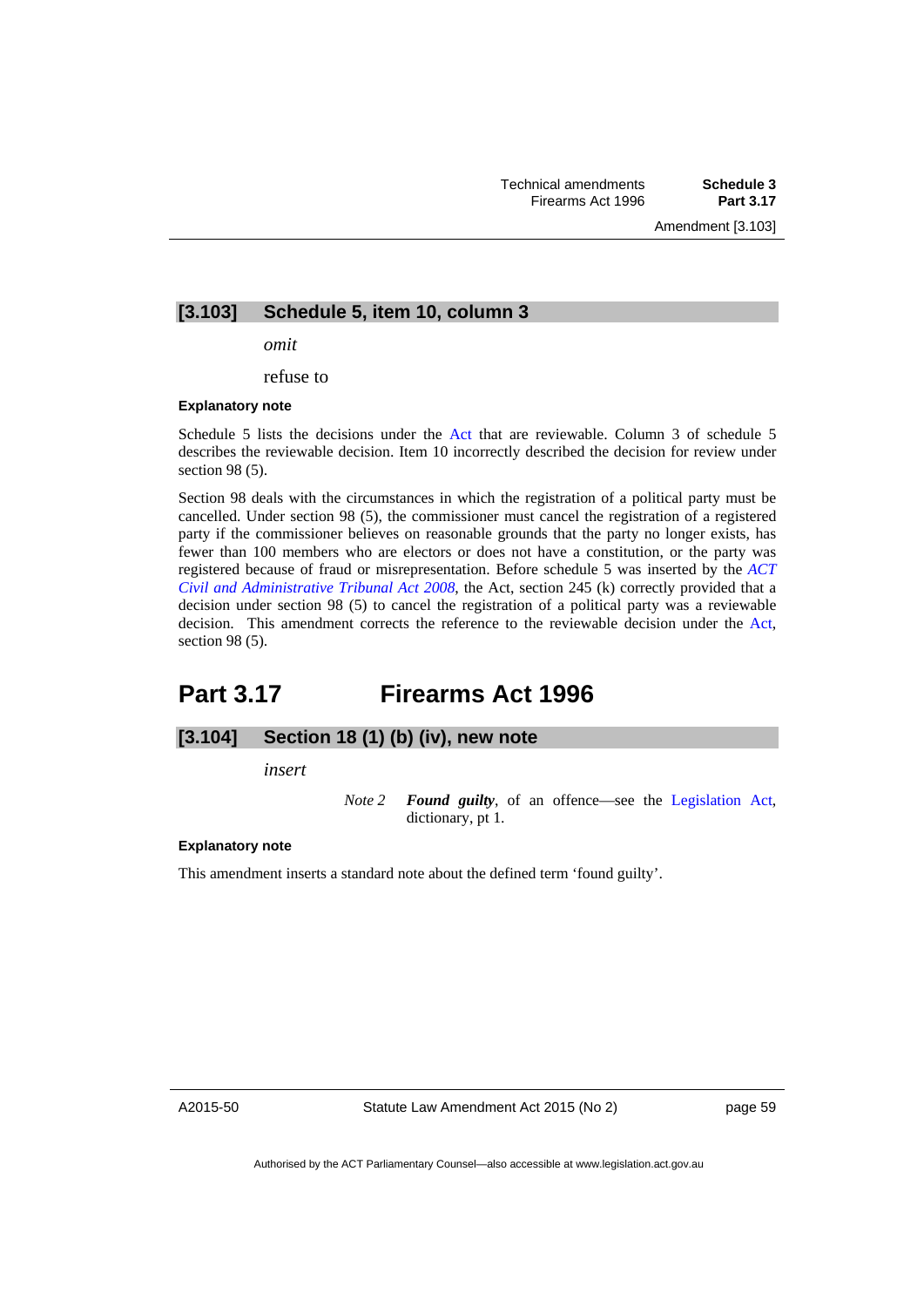### [3.103] Schedule 5, item 10, column 3

*omit*

refuse to

#### Explanatory note

Schedule 5 lists the decisions under the Act that are reviewable. Column 3 of schedule 5 describes the reviewable decision. Item 10 incorrectly described the decision for review under section 98 (5).

Section 98 deals with the circumstances in which the registration of a political party must be cancelled. Under section 98 (5), the commissioner must cancel the registration of a registered party if the commissioner believes on reasonable grounds that the party no longer exists, has fewer than 100 members who are electors or does not have a constitution, or the party was registered because of fraud or misrepresentation. Before schedule 5 was inserted by the *ACT Civil and Administrative Tribunal Act 2008*, the Act, section 245 (k) correctly provided that a decision under section 98 (5) to cancel the registration of a political party was a reviewable decision. This amendment corrects the reference to the reviewable decision under the Act, section 98 (5).

## Part 3.17 Firearms Act 1996

### [3.104] Section 18 (1) (b) (iv), new note

*insert*

*Note 2* ***Found guilty***, of an offence—see the Legislation Act, dictionary, pt 1.

#### Explanatory note

This amendment inserts a standard note about the defined term 'found guilty'.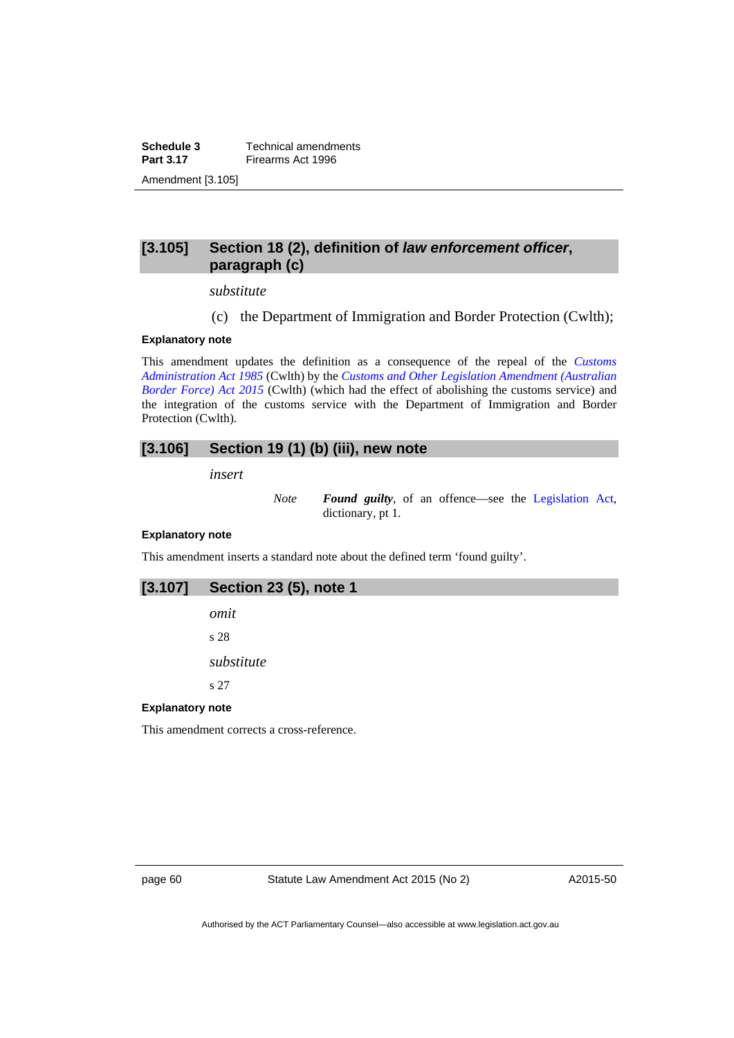## [3.105] Section 18 (2), definition of *law enforcement officer*, paragraph (c)

*substitute*

(c) the Department of Immigration and Border Protection (Cwlth);

**Explanatory note**

This amendment updates the definition as a consequence of the repeal of the *Customs Administration Act 1985* (Cwlth) by the *Customs and Other Legislation Amendment (Australian Border Force) Act 2015* (Cwlth) (which had the effect of abolishing the customs service) and the integration of the customs service with the Department of Immigration and Border Protection (Cwlth).

## [3.106] Section 19 (1) (b) (iii), new note

*insert*

*Note* ***Found guilty***, of an offence—see the Legislation Act, dictionary, pt 1.

**Explanatory note**

This amendment inserts a standard note about the defined term 'found guilty'.

## [3.107] Section 23 (5), note 1

*omit*

s 28

*substitute*

s 27

**Explanatory note**

This amendment corrects a cross-reference.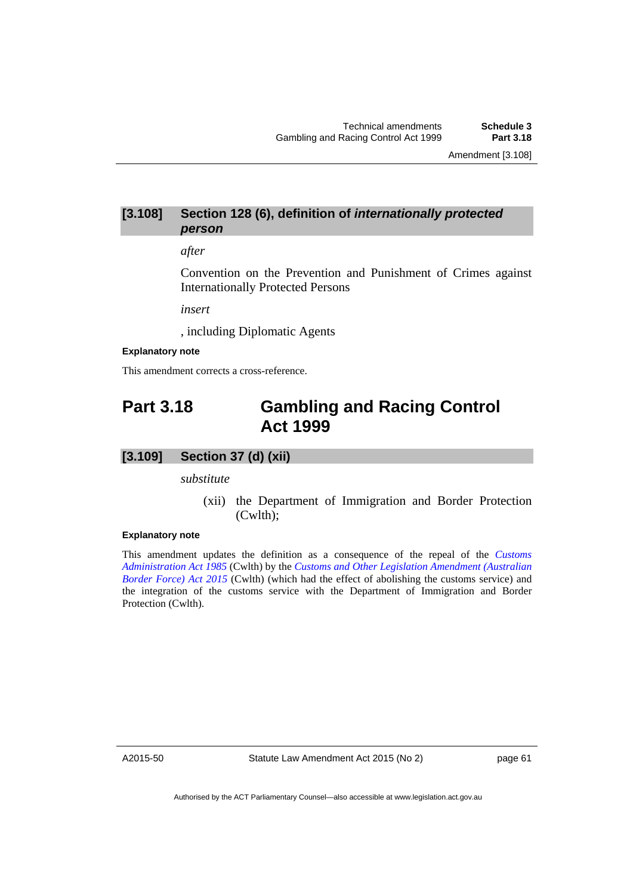### [3.108] Section 128 (6), definition of *internationally protected person*

*after*

Convention on the Prevention and Punishment of Crimes against Internationally Protected Persons

*insert*

, including Diplomatic Agents

**Explanatory note**

This amendment corrects a cross-reference.

## Part 3.18 Gambling and Racing Control Act 1999

### [3.109] Section 37 (d) (xii)

*substitute*

(xii) the Department of Immigration and Border Protection (Cwlth);

**Explanatory note**

This amendment updates the definition as a consequence of the repeal of the *Customs Administration Act 1985* (Cwlth) by the *Customs and Other Legislation Amendment (Australian Border Force) Act 2015* (Cwlth) (which had the effect of abolishing the customs service) and the integration of the customs service with the Department of Immigration and Border Protection (Cwlth).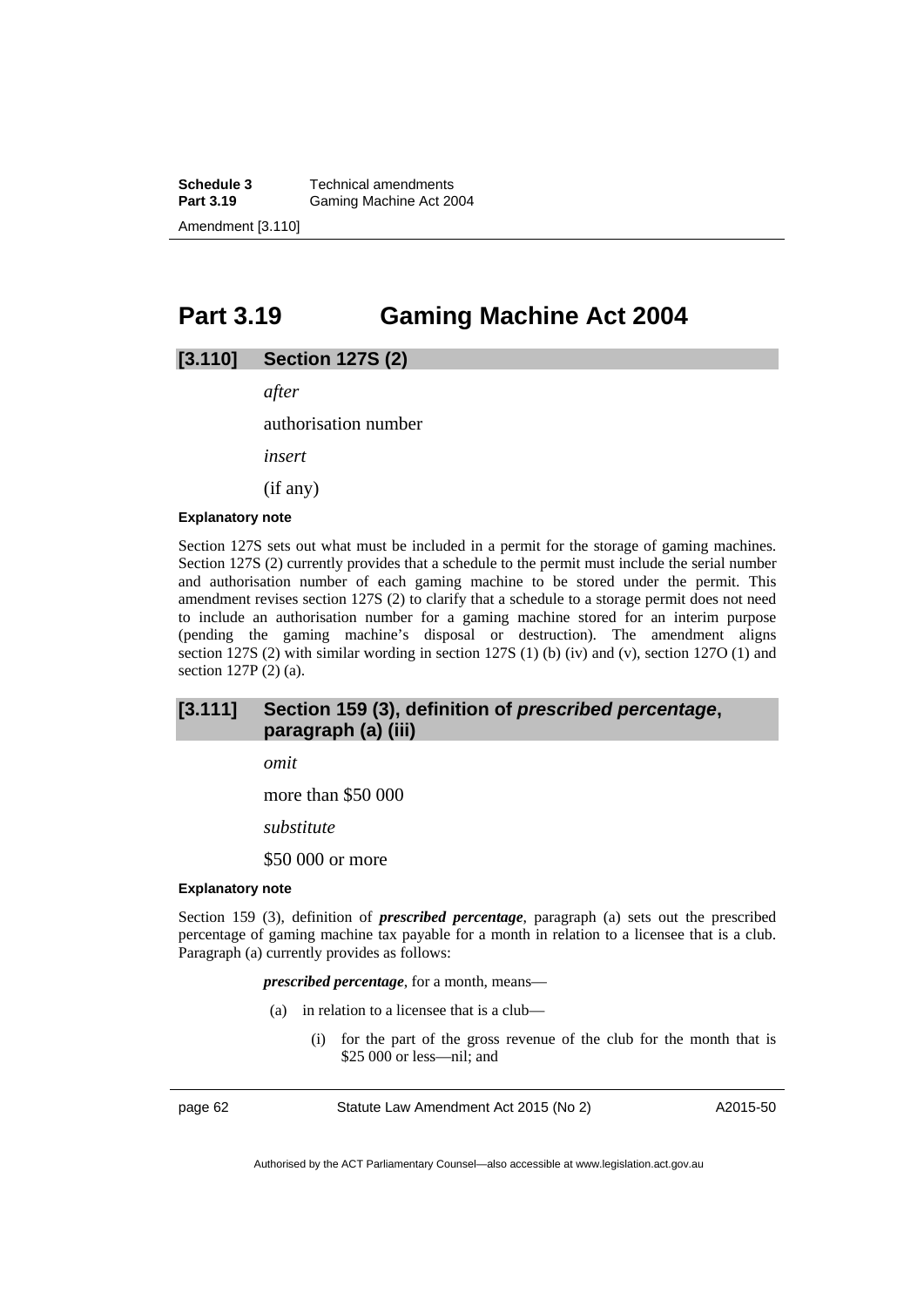# Part 3.19 Gaming Machine Act 2004

## [3.110] Section 127S (2)

*after*

authorisation number

*insert*

(if any)

#### Explanatory note

Section 127S sets out what must be included in a permit for the storage of gaming machines. Section 127S (2) currently provides that a schedule to the permit must include the serial number and authorisation number of each gaming machine to be stored under the permit. This amendment revises section 127S (2) to clarify that a schedule to a storage permit does not need to include an authorisation number for a gaming machine stored for an interim purpose (pending the gaming machine's disposal or destruction). The amendment aligns section 127S (2) with similar wording in section 127S (1) (b) (iv) and (v), section 127O (1) and section 127P (2) (a).

## [3.111] Section 159 (3), definition of *prescribed percentage*, paragraph (a) (iii)

*omit*

more than $50 000

*substitute*

$50 000 or more

#### Explanatory note

Section 159 (3), definition of ***prescribed percentage***, paragraph (a) sets out the prescribed percentage of gaming machine tax payable for a month in relation to a licensee that is a club. Paragraph (a) currently provides as follows:

> ***prescribed percentage***, for a month, means—
>
> (a) in relation to a licensee that is a club—
>
> (i) for the part of the gross revenue of the club for the month that is $25 000 or less—nil; and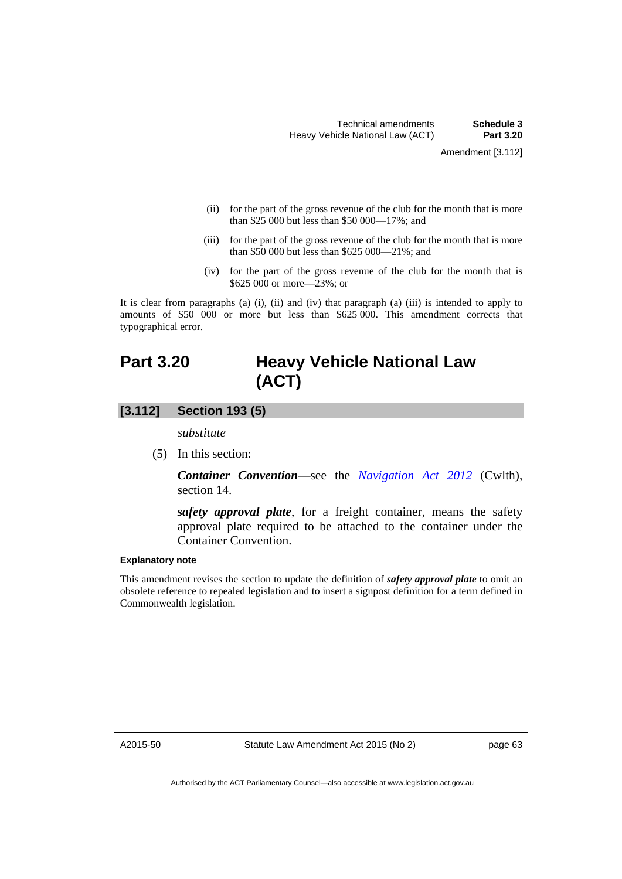(ii) for the part of the gross revenue of the club for the month that is more than $25 000 but less than $50 000—17%; and

(iii) for the part of the gross revenue of the club for the month that is more than $50 000 but less than $625 000—21%; and

(iv) for the part of the gross revenue of the club for the month that is $625 000 or more—23%; or

It is clear from paragraphs (a) (i), (ii) and (iv) that paragraph (a) (iii) is intended to apply to amounts of $50 000 or more but less than $625 000. This amendment corrects that typographical error.

## Part 3.20 Heavy Vehicle National Law (ACT)

### [3.112] Section 193 (5)

*substitute*

(5) In this section:

***Container Convention***—see the *Navigation Act 2012* (Cwlth), section 14.

***safety approval plate***, for a freight container, means the safety approval plate required to be attached to the container under the Container Convention.

**Explanatory note**

This amendment revises the section to update the definition of ***safety approval plate*** to omit an obsolete reference to repealed legislation and to insert a signpost definition for a term defined in Commonwealth legislation.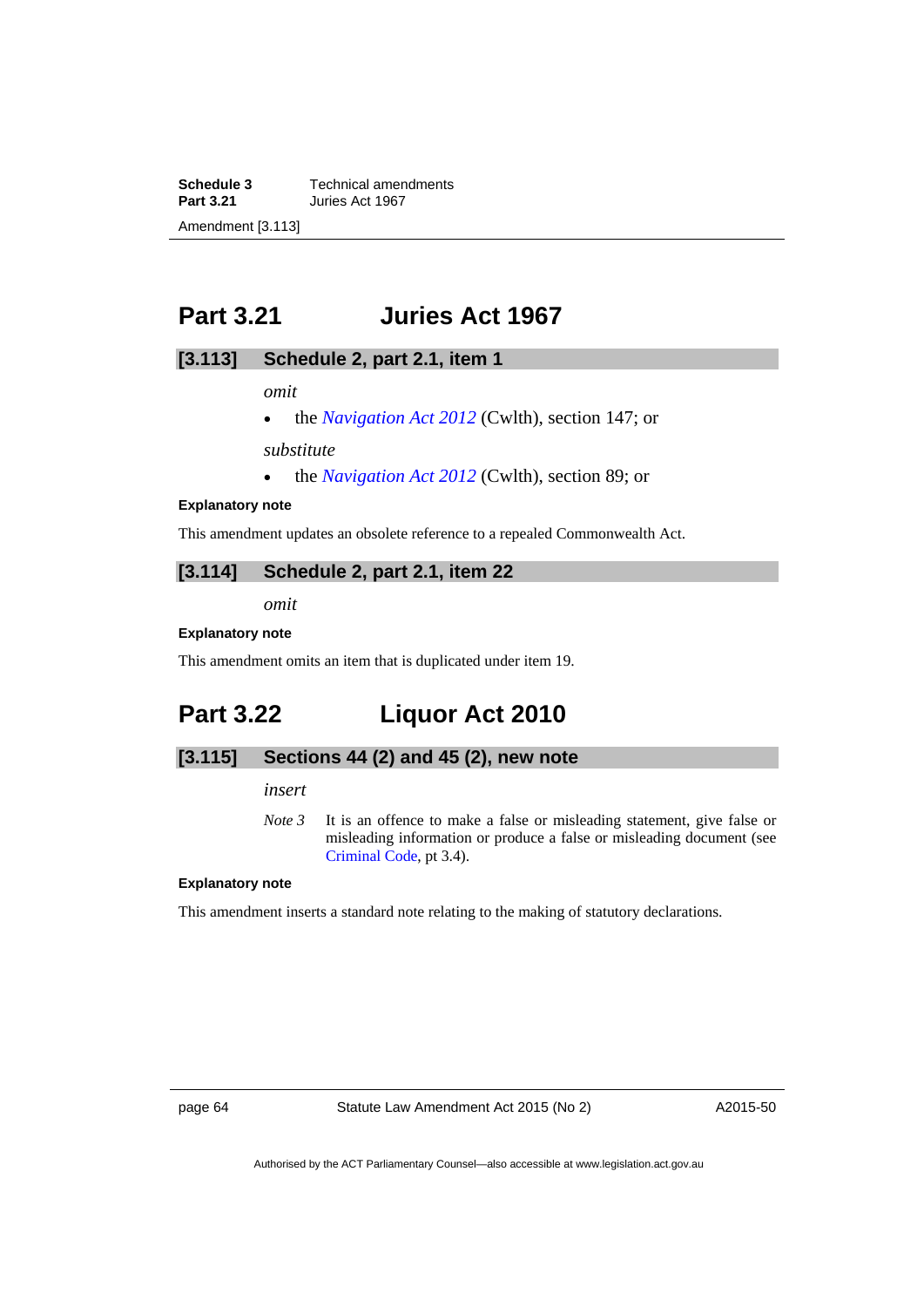## Part 3.21 Juries Act 1967

### [3.113] Schedule 2, part 2.1, item 1

*omit*

- the *Navigation Act 2012* (Cwlth), section 147; or

*substitute*

- the *Navigation Act 2012* (Cwlth), section 89; or

**Explanatory note**

This amendment updates an obsolete reference to a repealed Commonwealth Act.

### [3.114] Schedule 2, part 2.1, item 22

*omit*

**Explanatory note**

This amendment omits an item that is duplicated under item 19.

## Part 3.22 Liquor Act 2010

### [3.115] Sections 44 (2) and 45 (2), new note

*insert*

*Note 3* It is an offence to make a false or misleading statement, give false or misleading information or produce a false or misleading document (see Criminal Code, pt 3.4).

**Explanatory note**

This amendment inserts a standard note relating to the making of statutory declarations.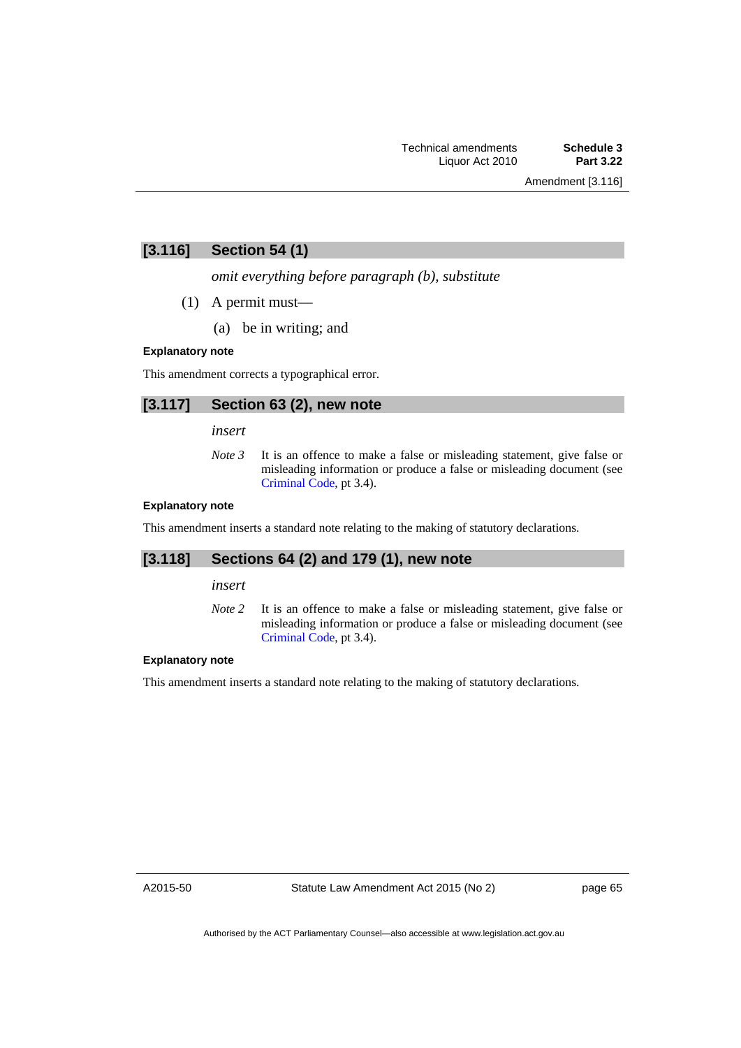## [3.116] Section 54 (1)

*omit everything before paragraph (b), substitute*

(1) A permit must—

(a) be in writing; and

#### Explanatory note

This amendment corrects a typographical error.

## [3.117] Section 63 (2), new note

*insert*

*Note 3* It is an offence to make a false or misleading statement, give false or misleading information or produce a false or misleading document (see Criminal Code, pt 3.4).

#### Explanatory note

This amendment inserts a standard note relating to the making of statutory declarations.

## [3.118] Sections 64 (2) and 179 (1), new note

*insert*

*Note 2* It is an offence to make a false or misleading statement, give false or misleading information or produce a false or misleading document (see Criminal Code, pt 3.4).

#### Explanatory note

This amendment inserts a standard note relating to the making of statutory declarations.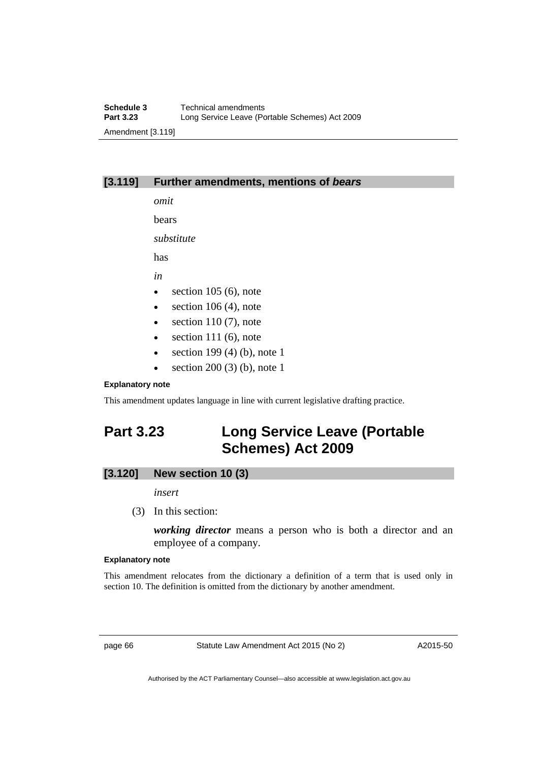### [3.119] Further amendments, mentions of *bears*

*omit*

bears

*substitute*

has

*in*

- section 105 (6), note
- section 106 (4), note
- section 110 (7), note
- section 111 (6), note
- section 199 (4) (b), note 1
- section 200 (3) (b), note 1

#### Explanatory note

This amendment updates language in line with current legislative drafting practice.

## Part 3.23 Long Service Leave (Portable Schemes) Act 2009

### [3.120] New section 10 (3)

*insert*

(3) In this section:

***working director*** means a person who is both a director and an employee of a company.

#### Explanatory note

This amendment relocates from the dictionary a definition of a term that is used only in section 10. The definition is omitted from the dictionary by another amendment.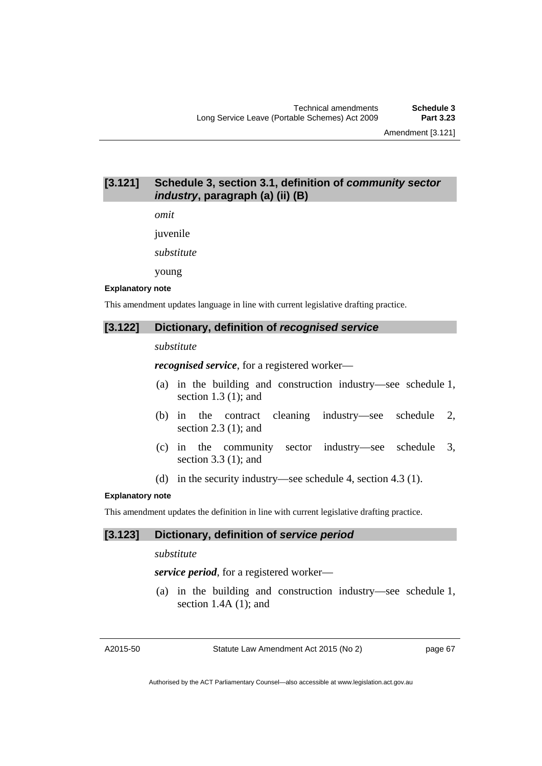## [3.121] Schedule 3, section 3.1, definition of *community sector industry*, paragraph (a) (ii) (B)

*omit*

juvenile

*substitute*

young

**Explanatory note**

This amendment updates language in line with current legislative drafting practice.

## [3.122] Dictionary, definition of *recognised service*

*substitute*

***recognised service***, for a registered worker—

(a) in the building and construction industry—see schedule 1, section 1.3 (1); and

(b) in the contract cleaning industry—see schedule 2, section 2.3 (1); and

(c) in the community sector industry—see schedule 3, section 3.3 (1); and

(d) in the security industry—see schedule 4, section 4.3 (1).

**Explanatory note**

This amendment updates the definition in line with current legislative drafting practice.

## [3.123] Dictionary, definition of *service period*

*substitute*

***service period***, for a registered worker—

(a) in the building and construction industry—see schedule 1, section 1.4A (1); and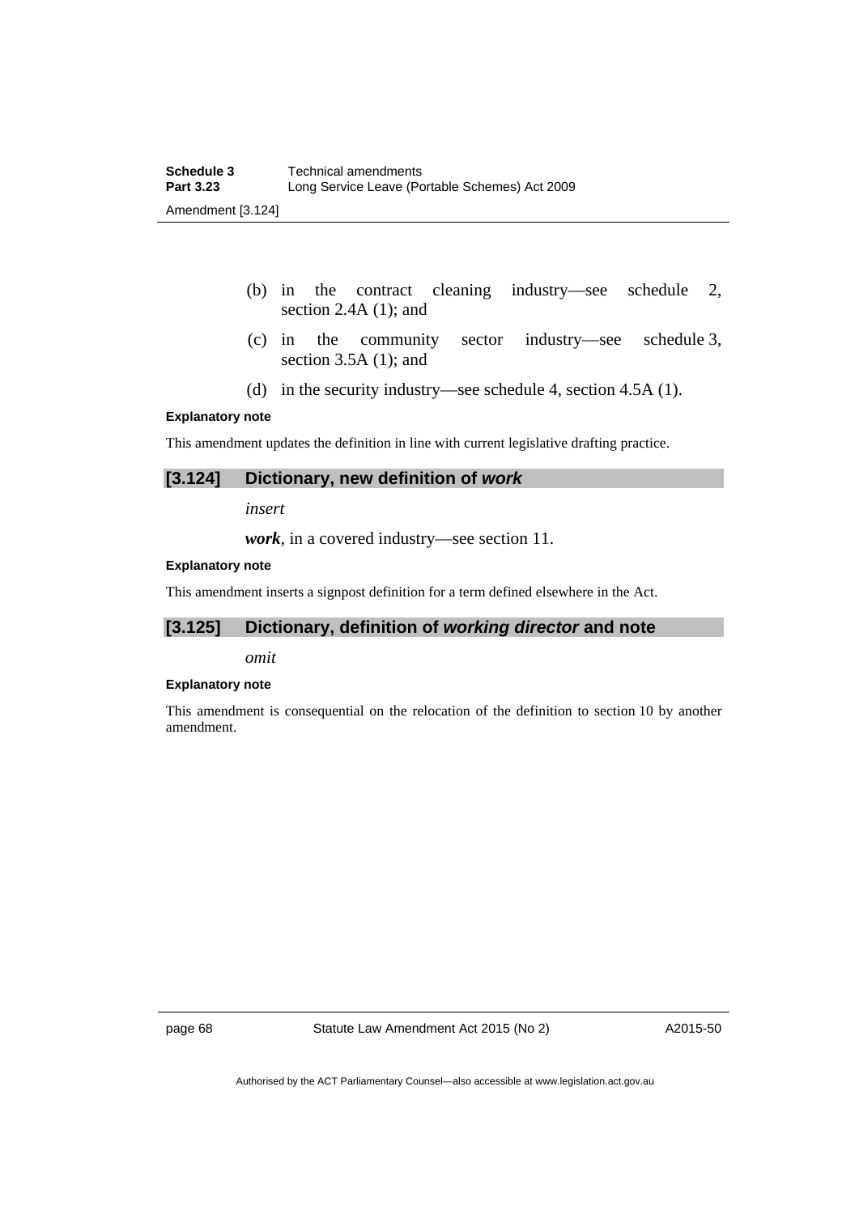(b) in the contract cleaning industry—see schedule 2, section 2.4A (1); and

(c) in the community sector industry—see schedule 3, section 3.5A (1); and

(d) in the security industry—see schedule 4, section 4.5A (1).

#### Explanatory note

This amendment updates the definition in line with current legislative drafting practice.

### [3.124] Dictionary, new definition of *work*

*insert*

***work***, in a covered industry—see section 11.

#### Explanatory note

This amendment inserts a signpost definition for a term defined elsewhere in the Act.

### [3.125] Dictionary, definition of *working director* and note

*omit*

#### Explanatory note

This amendment is consequential on the relocation of the definition to section 10 by another amendment.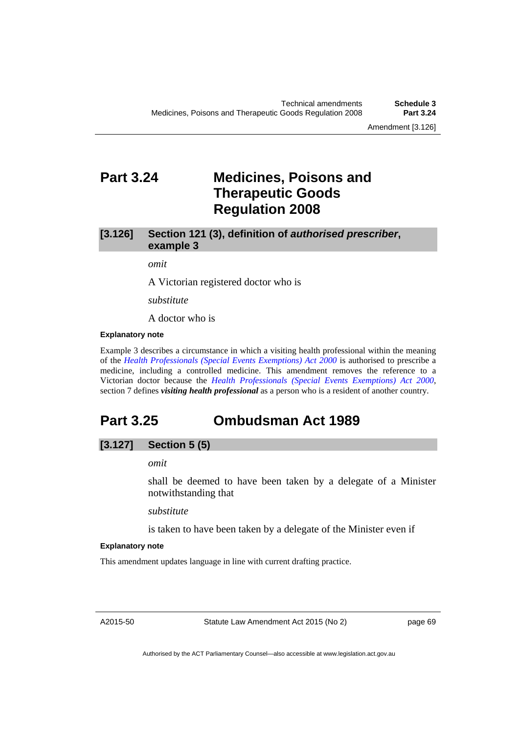## Part 3.24 Medicines, Poisons and Therapeutic Goods Regulation 2008

### [3.126] Section 121 (3), definition of *authorised prescriber*, example 3

*omit*

A Victorian registered doctor who is

*substitute*

A doctor who is

**Explanatory note**

Example 3 describes a circumstance in which a visiting health professional within the meaning of the *Health Professionals (Special Events Exemptions) Act 2000* is authorised to prescribe a medicine, including a controlled medicine. This amendment removes the reference to a Victorian doctor because the *Health Professionals (Special Events Exemptions) Act 2000*, section 7 defines ***visiting health professional*** as a person who is a resident of another country.

## Part 3.25 Ombudsman Act 1989

### [3.127] Section 5 (5)

*omit*

shall be deemed to have been taken by a delegate of a Minister notwithstanding that

*substitute*

is taken to have been taken by a delegate of the Minister even if

**Explanatory note**

This amendment updates language in line with current drafting practice.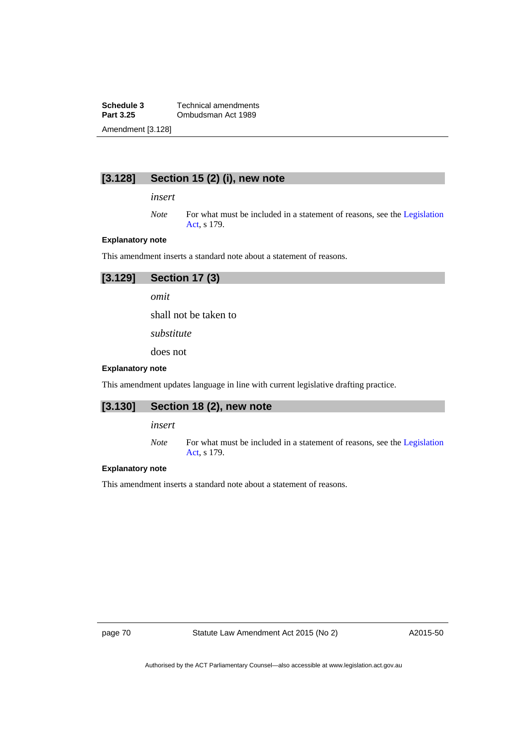### [3.128] Section 15 (2) (i), new note

*insert*

*Note* For what must be included in a statement of reasons, see the Legislation Act, s 179.

**Explanatory note**

This amendment inserts a standard note about a statement of reasons.

### [3.129] Section 17 (3)

*omit*

shall not be taken to

*substitute*

does not

**Explanatory note**

This amendment updates language in line with current legislative drafting practice.

### [3.130] Section 18 (2), new note

*insert*

*Note* For what must be included in a statement of reasons, see the Legislation Act, s 179.

**Explanatory note**

This amendment inserts a standard note about a statement of reasons.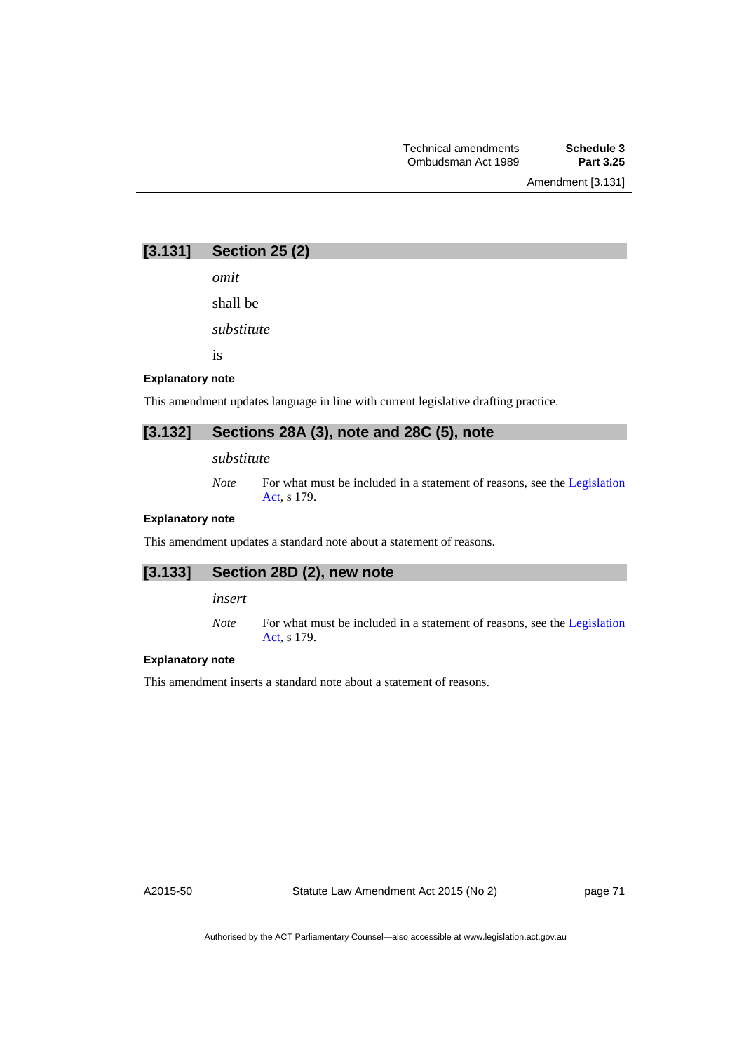## [3.131] Section 25 (2)

*omit*

shall be

*substitute*

is

**Explanatory note**

This amendment updates language in line with current legislative drafting practice.

## [3.132] Sections 28A (3), note and 28C (5), note

*substitute*

*Note* For what must be included in a statement of reasons, see the Legislation Act, s 179.

**Explanatory note**

This amendment updates a standard note about a statement of reasons.

## [3.133] Section 28D (2), new note

*insert*

*Note* For what must be included in a statement of reasons, see the Legislation Act, s 179.

**Explanatory note**

This amendment inserts a standard note about a statement of reasons.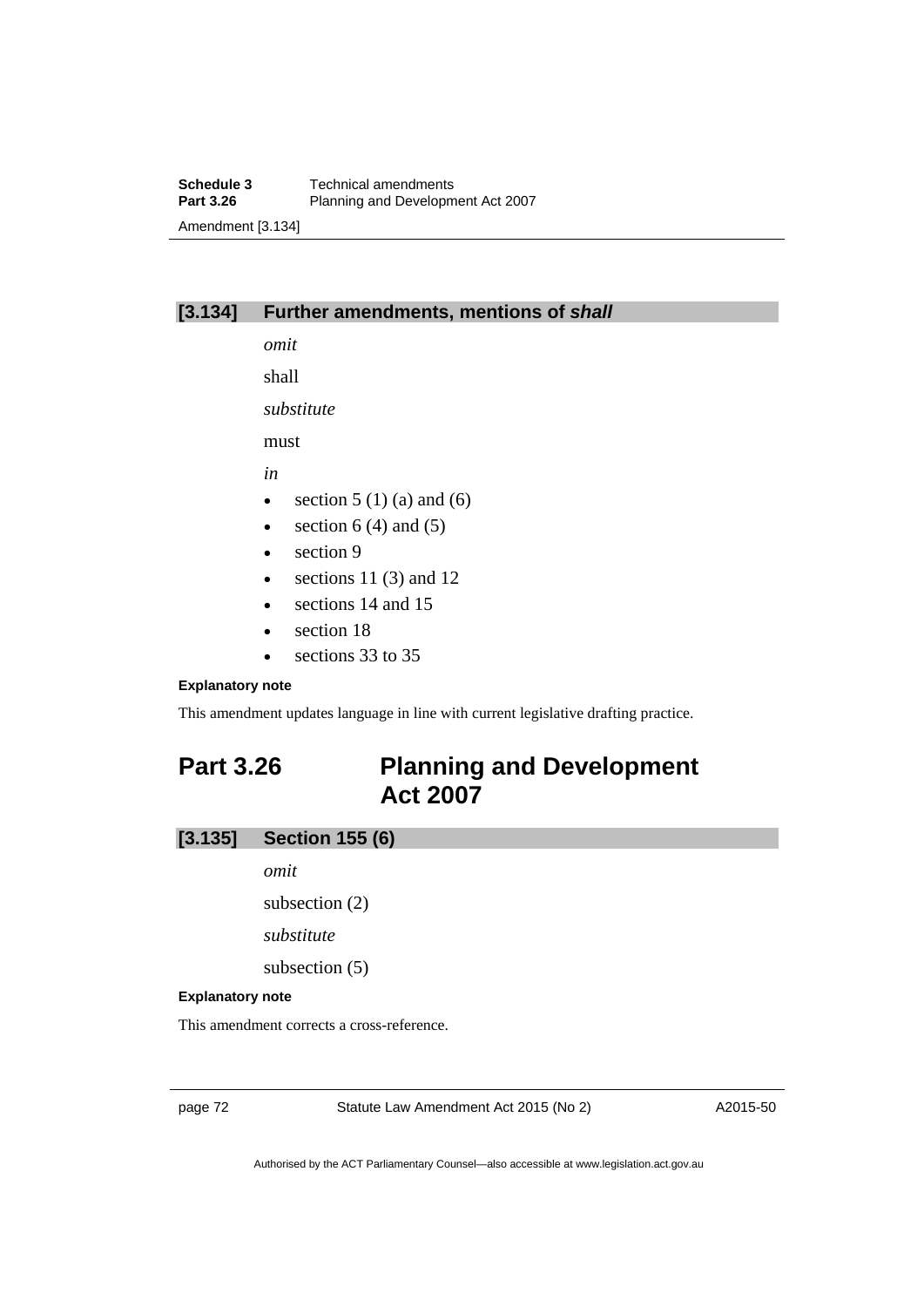### [3.134] Further amendments, mentions of ***shall***

*omit*

shall

*substitute*

must

*in*

- section 5 (1) (a) and (6)
- section 6 (4) and (5)
- section 9
- sections 11 (3) and 12
- sections 14 and 15
- section 18
- sections 33 to 35

**Explanatory note**

This amendment updates language in line with current legislative drafting practice.

## Part 3.26 Planning and Development Act 2007

### [3.135] Section 155 (6)

*omit*

subsection (2)

*substitute*

subsection (5)

**Explanatory note**

This amendment corrects a cross-reference.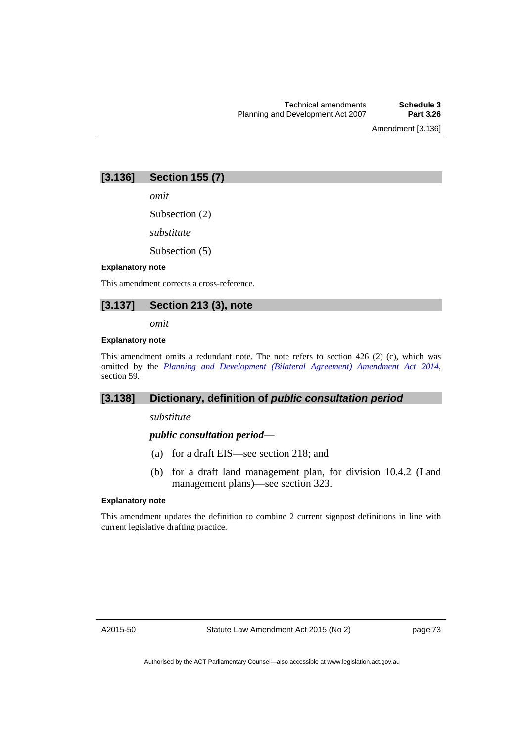### [3.136] Section 155 (7)

*omit*

Subsection (2)

*substitute*

Subsection (5)

**Explanatory note**

This amendment corrects a cross-reference.

### [3.137] Section 213 (3), note

*omit*

**Explanatory note**

This amendment omits a redundant note. The note refers to section 426 (2) (c), which was omitted by the *Planning and Development (Bilateral Agreement) Amendment Act 2014*, section 59.

### [3.138] Dictionary, definition of *public consultation period*

*substitute*

***public consultation period***—

(a) for a draft EIS—see section 218; and

(b) for a draft land management plan, for division 10.4.2 (Land management plans)—see section 323.

**Explanatory note**

This amendment updates the definition to combine 2 current signpost definitions in line with current legislative drafting practice.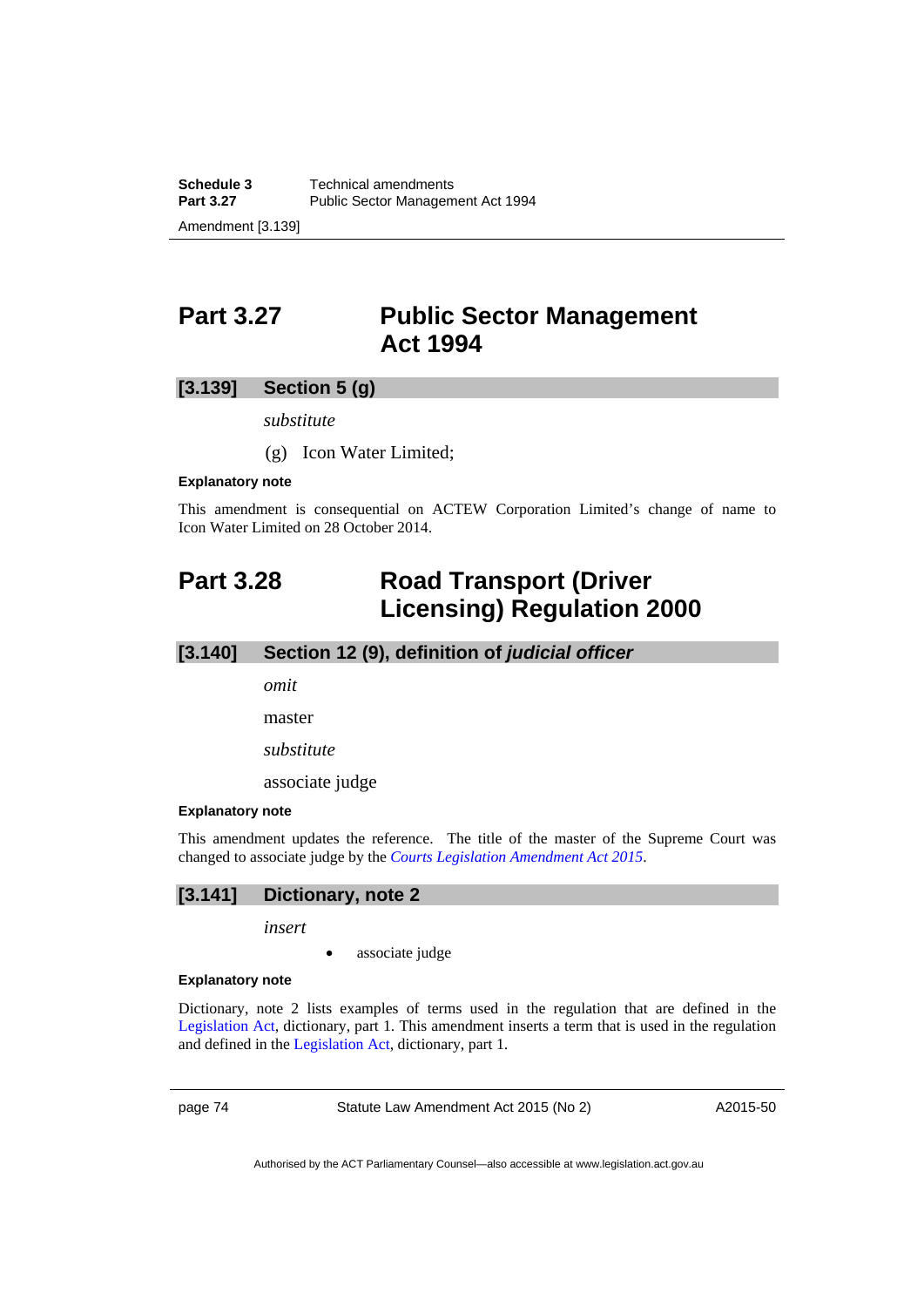## Part 3.27 Public Sector Management Act 1994

### [3.139] Section 5 (g)

*substitute*

(g) Icon Water Limited;

**Explanatory note**

This amendment is consequential on ACTEW Corporation Limited's change of name to Icon Water Limited on 28 October 2014.

## Part 3.28 Road Transport (Driver Licensing) Regulation 2000

### [3.140] Section 12 (9), definition of *judicial officer*

*omit*

master

*substitute*

associate judge

**Explanatory note**

This amendment updates the reference. The title of the master of the Supreme Court was changed to associate judge by the *Courts Legislation Amendment Act 2015*.

### [3.141] Dictionary, note 2

*insert*

- associate judge

**Explanatory note**

Dictionary, note 2 lists examples of terms used in the regulation that are defined in the Legislation Act, dictionary, part 1. This amendment inserts a term that is used in the regulation and defined in the Legislation Act, dictionary, part 1.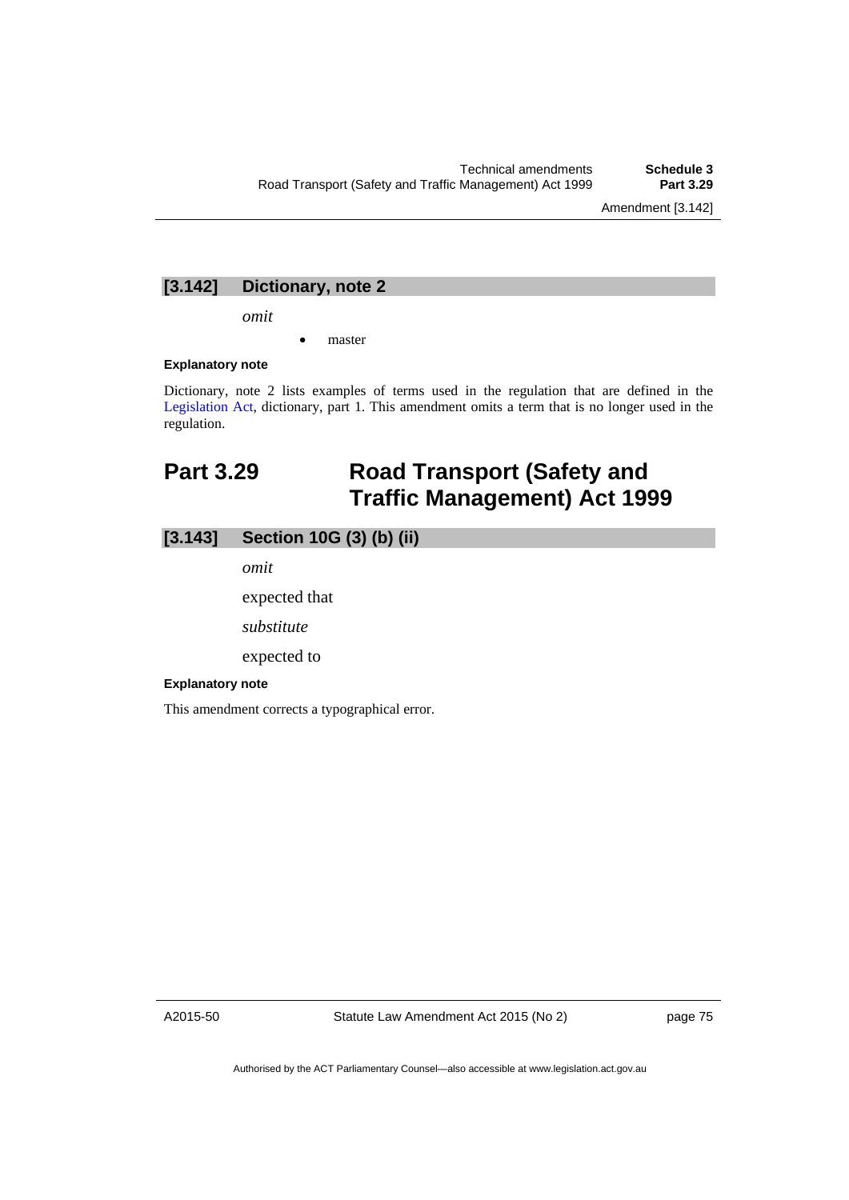### [3.142] Dictionary, note 2

*omit*

- master

**Explanatory note**

Dictionary, note 2 lists examples of terms used in the regulation that are defined in the Legislation Act, dictionary, part 1. This amendment omits a term that is no longer used in the regulation.

## Part 3.29 Road Transport (Safety and Traffic Management) Act 1999

### [3.143] Section 10G (3) (b) (ii)

*omit*

expected that

*substitute*

expected to

**Explanatory note**

This amendment corrects a typographical error.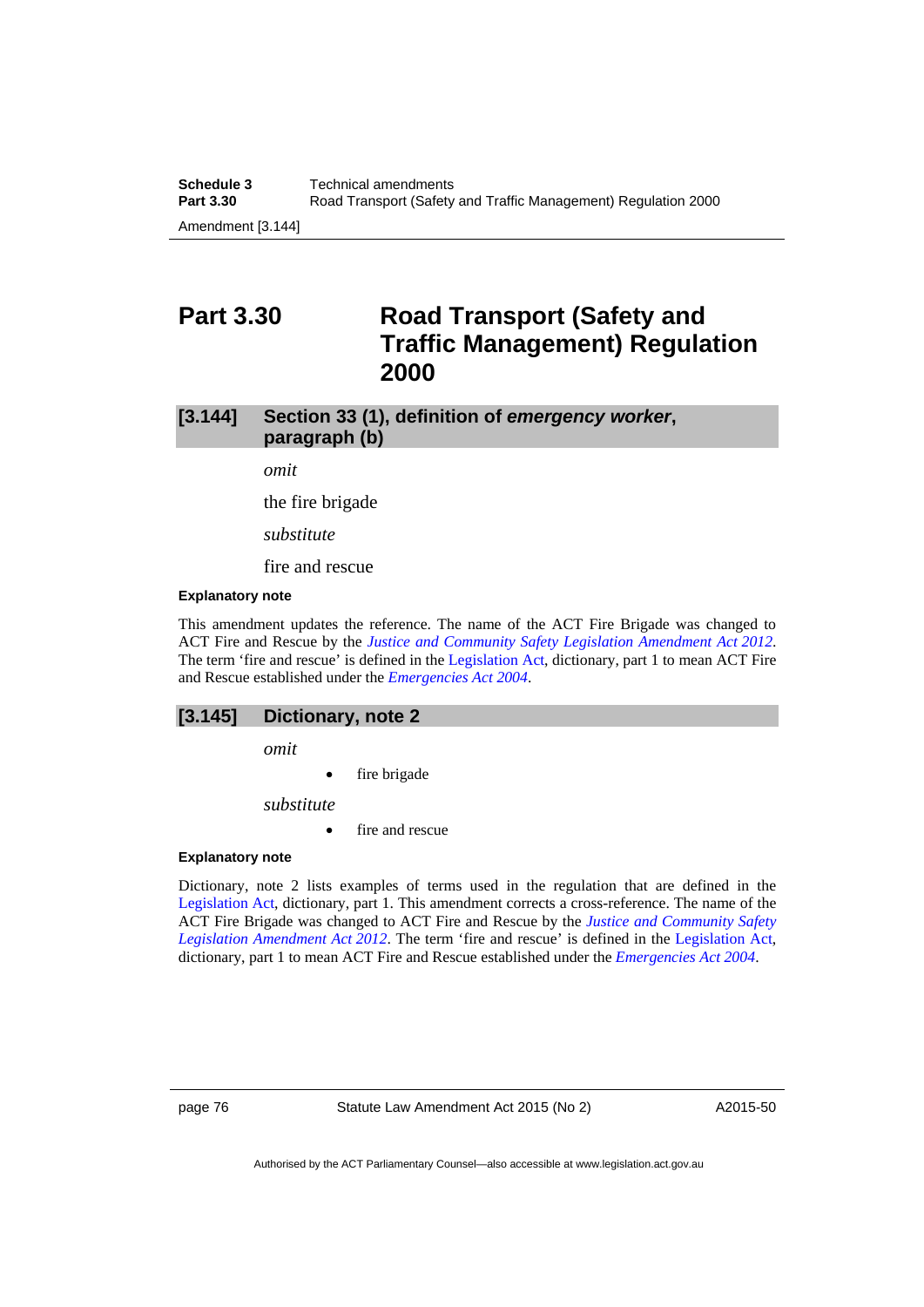# Part 3.30 Road Transport (Safety and Traffic Management) Regulation 2000

## [3.144] Section 33 (1), definition of *emergency worker*, paragraph (b)

*omit*

the fire brigade

*substitute*

fire and rescue

**Explanatory note**

This amendment updates the reference. The name of the ACT Fire Brigade was changed to ACT Fire and Rescue by the *Justice and Community Safety Legislation Amendment Act 2012*. The term 'fire and rescue' is defined in the Legislation Act, dictionary, part 1 to mean ACT Fire and Rescue established under the *Emergencies Act 2004*.

## [3.145] Dictionary, note 2

*omit*

- fire brigade

*substitute*

- fire and rescue

**Explanatory note**

Dictionary, note 2 lists examples of terms used in the regulation that are defined in the Legislation Act, dictionary, part 1. This amendment corrects a cross-reference. The name of the ACT Fire Brigade was changed to ACT Fire and Rescue by the *Justice and Community Safety Legislation Amendment Act 2012*. The term 'fire and rescue' is defined in the Legislation Act, dictionary, part 1 to mean ACT Fire and Rescue established under the *Emergencies Act 2004*.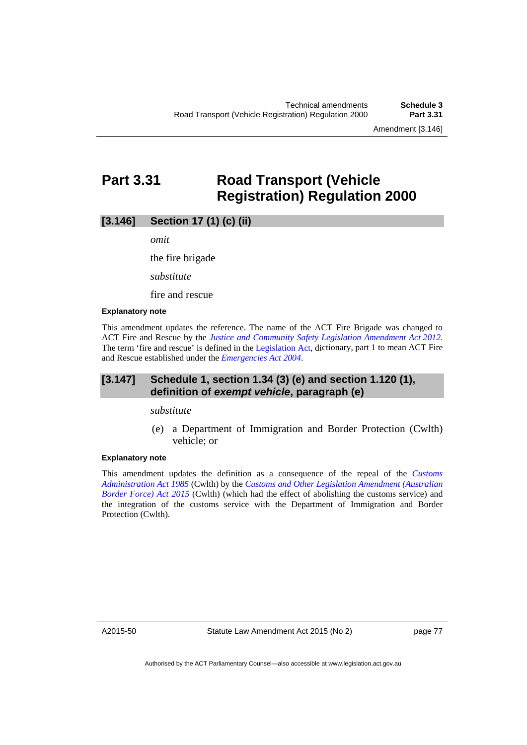# Part 3.31 Road Transport (Vehicle Registration) Regulation 2000

## [3.146] Section 17 (1) (c) (ii)

*omit*

the fire brigade

*substitute*

fire and rescue

**Explanatory note**

This amendment updates the reference. The name of the ACT Fire Brigade was changed to ACT Fire and Rescue by the *Justice and Community Safety Legislation Amendment Act 2012*. The term 'fire and rescue' is defined in the Legislation Act, dictionary, part 1 to mean ACT Fire and Rescue established under the *Emergencies Act 2004*.

## [3.147] Schedule 1, section 1.34 (3) (e) and section 1.120 (1), definition of *exempt vehicle*, paragraph (e)

*substitute*

(e) a Department of Immigration and Border Protection (Cwlth) vehicle; or

**Explanatory note**

This amendment updates the definition as a consequence of the repeal of the *Customs Administration Act 1985* (Cwlth) by the *Customs and Other Legislation Amendment (Australian Border Force) Act 2015* (Cwlth) (which had the effect of abolishing the customs service) and the integration of the customs service with the Department of Immigration and Border Protection (Cwlth).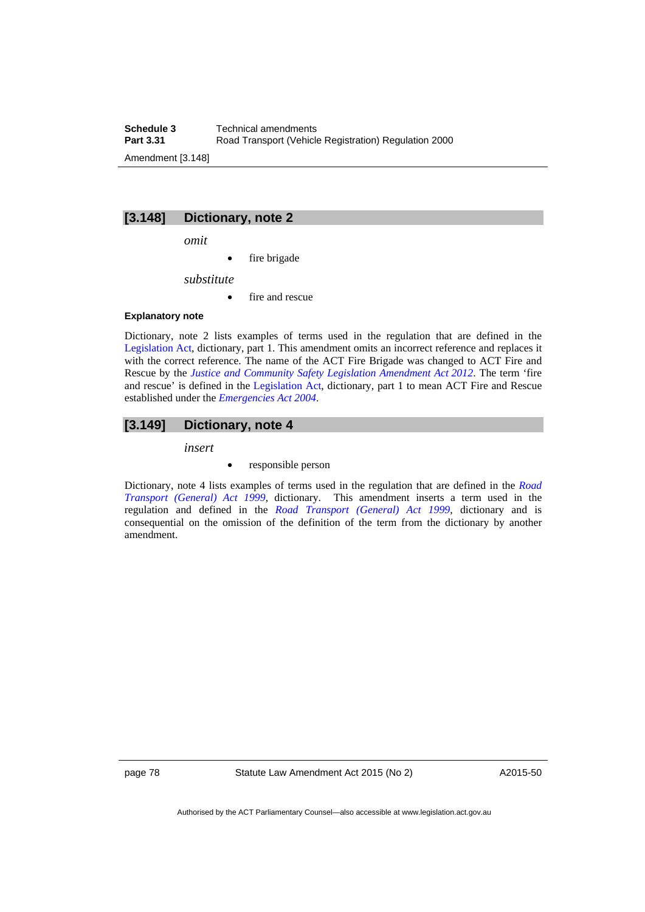## [3.148] Dictionary, note 2

*omit*

- fire brigade

*substitute*

- fire and rescue

**Explanatory note**

Dictionary, note 2 lists examples of terms used in the regulation that are defined in the Legislation Act, dictionary, part 1. This amendment omits an incorrect reference and replaces it with the correct reference. The name of the ACT Fire Brigade was changed to ACT Fire and Rescue by the *Justice and Community Safety Legislation Amendment Act 2012*. The term 'fire and rescue' is defined in the Legislation Act, dictionary, part 1 to mean ACT Fire and Rescue established under the *Emergencies Act 2004*.

## [3.149] Dictionary, note 4

*insert*

- responsible person

Dictionary, note 4 lists examples of terms used in the regulation that are defined in the *Road Transport (General) Act 1999*, dictionary. This amendment inserts a term used in the regulation and defined in the *Road Transport (General) Act 1999*, dictionary and is consequential on the omission of the definition of the term from the dictionary by another amendment.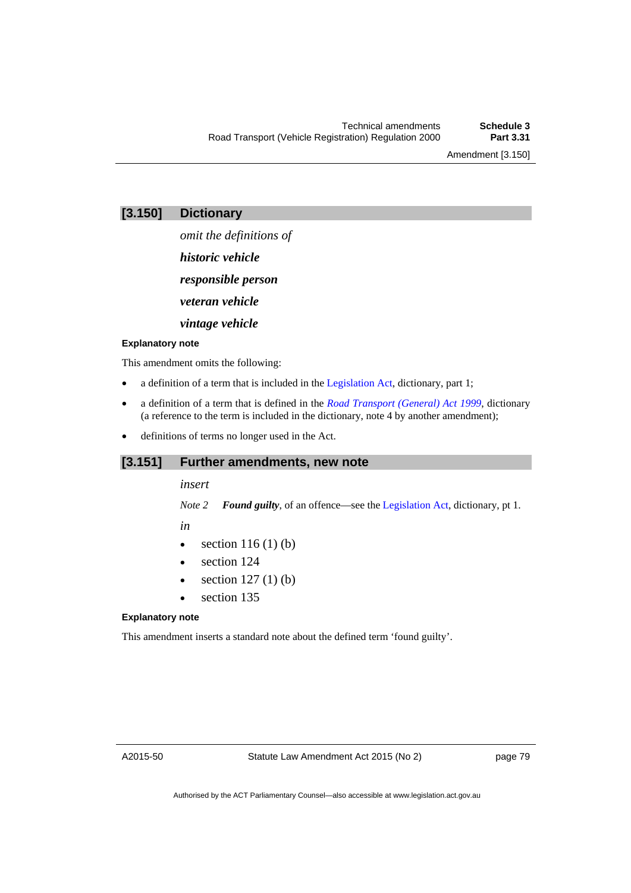## [3.150] Dictionary

*omit the definitions of*

***historic vehicle***

***responsible person***

***veteran vehicle***

***vintage vehicle***

#### Explanatory note

This amendment omits the following:

- a definition of a term that is included in the Legislation Act, dictionary, part 1;
- a definition of a term that is defined in the *Road Transport (General) Act 1999*, dictionary (a reference to the term is included in the dictionary, note 4 by another amendment);
- definitions of terms no longer used in the Act.

## [3.151] Further amendments, new note

*insert*

*Note 2* ***Found guilty***, of an offence—see the Legislation Act, dictionary, pt 1.

*in*

- section 116 (1) (b)
- section 124
- section 127 (1) (b)
- section 135

#### Explanatory note

This amendment inserts a standard note about the defined term 'found guilty'.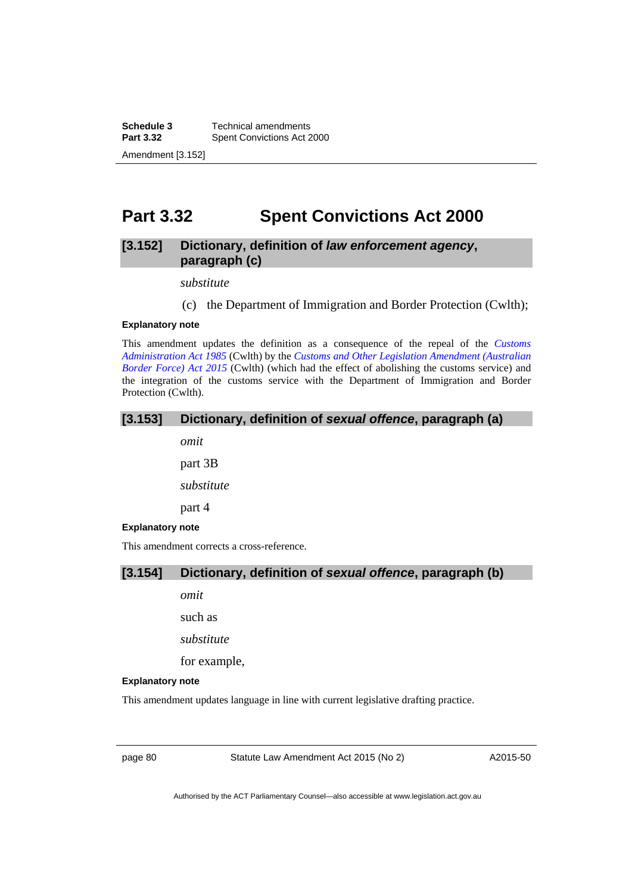# Part 3.32 Spent Convictions Act 2000

## [3.152] Dictionary, definition of *law enforcement agency*, paragraph (c)

*substitute*

(c) the Department of Immigration and Border Protection (Cwlth);

**Explanatory note**

This amendment updates the definition as a consequence of the repeal of the *Customs Administration Act 1985* (Cwlth) by the *Customs and Other Legislation Amendment (Australian Border Force) Act 2015* (Cwlth) (which had the effect of abolishing the customs service) and the integration of the customs service with the Department of Immigration and Border Protection (Cwlth).

## [3.153] Dictionary, definition of *sexual offence*, paragraph (a)

*omit*

part 3B

*substitute*

part 4

**Explanatory note**

This amendment corrects a cross-reference.

## [3.154] Dictionary, definition of *sexual offence*, paragraph (b)

*omit*

such as

*substitute*

for example,

**Explanatory note**

This amendment updates language in line with current legislative drafting practice.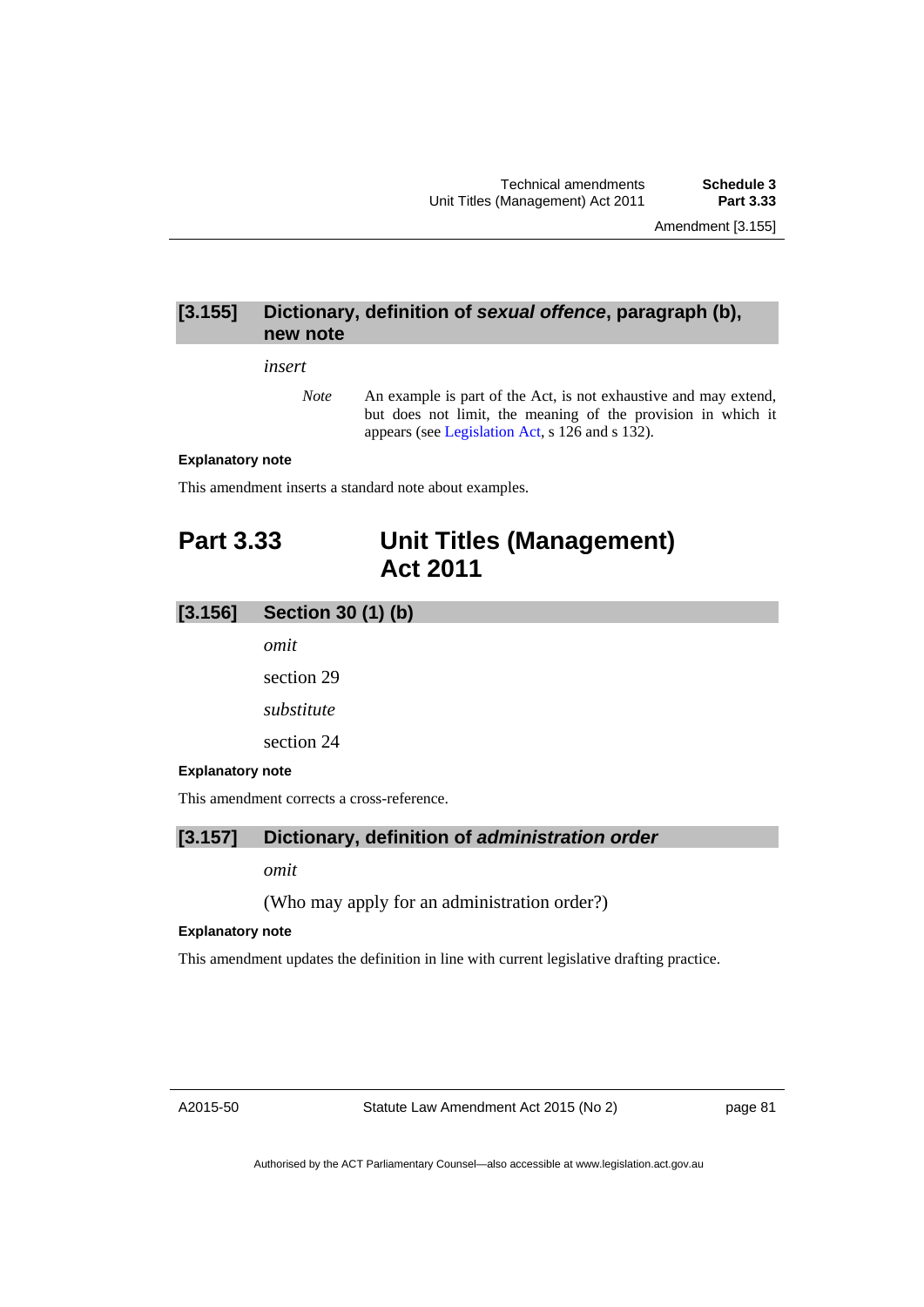### [3.155] Dictionary, definition of ***sexual offence***, paragraph (b), new note

*insert*

> *Note* An example is part of the Act, is not exhaustive and may extend, but does not limit, the meaning of the provision in which it appears (see Legislation Act, s 126 and s 132).

**Explanatory note**

This amendment inserts a standard note about examples.

## Part 3.33 Unit Titles (Management) Act 2011

### [3.156] Section 30 (1) (b)

*omit*

section 29

*substitute*

section 24

**Explanatory note**

This amendment corrects a cross-reference.

### [3.157] Dictionary, definition of ***administration order***

*omit*

(Who may apply for an administration order?)

**Explanatory note**

This amendment updates the definition in line with current legislative drafting practice.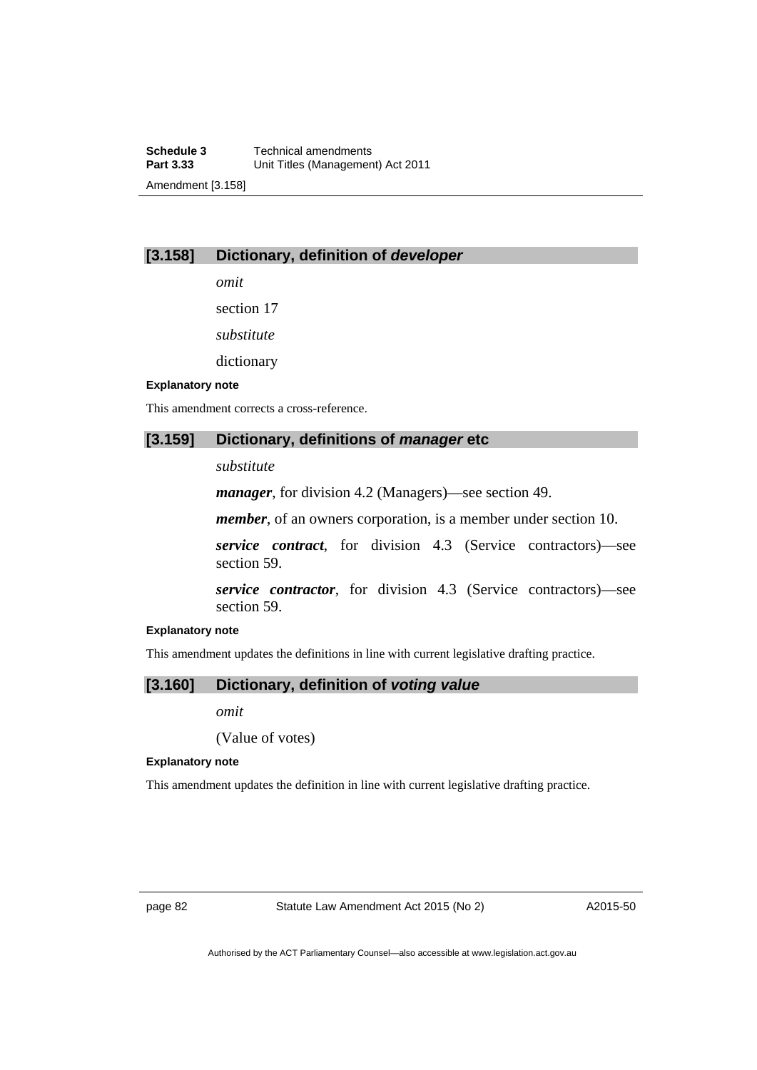## [3.158] Dictionary, definition of *developer*

*omit*

section 17

*substitute*

dictionary

#### Explanatory note

This amendment corrects a cross-reference.

## [3.159] Dictionary, definitions of *manager* etc

*substitute*

***manager***, for division 4.2 (Managers)—see section 49.

***member***, of an owners corporation, is a member under section 10.

***service contract***, for division 4.3 (Service contractors)—see section 59.

***service contractor***, for division 4.3 (Service contractors)—see section 59.

#### Explanatory note

This amendment updates the definitions in line with current legislative drafting practice.

## [3.160] Dictionary, definition of *voting value*

*omit*

(Value of votes)

#### Explanatory note

This amendment updates the definition in line with current legislative drafting practice.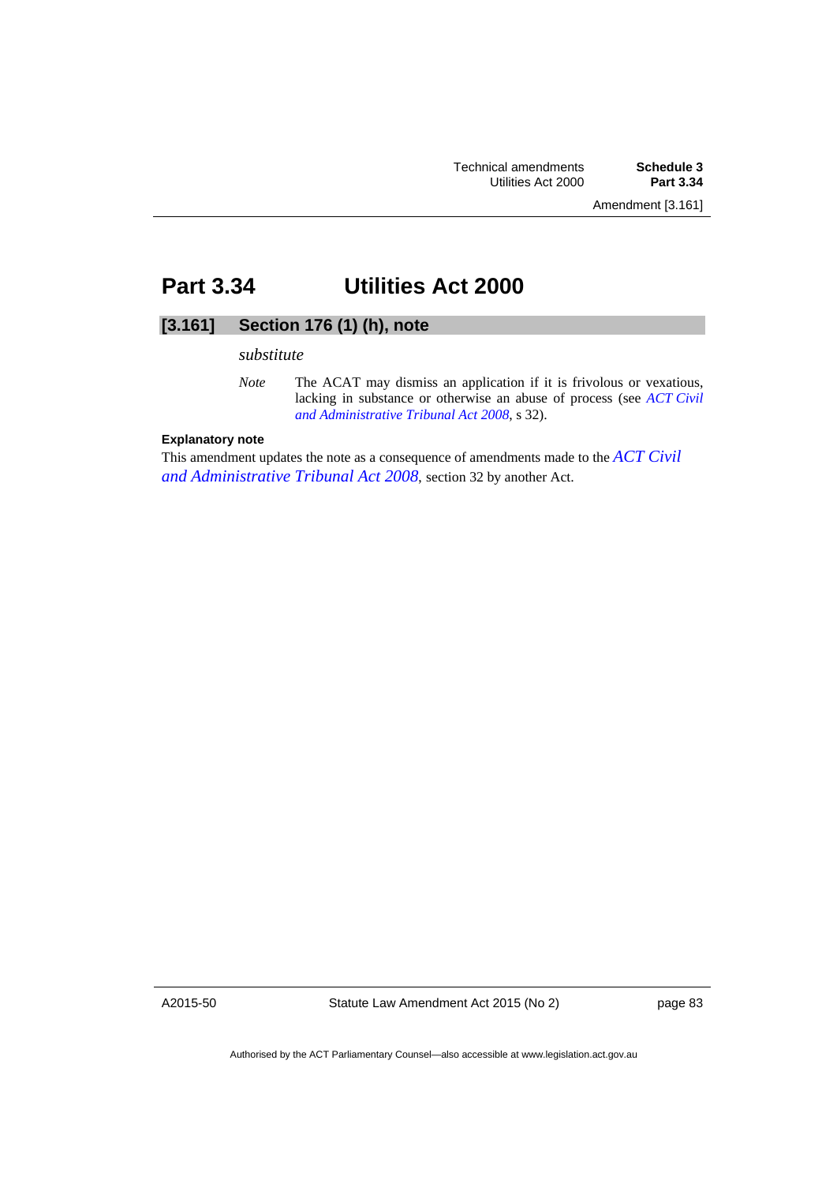# Part 3.34 Utilities Act 2000

## [3.161] Section 176 (1) (h), note

*substitute*

*Note* The ACAT may dismiss an application if it is frivolous or vexatious, lacking in substance or otherwise an abuse of process (see *ACT Civil and Administrative Tribunal Act 2008*, s 32).

**Explanatory note**

This amendment updates the note as a consequence of amendments made to the *ACT Civil and Administrative Tribunal Act 2008*, section 32 by another Act.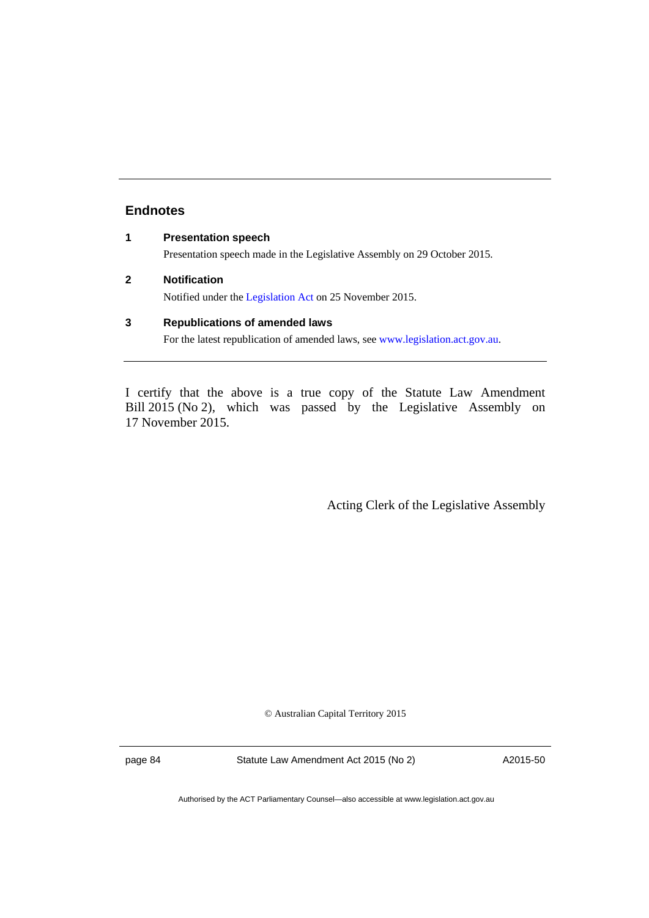## Endnotes

**1 Presentation speech**

Presentation speech made in the Legislative Assembly on 29 October 2015.

**2 Notification**

Notified under the Legislation Act on 25 November 2015.

**3 Republications of amended laws**

For the latest republication of amended laws, see www.legislation.act.gov.au.

---

I certify that the above is a true copy of the Statute Law Amendment Bill 2015 (No 2), which was passed by the Legislative Assembly on 17 November 2015.

Acting Clerk of the Legislative Assembly

© Australian Capital Territory 2015